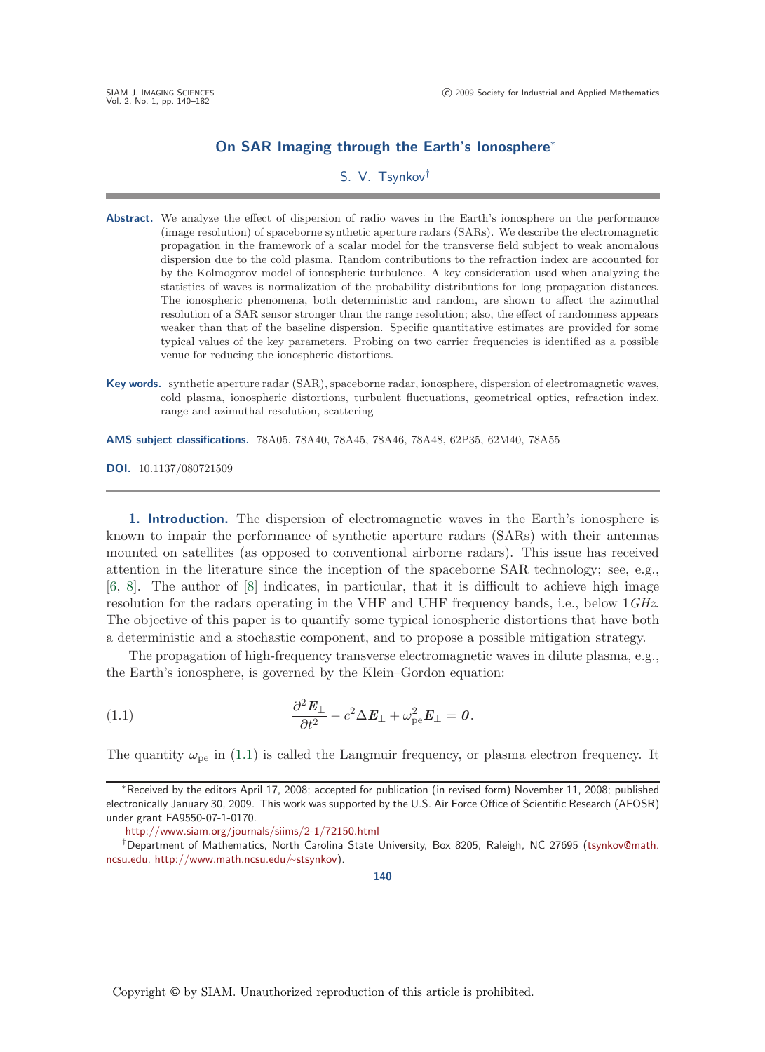# On SAR Imaging through the Earth's Ionosphere*

S. V. Tsynkov†

**Abstract.** We analyze the effect of dispersion of radio waves in the Earth's ionosphere on the performance (image resolution) of spaceborne synthetic aperture radars (SARs). We describe the electromagnetic propagation in the framework of a scalar model for the transverse field subject to weak anomalous dispersion due to the cold plasma. Random contributions to the refraction index are accounted for by the Kolmogorov model of ionospheric turbulence. A key consideration used when analyzing the statistics of waves is normalization of the probability distributions for long propagation distances. The ionospheric phenomena, both deterministic and random, are shown to affect the azimuthal resolution of a SAR sensor stronger than the range resolution; also, the effect of randomness appears weaker than that of the baseline dispersion. Specific quantitative estimates are provided for some typical values of the key parameters. Probing on two carrier frequencies is identified as a possible venue for reducing the ionospheric distortions.

**Key words.** synthetic aperture radar (SAR), spaceborne radar, ionosphere, dispersion of electromagnetic waves, cold plasma, ionospheric distortions, turbulent fluctuations, geometrical optics, refraction index, range and azimuthal resolution, scattering

**AMS subject classifications.** 78A05, 78A40, 78A45, 78A46, 78A48, 62P35, 62M40, 78A55

**DOI.** 10.1137/080721509

## 1. Introduction.

The dispersion of electromagnetic waves in the Earth's ionosphere is known to impair the performance of synthetic aperture radars (SARs) with their antennas mounted on satellites (as opposed to conventional airborne radars). This issue has received attention in the literature since the inception of the spaceborne SAR technology; see, e.g., [6, 8]. The author of [8] indicates, in particular, that it is difficult to achieve high image resolution for the radars operating in the VHF and UHF frequency bands, i.e., below 1*GHz*. The objective of this paper is to quantify some typical ionospheric distortions that have both a deterministic and a stochastic component, and to propose a possible mitigation strategy.

The propagation of high-frequency transverse electromagnetic waves in dilute plasma, e.g., the Earth's ionosphere, is governed by the Klein–Gordon equation:

$$\frac{\partial^2 \boldsymbol{E}_\perp}{\partial t^2} - c^2 \Delta \boldsymbol{E}_\perp + \omega_{\rm pe}^2 \boldsymbol{E}_\perp = \boldsymbol{0}. \tag{1.1}$$

The quantity $\omega_{\rm pe}$ in (1.1) is called the Langmuir frequency, or plasma electron frequency. It

---

*Received by the editors April 17, 2008; accepted for publication (in revised form) November 11, 2008; published electronically January 30, 2009. This work was supported by the U.S. Air Force Office of Scientific Research (AFOSR) under grant FA9550-07-1-0170.

http://www.siam.org/journals/siims/2-1/72150.html

†Department of Mathematics, North Carolina State University, Box 8205, Raleigh, NC 27695 (tsynkov@math.ncsu.edu, http://www.math.ncsu.edu/~stsynkov).

Copyright © by SIAM. Unauthorized reproduction of this article is prohibited.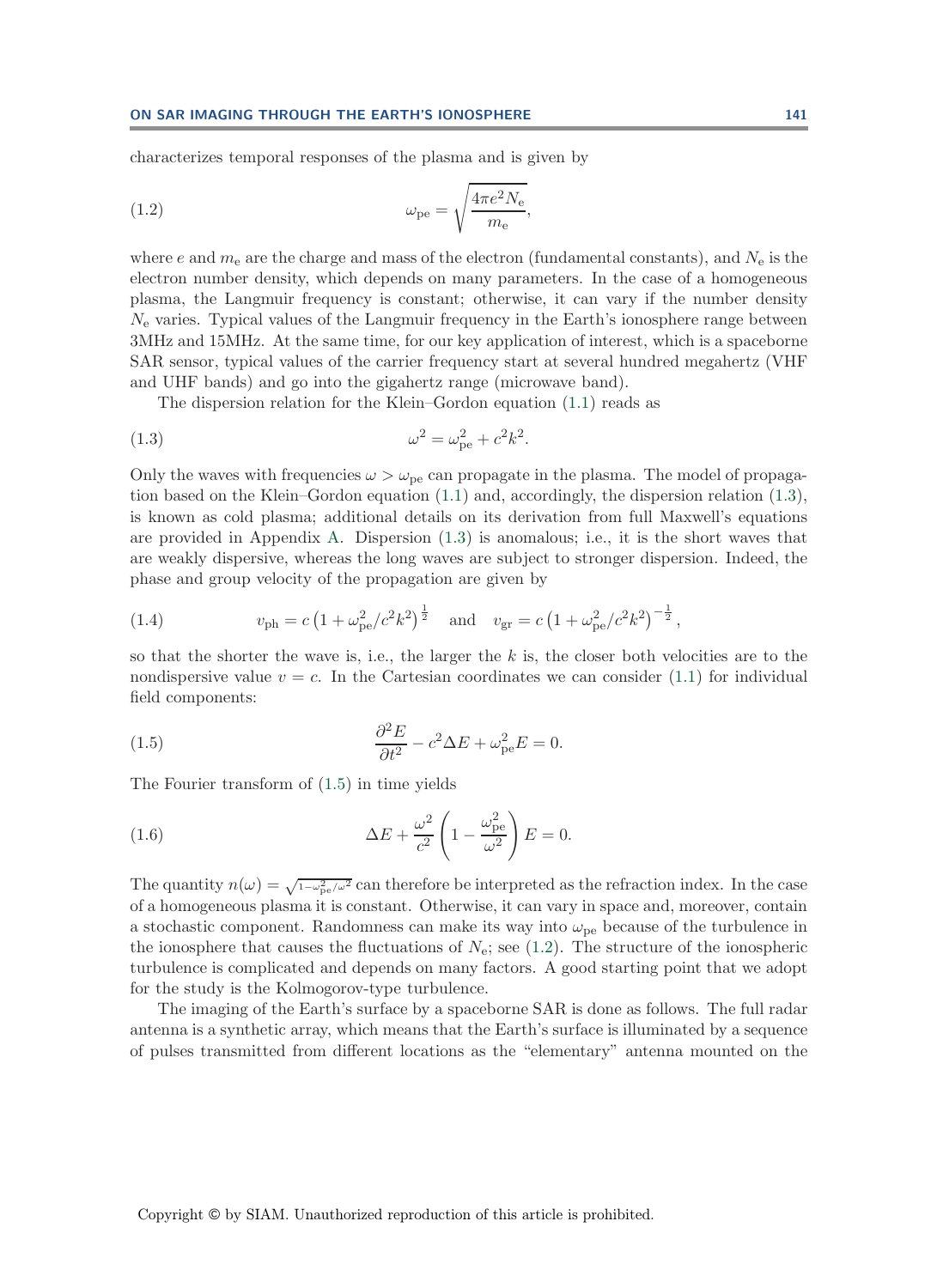characterizes temporal responses of the plasma and is given by

$$\omega_{\rm pe} = \sqrt{\frac{4\pi e^2 N_{\rm e}}{m_{\rm e}}}, \tag{1.2}$$

where $e$ and $m_{\rm e}$ are the charge and mass of the electron (fundamental constants), and $N_{\rm e}$ is the electron number density, which depends on many parameters. In the case of a homogeneous plasma, the Langmuir frequency is constant; otherwise, it can vary if the number density $N_{\rm e}$ varies. Typical values of the Langmuir frequency in the Earth's ionosphere range between 3MHz and 15MHz. At the same time, for our key application of interest, which is a spaceborne SAR sensor, typical values of the carrier frequency start at several hundred megahertz (VHF and UHF bands) and go into the gigahertz range (microwave band).

The dispersion relation for the Klein–Gordon equation (1.1) reads as

$$\omega^2 = \omega_{\rm pe}^2 + c^2 k^2. \tag{1.3}$$

Only the waves with frequencies $\omega > \omega_{\rm pe}$ can propagate in the plasma. The model of propagation based on the Klein–Gordon equation (1.1) and, accordingly, the dispersion relation (1.3), is known as cold plasma; additional details on its derivation from full Maxwell's equations are provided in Appendix A. Dispersion (1.3) is anomalous; i.e., it is the short waves that are weakly dispersive, whereas the long waves are subject to stronger dispersion. Indeed, the phase and group velocity of the propagation are given by

$$v_{\rm ph} = c\left(1 + \omega_{\rm pe}^2/c^2k^2\right)^{\frac{1}{2}} \quad \text{and} \quad v_{\rm gr} = c\left(1 + \omega_{\rm pe}^2/c^2k^2\right)^{-\frac{1}{2}}, \tag{1.4}$$

so that the shorter the wave is, i.e., the larger the $k$ is, the closer both velocities are to the nondispersive value $v = c$. In the Cartesian coordinates we can consider (1.1) for individual field components:

$$\frac{\partial^2 E}{\partial t^2} - c^2 \Delta E + \omega_{\rm pe}^2 E = 0. \tag{1.5}$$

The Fourier transform of (1.5) in time yields

$$\Delta E + \frac{\omega^2}{c^2}\left(1 - \frac{\omega_{\rm pe}^2}{\omega^2}\right) E = 0. \tag{1.6}$$

The quantity $n(\omega) = \sqrt{1-\omega_{\rm pe}^2/\omega^2}$ can therefore be interpreted as the refraction index. In the case of a homogeneous plasma it is constant. Otherwise, it can vary in space and, moreover, contain a stochastic component. Randomness can make its way into $\omega_{\rm pe}$ because of the turbulence in the ionosphere that causes the fluctuations of $N_{\rm e}$; see (1.2). The structure of the ionospheric turbulence is complicated and depends on many factors. A good starting point that we adopt for the study is the Kolmogorov-type turbulence.

The imaging of the Earth's surface by a spaceborne SAR is done as follows. The full radar antenna is a synthetic array, which means that the Earth's surface is illuminated by a sequence of pulses transmitted from different locations as the "elementary" antenna mounted on the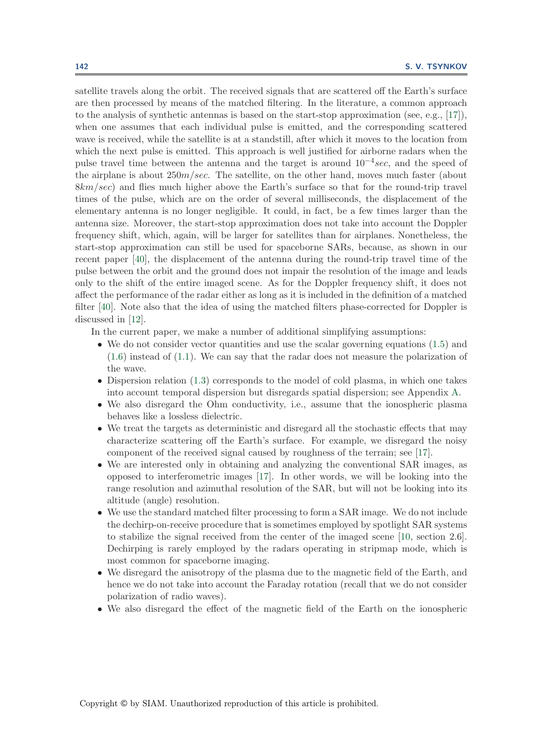satellite travels along the orbit. The received signals that are scattered off the Earth's surface are then processed by means of the matched filtering. In the literature, a common approach to the analysis of synthetic antennas is based on the start-stop approximation (see, e.g., [17]), when one assumes that each individual pulse is emitted, and the corresponding scattered wave is received, while the satellite is at a standstill, after which it moves to the location from which the next pulse is emitted. This approach is well justified for airborne radars when the pulse travel time between the antenna and the target is around $10^{-4}sec$, and the speed of the airplane is about $250m/sec$. The satellite, on the other hand, moves much faster (about $8km/sec$) and flies much higher above the Earth's surface so that for the round-trip travel times of the pulse, which are on the order of several milliseconds, the displacement of the elementary antenna is no longer negligible. It could, in fact, be a few times larger than the antenna size. Moreover, the start-stop approximation does not take into account the Doppler frequency shift, which, again, will be larger for satellites than for airplanes. Nonetheless, the start-stop approximation can still be used for spaceborne SARs, because, as shown in our recent paper [40], the displacement of the antenna during the round-trip travel time of the pulse between the orbit and the ground does not impair the resolution of the image and leads only to the shift of the entire imaged scene. As for the Doppler frequency shift, it does not affect the performance of the radar either as long as it is included in the definition of a matched filter [40]. Note also that the idea of using the matched filters phase-corrected for Doppler is discussed in [12].

In the current paper, we make a number of additional simplifying assumptions:

- We do not consider vector quantities and use the scalar governing equations (1.5) and (1.6) instead of (1.1). We can say that the radar does not measure the polarization of the wave.
- Dispersion relation (1.3) corresponds to the model of cold plasma, in which one takes into account temporal dispersion but disregards spatial dispersion; see Appendix A.
- We also disregard the Ohm conductivity, i.e., assume that the ionospheric plasma behaves like a lossless dielectric.
- We treat the targets as deterministic and disregard all the stochastic effects that may characterize scattering off the Earth's surface. For example, we disregard the noisy component of the received signal caused by roughness of the terrain; see [17].
- We are interested only in obtaining and analyzing the conventional SAR images, as opposed to interferometric images [17]. In other words, we will be looking into the range resolution and azimuthal resolution of the SAR, but will not be looking into its altitude (angle) resolution.
- We use the standard matched filter processing to form a SAR image. We do not include the dechirp-on-receive procedure that is sometimes employed by spotlight SAR systems to stabilize the signal received from the center of the imaged scene [10, section 2.6]. Dechirping is rarely employed by the radars operating in stripmap mode, which is most common for spaceborne imaging.
- We disregard the anisotropy of the plasma due to the magnetic field of the Earth, and hence we do not take into account the Faraday rotation (recall that we do not consider polarization of radio waves).
- We also disregard the effect of the magnetic field of the Earth on the ionospheric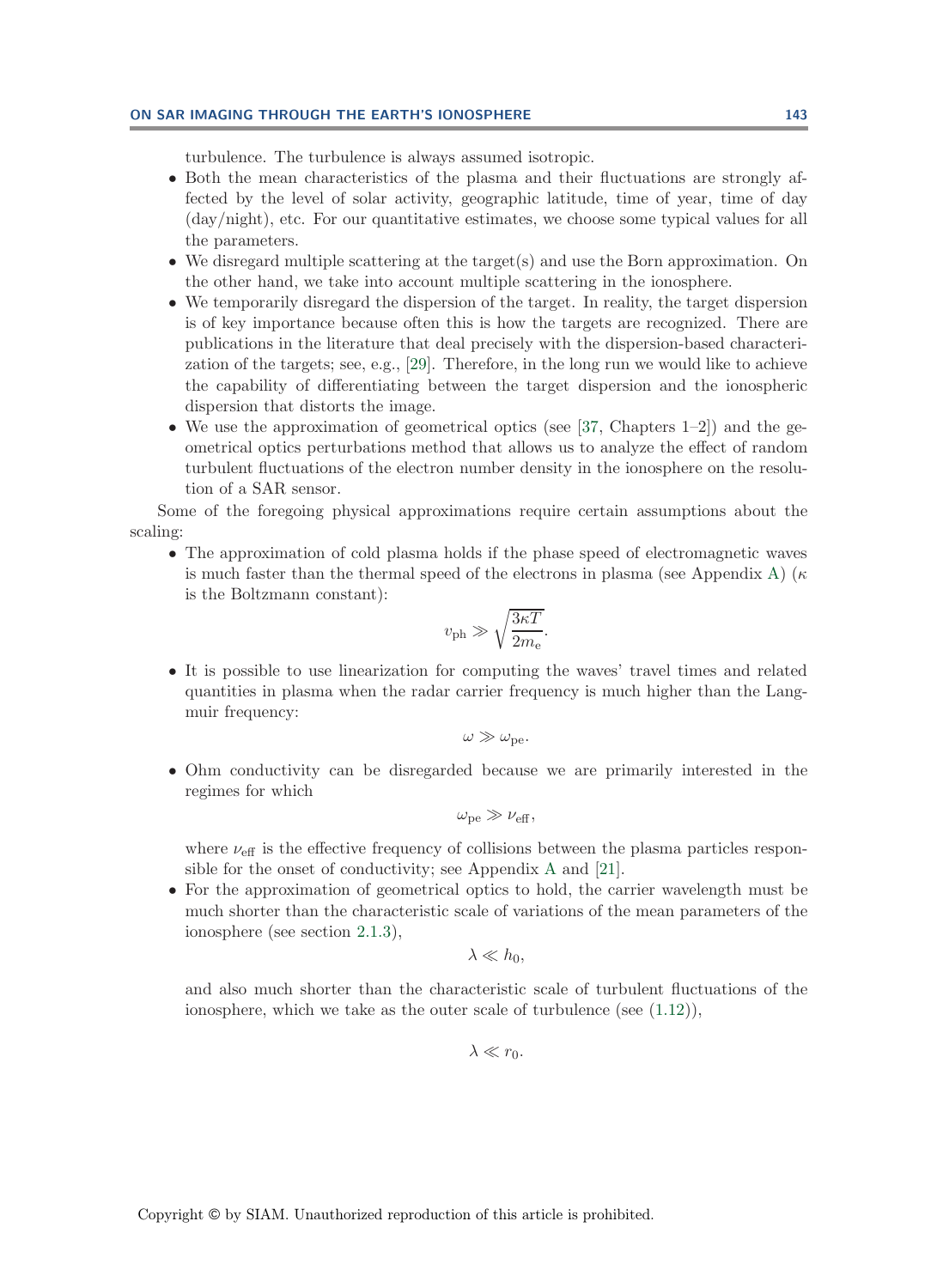turbulence. The turbulence is always assumed isotropic.

- Both the mean characteristics of the plasma and their fluctuations are strongly affected by the level of solar activity, geographic latitude, time of year, time of day (day/night), etc. For our quantitative estimates, we choose some typical values for all the parameters.
- We disregard multiple scattering at the target(s) and use the Born approximation. On the other hand, we take into account multiple scattering in the ionosphere.
- We temporarily disregard the dispersion of the target. In reality, the target dispersion is of key importance because often this is how the targets are recognized. There are publications in the literature that deal precisely with the dispersion-based characterization of the targets; see, e.g., [29]. Therefore, in the long run we would like to achieve the capability of differentiating between the target dispersion and the ionospheric dispersion that distorts the image.
- We use the approximation of geometrical optics (see [37, Chapters 1–2]) and the geometrical optics perturbations method that allows us to analyze the effect of random turbulent fluctuations of the electron number density in the ionosphere on the resolution of a SAR sensor.

Some of the foregoing physical approximations require certain assumptions about the scaling:

- The approximation of cold plasma holds if the phase speed of electromagnetic waves is much faster than the thermal speed of the electrons in plasma (see Appendix A) ($\kappa$ is the Boltzmann constant):

$$v_{\text{ph}} \gg \sqrt{\frac{3\kappa T}{2m_{\text{e}}}}.$$

- It is possible to use linearization for computing the waves' travel times and related quantities in plasma when the radar carrier frequency is much higher than the Langmuir frequency:

$$\omega \gg \omega_{\text{pe}}.$$

- Ohm conductivity can be disregarded because we are primarily interested in the regimes for which

$$\omega_{\text{pe}} \gg \nu_{\text{eff}},$$

where $\nu_{\text{eff}}$ is the effective frequency of collisions between the plasma particles responsible for the onset of conductivity; see Appendix A and [21].

- For the approximation of geometrical optics to hold, the carrier wavelength must be much shorter than the characteristic scale of variations of the mean parameters of the ionosphere (see section 2.1.3),

$$\lambda \ll h_0,$$

and also much shorter than the characteristic scale of turbulent fluctuations of the ionosphere, which we take as the outer scale of turbulence (see (1.12)),

$$\lambda \ll r_0.$$

Copyright © by SIAM. Unauthorized reproduction of this article is prohibited.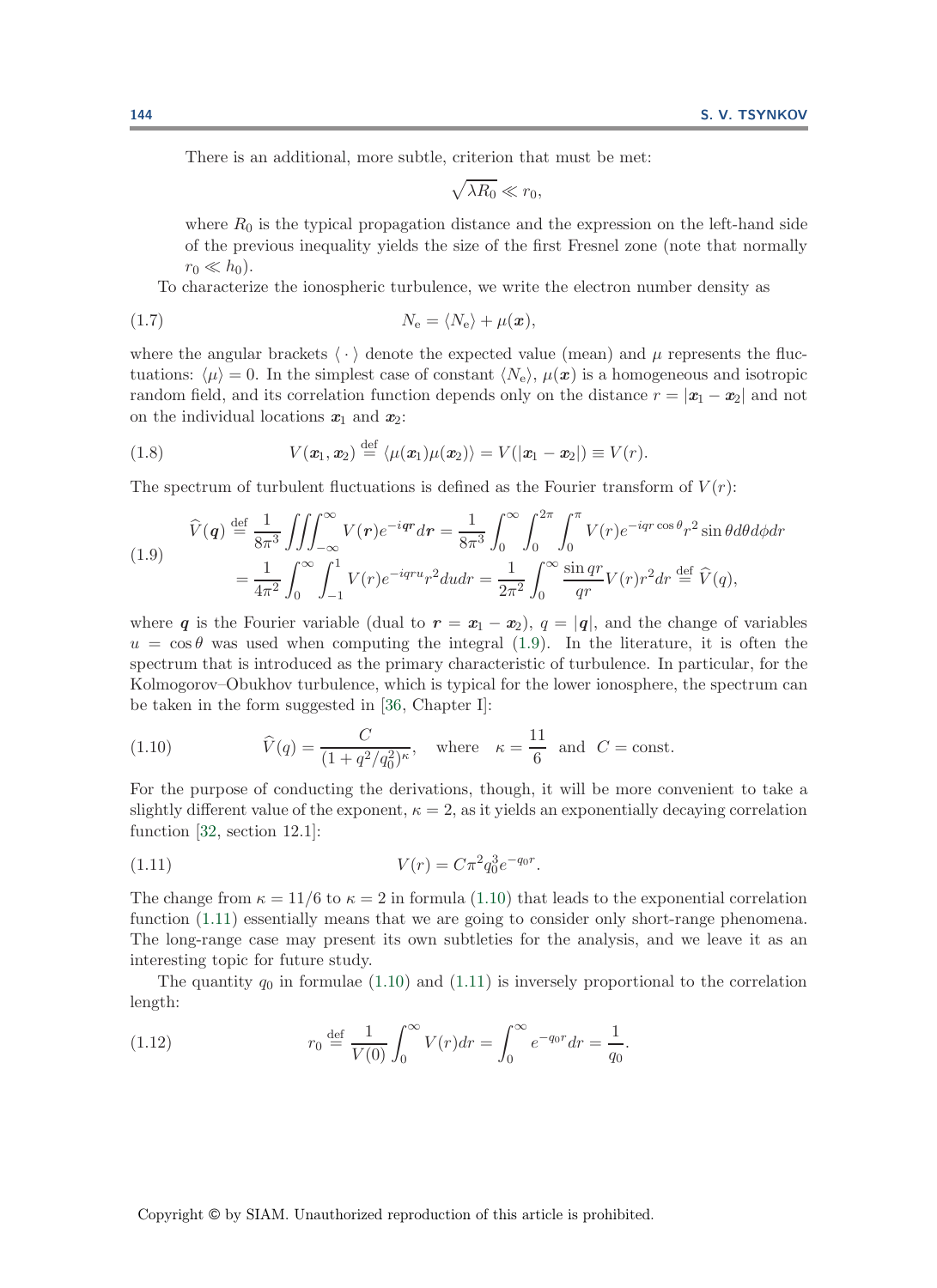There is an additional, more subtle, criterion that must be met:

$$\sqrt{\lambda R_0} \ll r_0,$$

where $R_0$ is the typical propagation distance and the expression on the left-hand side of the previous inequality yields the size of the first Fresnel zone (note that normally $r_0 \ll h_0$).

To characterize the ionospheric turbulence, we write the electron number density as

$$N_{\mathrm{e}} = \langle N_{\mathrm{e}} \rangle + \mu(\boldsymbol{x}), \tag{1.7}$$

where the angular brackets $\langle \cdot \rangle$ denote the expected value (mean) and $\mu$ represents the fluctuations: $\langle \mu \rangle = 0$. In the simplest case of constant $\langle N_{\mathrm{e}} \rangle$, $\mu(\boldsymbol{x})$ is a homogeneous and isotropic random field, and its correlation function depends only on the distance $r = |\boldsymbol{x}_1 - \boldsymbol{x}_2|$ and not on the individual locations $\boldsymbol{x}_1$ and $\boldsymbol{x}_2$:

$$V(\boldsymbol{x}_1, \boldsymbol{x}_2) \stackrel{\text{def}}{=} \langle \mu(\boldsymbol{x}_1)\mu(\boldsymbol{x}_2) \rangle = V(|\boldsymbol{x}_1 - \boldsymbol{x}_2|) \equiv V(r). \tag{1.8}$$

The spectrum of turbulent fluctuations is defined as the Fourier transform of $V(r)$:

$$\begin{aligned} \widehat{V}(\boldsymbol{q}) &\stackrel{\text{def}}{=} \frac{1}{8\pi^3} \iiint_{-\infty}^{\infty} V(\boldsymbol{r}) e^{-i\boldsymbol{q}\boldsymbol{r}} d\boldsymbol{r} = \frac{1}{8\pi^3} \int_0^\infty \int_0^{2\pi} \int_0^{\pi} V(r) e^{-iqr\cos\theta} r^2 \sin\theta d\theta d\phi dr \\ &= \frac{1}{4\pi^2} \int_0^\infty \int_{-1}^{1} V(r) e^{-iqru} r^2 du dr = \frac{1}{2\pi^2} \int_0^\infty \frac{\sin qr}{qr} V(r) r^2 dr \stackrel{\text{def}}{=} \widehat{V}(q), \end{aligned} \tag{1.9}$$

where $\boldsymbol{q}$ is the Fourier variable (dual to $\boldsymbol{r} = \boldsymbol{x}_1 - \boldsymbol{x}_2$), $q = |\boldsymbol{q}|$, and the change of variables $u = \cos\theta$ was used when computing the integral (1.9). In the literature, it is often the spectrum that is introduced as the primary characteristic of turbulence. In particular, for the Kolmogorov–Obukhov turbulence, which is typical for the lower ionosphere, the spectrum can be taken in the form suggested in [36, Chapter I]:

$$\widehat{V}(q) = \frac{C}{(1 + q^2/q_0^2)^\kappa}, \quad \text{where} \quad \kappa = \frac{11}{6} \quad \text{and} \quad C = \text{const}. \tag{1.10}$$

For the purpose of conducting the derivations, though, it will be more convenient to take a slightly different value of the exponent, $\kappa = 2$, as it yields an exponentially decaying correlation function [32, section 12.1]:

$$V(r) = C\pi^2 q_0^3 e^{-q_0 r}. \tag{1.11}$$

The change from $\kappa = 11/6$ to $\kappa = 2$ in formula (1.10) that leads to the exponential correlation function (1.11) essentially means that we are going to consider only short-range phenomena. The long-range case may present its own subtleties for the analysis, and we leave it as an interesting topic for future study.

The quantity $q_0$ in formulae (1.10) and (1.11) is inversely proportional to the correlation length:

$$r_0 \stackrel{\text{def}}{=} \frac{1}{V(0)} \int_0^\infty V(r) dr = \int_0^\infty e^{-q_0 r} dr = \frac{1}{q_0}. \tag{1.12}$$

Copyright © by SIAM. Unauthorized reproduction of this article is prohibited.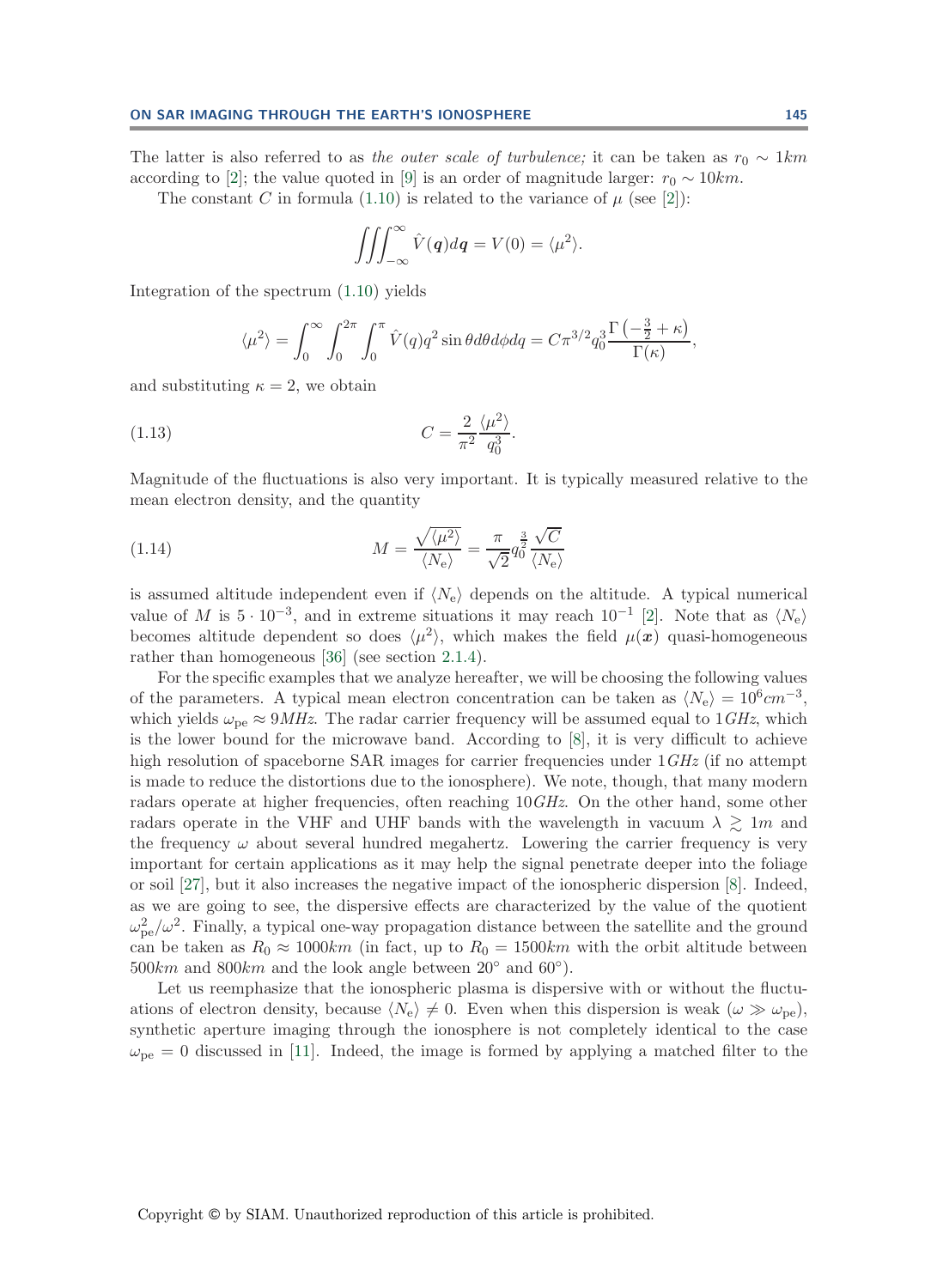The latter is also referred to as *the outer scale of turbulence;* it can be taken as $r_0 \sim 1km$ according to [2]; the value quoted in [9] is an order of magnitude larger: $r_0 \sim 10km$.

The constant $C$ in formula (1.10) is related to the variance of $\mu$ (see [2]):

$$\iiint_{-\infty}^{\infty} \hat{V}(\boldsymbol{q}) d\boldsymbol{q} = V(0) = \langle \mu^2 \rangle.$$

Integration of the spectrum (1.10) yields

$$\langle \mu^2 \rangle = \int_0^{\infty} \int_0^{2\pi} \int_0^{\pi} \hat{V}(q) q^2 \sin\theta d\theta d\phi dq = C\pi^{3/2} q_0^3 \frac{\Gamma\left(-\frac{3}{2}+\kappa\right)}{\Gamma(\kappa)},$$

and substituting $\kappa = 2$, we obtain

$$C = \frac{2}{\pi^2} \frac{\langle \mu^2 \rangle}{q_0^3}. \tag{1.13}$$

Magnitude of the fluctuations is also very important. It is typically measured relative to the mean electron density, and the quantity

$$M = \frac{\sqrt{\langle \mu^2 \rangle}}{\langle N_{\rm e} \rangle} = \frac{\pi}{\sqrt{2}} q_0^{\frac{3}{2}} \frac{\sqrt{C}}{\langle N_{\rm e} \rangle} \tag{1.14}$$

is assumed altitude independent even if $\langle N_{\rm e} \rangle$ depends on the altitude. A typical numerical value of $M$ is $5 \cdot 10^{-3}$, and in extreme situations it may reach $10^{-1}$ [2]. Note that as $\langle N_{\rm e} \rangle$ becomes altitude dependent so does $\langle \mu^2 \rangle$, which makes the field $\mu(\boldsymbol{x})$ quasi-homogeneous rather than homogeneous [36] (see section 2.1.4).

For the specific examples that we analyze hereafter, we will be choosing the following values of the parameters. A typical mean electron concentration can be taken as $\langle N_{\rm e} \rangle = 10^6 cm^{-3}$, which yields $\omega_{\rm pe} \approx 9MHz$. The radar carrier frequency will be assumed equal to $1GHz$, which is the lower bound for the microwave band. According to [8], it is very difficult to achieve high resolution of spaceborne SAR images for carrier frequencies under $1GHz$ (if no attempt is made to reduce the distortions due to the ionosphere). We note, though, that many modern radars operate at higher frequencies, often reaching $10GHz$. On the other hand, some other radars operate in the VHF and UHF bands with the wavelength in vacuum $\lambda \gtrsim 1m$ and the frequency $\omega$ about several hundred megahertz. Lowering the carrier frequency is very important for certain applications as it may help the signal penetrate deeper into the foliage or soil [27], but it also increases the negative impact of the ionospheric dispersion [8]. Indeed, as we are going to see, the dispersive effects are characterized by the value of the quotient $\omega_{\rm pe}^2/\omega^2$. Finally, a typical one-way propagation distance between the satellite and the ground can be taken as $R_0 \approx 1000km$ (in fact, up to $R_0 = 1500km$ with the orbit altitude between $500km$ and $800km$ and the look angle between $20^\circ$ and $60^\circ$).

Let us reemphasize that the ionospheric plasma is dispersive with or without the fluctuations of electron density, because $\langle N_{\rm e} \rangle \neq 0$. Even when this dispersion is weak ($\omega \gg \omega_{\rm pe}$), synthetic aperture imaging through the ionosphere is not completely identical to the case $\omega_{\rm pe} = 0$ discussed in [11]. Indeed, the image is formed by applying a matched filter to the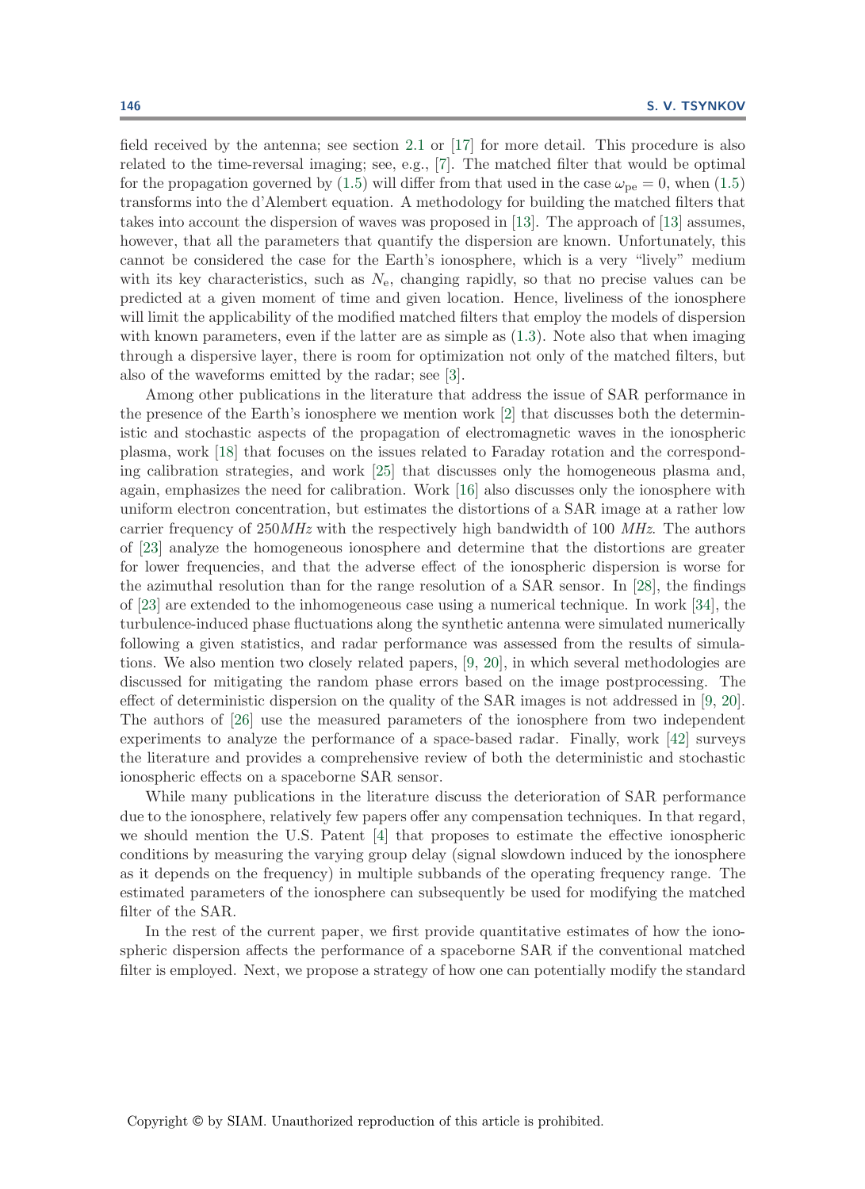field received by the antenna; see section 2.1 or [17] for more detail. This procedure is also related to the time-reversal imaging; see, e.g., [7]. The matched filter that would be optimal for the propagation governed by (1.5) will differ from that used in the case $\omega_{\rm pe} = 0$, when (1.5) transforms into the d'Alembert equation. A methodology for building the matched filters that takes into account the dispersion of waves was proposed in [13]. The approach of [13] assumes, however, that all the parameters that quantify the dispersion are known. Unfortunately, this cannot be considered the case for the Earth's ionosphere, which is a very "lively" medium with its key characteristics, such as $N_{\rm e}$, changing rapidly, so that no precise values can be predicted at a given moment of time and given location. Hence, liveliness of the ionosphere will limit the applicability of the modified matched filters that employ the models of dispersion with known parameters, even if the latter are as simple as (1.3). Note also that when imaging through a dispersive layer, there is room for optimization not only of the matched filters, but also of the waveforms emitted by the radar; see [3].

Among other publications in the literature that address the issue of SAR performance in the presence of the Earth's ionosphere we mention work [2] that discusses both the deterministic and stochastic aspects of the propagation of electromagnetic waves in the ionospheric plasma, work [18] that focuses on the issues related to Faraday rotation and the corresponding calibration strategies, and work [25] that discusses only the homogeneous plasma and, again, emphasizes the need for calibration. Work [16] also discusses only the ionosphere with uniform electron concentration, but estimates the distortions of a SAR image at a rather low carrier frequency of $250 MHz$ with the respectively high bandwidth of 100 $MHz$. The authors of [23] analyze the homogeneous ionosphere and determine that the distortions are greater for lower frequencies, and that the adverse effect of the ionospheric dispersion is worse for the azimuthal resolution than for the range resolution of a SAR sensor. In [28], the findings of [23] are extended to the inhomogeneous case using a numerical technique. In work [34], the turbulence-induced phase fluctuations along the synthetic antenna were simulated numerically following a given statistics, and radar performance was assessed from the results of simulations. We also mention two closely related papers, [9, 20], in which several methodologies are discussed for mitigating the random phase errors based on the image postprocessing. The effect of deterministic dispersion on the quality of the SAR images is not addressed in [9, 20]. The authors of [26] use the measured parameters of the ionosphere from two independent experiments to analyze the performance of a space-based radar. Finally, work [42] surveys the literature and provides a comprehensive review of both the deterministic and stochastic ionospheric effects on a spaceborne SAR sensor.

While many publications in the literature discuss the deterioration of SAR performance due to the ionosphere, relatively few papers offer any compensation techniques. In that regard, we should mention the U.S. Patent [4] that proposes to estimate the effective ionospheric conditions by measuring the varying group delay (signal slowdown induced by the ionosphere as it depends on the frequency) in multiple subbands of the operating frequency range. The estimated parameters of the ionosphere can subsequently be used for modifying the matched filter of the SAR.

In the rest of the current paper, we first provide quantitative estimates of how the ionospheric dispersion affects the performance of a spaceborne SAR if the conventional matched filter is employed. Next, we propose a strategy of how one can potentially modify the standard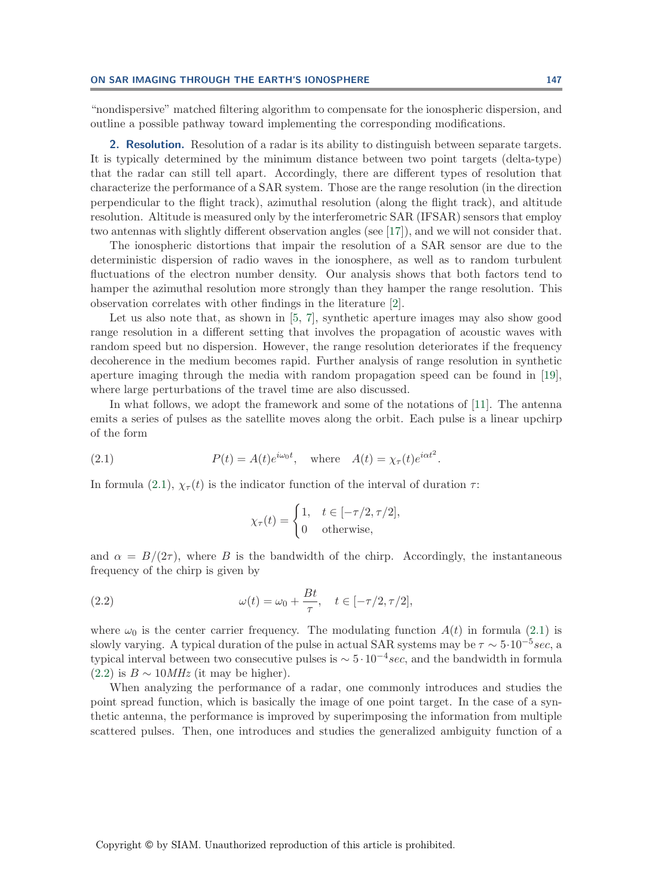"nondispersive" matched filtering algorithm to compensate for the ionospheric dispersion, and outline a possible pathway toward implementing the corresponding modifications.

## 2. Resolution.

Resolution of a radar is its ability to distinguish between separate targets. It is typically determined by the minimum distance between two point targets (delta-type) that the radar can still tell apart. Accordingly, there are different types of resolution that characterize the performance of a SAR system. Those are the range resolution (in the direction perpendicular to the flight track), azimuthal resolution (along the flight track), and altitude resolution. Altitude is measured only by the interferometric SAR (IFSAR) sensors that employ two antennas with slightly different observation angles (see [17]), and we will not consider that.

The ionospheric distortions that impair the resolution of a SAR sensor are due to the deterministic dispersion of radio waves in the ionosphere, as well as to random turbulent fluctuations of the electron number density. Our analysis shows that both factors tend to hamper the azimuthal resolution more strongly than they hamper the range resolution. This observation correlates with other findings in the literature [2].

Let us also note that, as shown in [5, 7], synthetic aperture images may also show good range resolution in a different setting that involves the propagation of acoustic waves with random speed but no dispersion. However, the range resolution deteriorates if the frequency decoherence in the medium becomes rapid. Further analysis of range resolution in synthetic aperture imaging through the media with random propagation speed can be found in [19], where large perturbations of the travel time are also discussed.

In what follows, we adopt the framework and some of the notations of [11]. The antenna emits a series of pulses as the satellite moves along the orbit. Each pulse is a linear upchirp of the form

$$P(t) = A(t)e^{i\omega_0 t}, \quad \text{where} \quad A(t) = \chi_\tau(t)e^{i\alpha t^2}. \tag{2.1}$$

In formula (2.1), $\chi_\tau(t)$ is the indicator function of the interval of duration $\tau$:

$$\chi_\tau(t) = \begin{cases} 1, & t \in [-\tau/2, \tau/2], \\ 0 & \text{otherwise}, \end{cases}$$

and $\alpha = B/(2\tau)$, where $B$ is the bandwidth of the chirp. Accordingly, the instantaneous frequency of the chirp is given by

$$\omega(t) = \omega_0 + \frac{Bt}{\tau}, \quad t \in [-\tau/2, \tau/2], \tag{2.2}$$

where $\omega_0$ is the center carrier frequency. The modulating function $A(t)$ in formula (2.1) is slowly varying. A typical duration of the pulse in actual SAR systems may be $\tau \sim 5 \cdot 10^{-5} sec$, a typical interval between two consecutive pulses is $\sim 5 \cdot 10^{-4} sec$, and the bandwidth in formula (2.2) is $B \sim 10 MHz$ (it may be higher).

When analyzing the performance of a radar, one commonly introduces and studies the point spread function, which is basically the image of one point target. In the case of a synthetic antenna, the performance is improved by superimposing the information from multiple scattered pulses. Then, one introduces and studies the generalized ambiguity function of a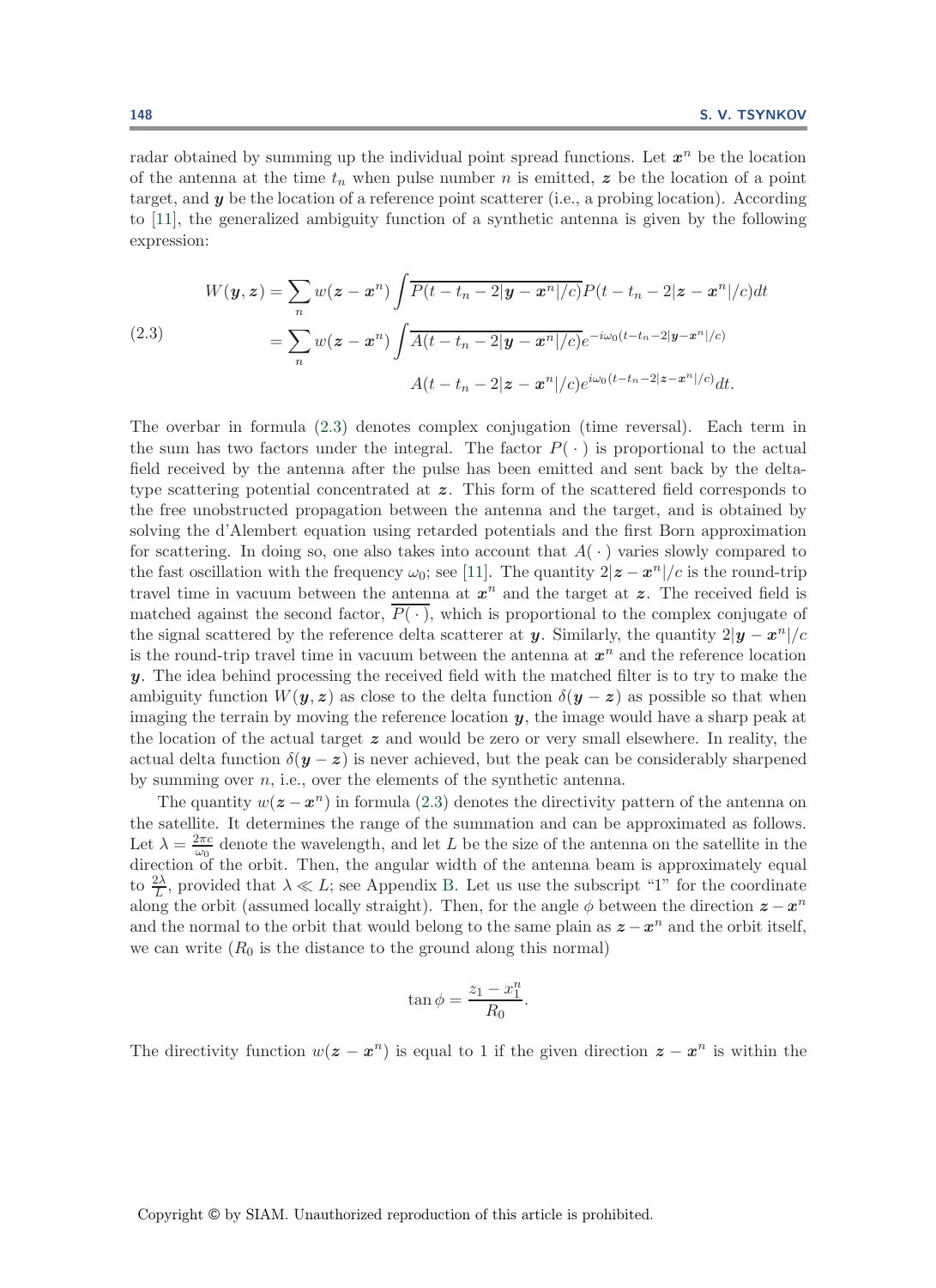radar obtained by summing up the individual point spread functions. Let $\boldsymbol{x}^n$ be the location of the antenna at the time $t_n$ when pulse number $n$ is emitted, $\boldsymbol{z}$ be the location of a point target, and $\boldsymbol{y}$ be the location of a reference point scatterer (i.e., a probing location). According to [11], the generalized ambiguity function of a synthetic antenna is given by the following expression:

$$
\begin{aligned}
W(\boldsymbol{y},\boldsymbol{z}) &= \sum_n w(\boldsymbol{z}-\boldsymbol{x}^n)\int \overline{P(t-t_n-2|\boldsymbol{y}-\boldsymbol{x}^n|/c)}P(t-t_n-2|\boldsymbol{z}-\boldsymbol{x}^n|/c)dt \\
&= \sum_n w(\boldsymbol{z}-\boldsymbol{x}^n)\int \overline{A(t-t_n-2|\boldsymbol{y}-\boldsymbol{x}^n|/c)}e^{-i\omega_0(t-t_n-2|\boldsymbol{y}-\boldsymbol{x}^n|/c)} \\
&\qquad\qquad A(t-t_n-2|\boldsymbol{z}-\boldsymbol{x}^n|/c)e^{i\omega_0(t-t_n-2|\boldsymbol{z}-\boldsymbol{x}^n|/c)}dt.
\end{aligned}
\tag{2.3}
$$

The overbar in formula (2.3) denotes complex conjugation (time reversal). Each term in the sum has two factors under the integral. The factor $P(\,\cdot\,)$ is proportional to the actual field received by the antenna after the pulse has been emitted and sent back by the delta-type scattering potential concentrated at $\boldsymbol{z}$. This form of the scattered field corresponds to the free unobstructed propagation between the antenna and the target, and is obtained by solving the d'Alembert equation using retarded potentials and the first Born approximation for scattering. In doing so, one also takes into account that $A(\,\cdot\,)$ varies slowly compared to the fast oscillation with the frequency $\omega_0$; see [11]. The quantity $2|\boldsymbol{z}-\boldsymbol{x}^n|/c$ is the round-trip travel time in vacuum between the antenna at $\boldsymbol{x}^n$ and the target at $\boldsymbol{z}$. The received field is matched against the second factor, $\overline{P(\,\cdot\,)}$, which is proportional to the complex conjugate of the signal scattered by the reference delta scatterer at $\boldsymbol{y}$. Similarly, the quantity $2|\boldsymbol{y}-\boldsymbol{x}^n|/c$ is the round-trip travel time in vacuum between the antenna at $\boldsymbol{x}^n$ and the reference location $\boldsymbol{y}$. The idea behind processing the received field with the matched filter is to try to make the ambiguity function $W(\boldsymbol{y},\boldsymbol{z})$ as close to the delta function $\delta(\boldsymbol{y}-\boldsymbol{z})$ as possible so that when imaging the terrain by moving the reference location $\boldsymbol{y}$, the image would have a sharp peak at the location of the actual target $\boldsymbol{z}$ and would be zero or very small elsewhere. In reality, the actual delta function $\delta(\boldsymbol{y}-\boldsymbol{z})$ is never achieved, but the peak can be considerably sharpened by summing over $n$, i.e., over the elements of the synthetic antenna.

The quantity $w(\boldsymbol{z}-\boldsymbol{x}^n)$ in formula (2.3) denotes the directivity pattern of the antenna on the satellite. It determines the range of the summation and can be approximated as follows. Let $\lambda = \frac{2\pi c}{\omega_0}$ denote the wavelength, and let $L$ be the size of the antenna on the satellite in the direction of the orbit. Then, the angular width of the antenna beam is approximately equal to $\frac{2\lambda}{L}$, provided that $\lambda \ll L$; see Appendix B. Let us use the subscript "1" for the coordinate along the orbit (assumed locally straight). Then, for the angle $\phi$ between the direction $\boldsymbol{z}-\boldsymbol{x}^n$ and the normal to the orbit that would belong to the same plain as $\boldsymbol{z}-\boldsymbol{x}^n$ and the orbit itself, we can write ($R_0$ is the distance to the ground along this normal)

$$
\tan\phi = \frac{z_1 - x_1^n}{R_0}.
$$

The directivity function $w(\boldsymbol{z}-\boldsymbol{x}^n)$ is equal to 1 if the given direction $\boldsymbol{z}-\boldsymbol{x}^n$ is within the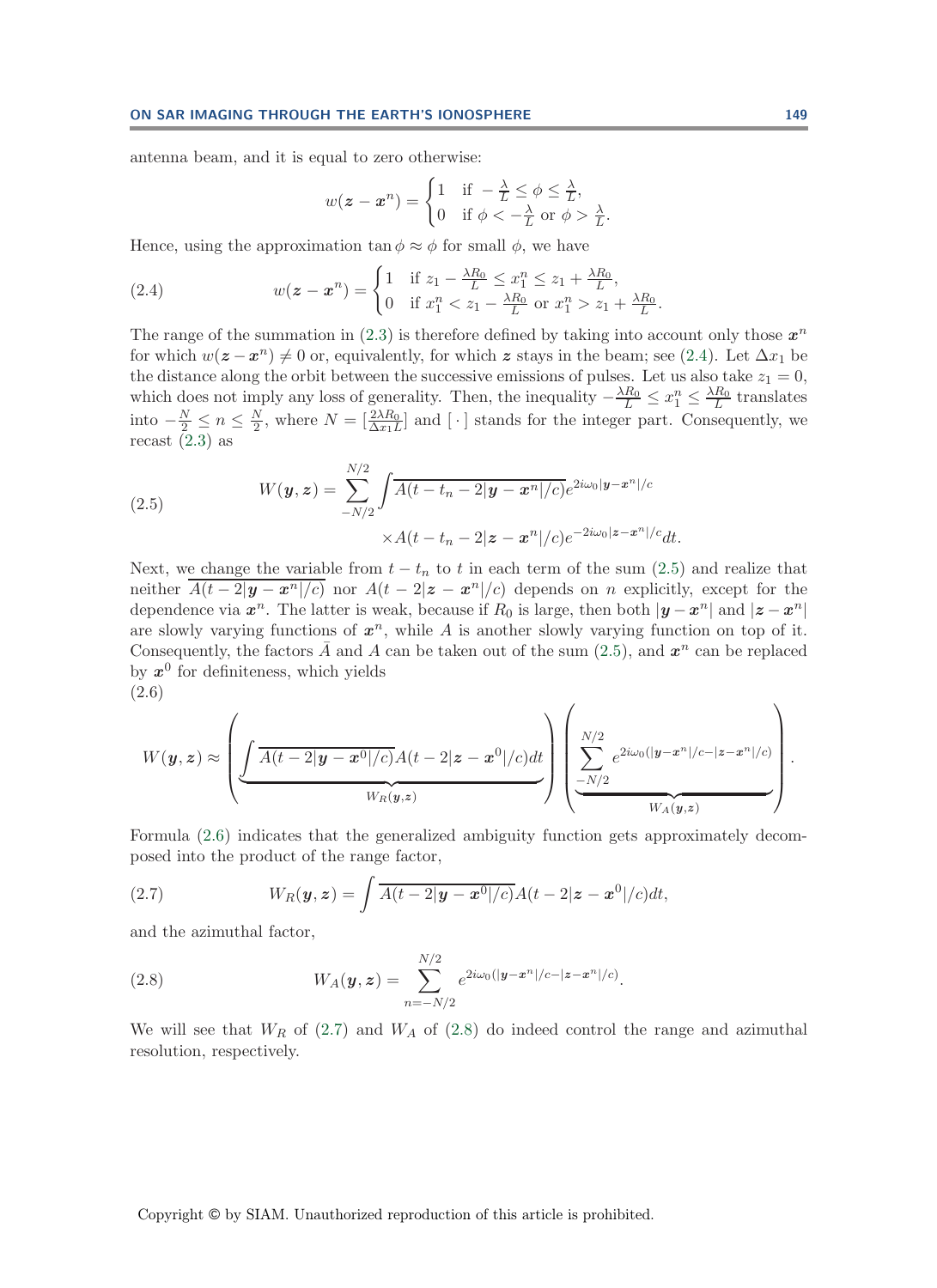antenna beam, and it is equal to zero otherwise:

$$w(\boldsymbol{z}-\boldsymbol{x}^n)=\begin{cases}1 & \text{if } -\frac{\lambda}{L}\le\phi\le\frac{\lambda}{L},\\ 0 & \text{if } \phi<-\frac{\lambda}{L} \text{ or } \phi>\frac{\lambda}{L}.\end{cases}$$

Hence, using the approximation $\tan\phi\approx\phi$ for small $\phi$, we have

$$w(\boldsymbol{z}-\boldsymbol{x}^n)=\begin{cases}1 & \text{if } z_1-\frac{\lambda R_0}{L}\le x_1^n\le z_1+\frac{\lambda R_0}{L},\\ 0 & \text{if } x_1^n<z_1-\frac{\lambda R_0}{L} \text{ or } x_1^n>z_1+\frac{\lambda R_0}{L}.\end{cases} \tag{2.4}$$

The range of the summation in (2.3) is therefore defined by taking into account only those $\boldsymbol{x}^n$ for which $w(\boldsymbol{z}-\boldsymbol{x}^n)\neq 0$ or, equivalently, for which $\boldsymbol{z}$ stays in the beam; see (2.4). Let $\Delta x_1$ be the distance along the orbit between the successive emissions of pulses. Let us also take $z_1=0$, which does not imply any loss of generality. Then, the inequality $-\frac{\lambda R_0}{L}\le x_1^n\le\frac{\lambda R_0}{L}$ translates into $-\frac{N}{2}\le n\le\frac{N}{2}$, where $N=[\frac{2\lambda R_0}{\Delta x_1 L}]$ and $[\,\cdot\,]$ stands for the integer part. Consequently, we recast (2.3) as

$$W(\boldsymbol{y},\boldsymbol{z})=\sum_{-N/2}^{N/2}\int\overline{A(t-t_n-2|\boldsymbol{y}-\boldsymbol{x}^n|/c)}e^{2i\omega_0|\boldsymbol{y}-\boldsymbol{x}^n|/c}\times A(t-t_n-2|\boldsymbol{z}-\boldsymbol{x}^n|/c)e^{-2i\omega_0|\boldsymbol{z}-\boldsymbol{x}^n|/c}dt. \tag{2.5}$$

Next, we change the variable from $t-t_n$ to $t$ in each term of the sum (2.5) and realize that neither $\overline{A(t-2|\boldsymbol{y}-\boldsymbol{x}^n|/c)}$ nor $A(t-2|\boldsymbol{z}-\boldsymbol{x}^n|/c)$ depends on $n$ explicitly, except for the dependence via $\boldsymbol{x}^n$. The latter is weak, because if $R_0$ is large, then both $|\boldsymbol{y}-\boldsymbol{x}^n|$ and $|\boldsymbol{z}-\boldsymbol{x}^n|$ are slowly varying functions of $\boldsymbol{x}^n$, while $A$ is another slowly varying function on top of it. Consequently, the factors $\bar{A}$ and $A$ can be taken out of the sum (2.5), and $\boldsymbol{x}^n$ can be replaced by $\boldsymbol{x}^0$ for definiteness, which yields

$$W(\boldsymbol{y},\boldsymbol{z})\approx\left(\underbrace{\int\overline{A(t-2|\boldsymbol{y}-\boldsymbol{x}^0|/c)}A(t-2|\boldsymbol{z}-\boldsymbol{x}^0|/c)dt}_{W_R(\boldsymbol{y},\boldsymbol{z})}\right)\left(\underbrace{\sum_{-N/2}^{N/2}e^{2i\omega_0(|\boldsymbol{y}-\boldsymbol{x}^n|/c-|\boldsymbol{z}-\boldsymbol{x}^n|/c)}}_{W_A(\boldsymbol{y},\boldsymbol{z})}\right). \tag{2.6}$$

Formula (2.6) indicates that the generalized ambiguity function gets approximately decomposed into the product of the range factor,

$$W_R(\boldsymbol{y},\boldsymbol{z})=\int\overline{A(t-2|\boldsymbol{y}-\boldsymbol{x}^0|/c)}A(t-2|\boldsymbol{z}-\boldsymbol{x}^0|/c)dt, \tag{2.7}$$

and the azimuthal factor,

$$W_A(\boldsymbol{y},\boldsymbol{z})=\sum_{n=-N/2}^{N/2}e^{2i\omega_0(|\boldsymbol{y}-\boldsymbol{x}^n|/c-|\boldsymbol{z}-\boldsymbol{x}^n|/c)}. \tag{2.8}$$

We will see that $W_R$ of (2.7) and $W_A$ of (2.8) do indeed control the range and azimuthal resolution, respectively.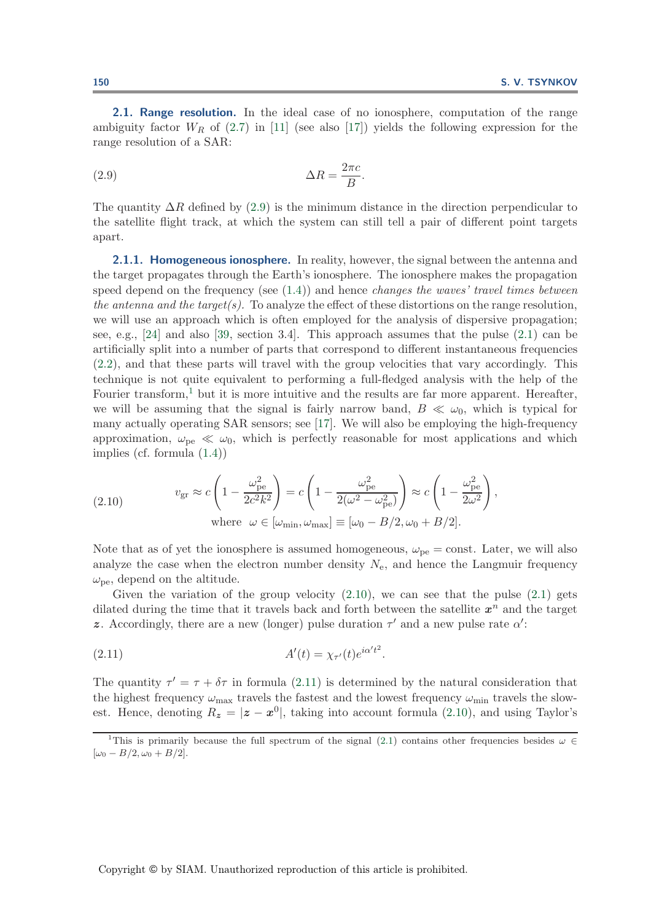### 2.1. Range resolution.

In the ideal case of no ionosphere, computation of the range ambiguity factor $W_R$ of (2.7) in [11] (see also [17]) yields the following expression for the range resolution of a SAR:

$$\Delta R = \frac{2\pi c}{B}. \tag{2.9}$$

The quantity $\Delta R$ defined by (2.9) is the minimum distance in the direction perpendicular to the satellite flight track, at which the system can still tell a pair of different point targets apart.

#### 2.1.1. Homogeneous ionosphere.

In reality, however, the signal between the antenna and the target propagates through the Earth's ionosphere. The ionosphere makes the propagation speed depend on the frequency (see (1.4)) and hence *changes the waves' travel times between the antenna and the target(s)*. To analyze the effect of these distortions on the range resolution, we will use an approach which is often employed for the analysis of dispersive propagation; see, e.g., [24] and also [39, section 3.4]. This approach assumes that the pulse (2.1) can be artificially split into a number of parts that correspond to different instantaneous frequencies (2.2), and that these parts will travel with the group velocities that vary accordingly. This technique is not quite equivalent to performing a full-fledged analysis with the help of the Fourier transform,[1] but it is more intuitive and the results are far more apparent. Hereafter, we will be assuming that the signal is fairly narrow band, $B \ll \omega_0$, which is typical for many actually operating SAR sensors; see [17]. We will also be employing the high-frequency approximation, $\omega_{\text{pe}} \ll \omega_0$, which is perfectly reasonable for most applications and which implies (cf. formula (1.4))

$$v_{\text{gr}} \approx c\left(1 - \frac{\omega_{\text{pe}}^2}{2c^2k^2}\right) = c\left(1 - \frac{\omega_{\text{pe}}^2}{2(\omega^2 - \omega_{\text{pe}}^2)}\right) \approx c\left(1 - \frac{\omega_{\text{pe}}^2}{2\omega^2}\right), \tag{2.10}$$
$$\text{where } \ \omega \in [\omega_{\min}, \omega_{\max}] \equiv [\omega_0 - B/2, \omega_0 + B/2].$$

Note that as of yet the ionosphere is assumed homogeneous, $\omega_{\text{pe}} = \text{const}$. Later, we will also analyze the case when the electron number density $N_{\text{e}}$, and hence the Langmuir frequency $\omega_{\text{pe}}$, depend on the altitude.

Given the variation of the group velocity (2.10), we can see that the pulse (2.1) gets dilated during the time that it travels back and forth between the satellite $\boldsymbol{x}^n$ and the target $\boldsymbol{z}$. Accordingly, there are a new (longer) pulse duration $\tau'$ and a new pulse rate $\alpha'$:

$$A'(t) = \chi_{\tau'}(t)e^{i\alpha' t^2}. \tag{2.11}$$

The quantity $\tau' = \tau + \delta\tau$ in formula (2.11) is determined by the natural consideration that the highest frequency $\omega_{\max}$ travels the fastest and the lowest frequency $\omega_{\min}$ travels the slowest. Hence, denoting $R_{\boldsymbol{z}} = |\boldsymbol{z} - \boldsymbol{x}^0|$, taking into account formula (2.10), and using Taylor's

---

[1] This is primarily because the full spectrum of the signal (2.1) contains other frequencies besides $\omega \in [\omega_0 - B/2, \omega_0 + B/2]$.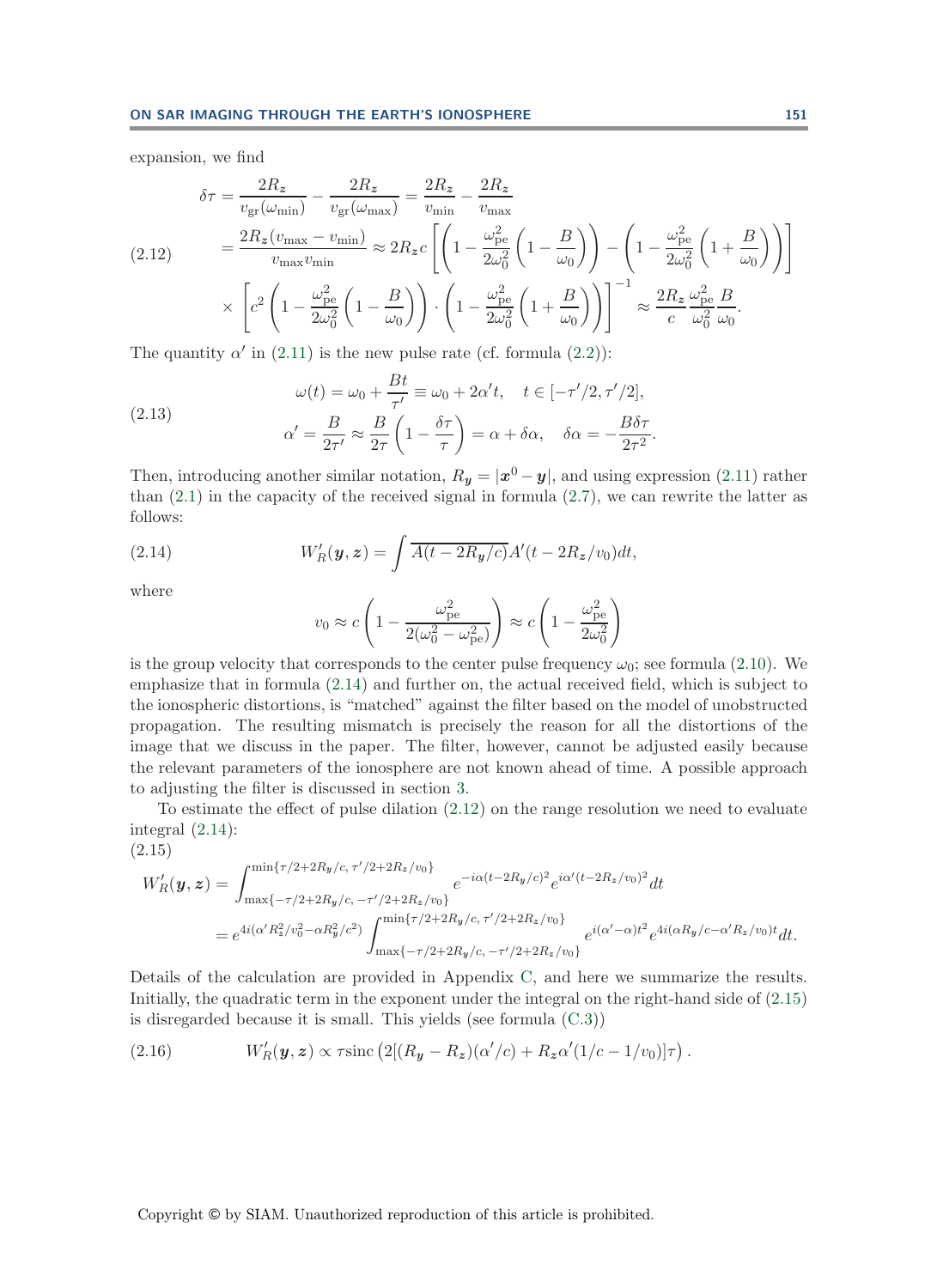expansion, we find

$$
\begin{aligned}
\delta\tau &= \frac{2R_{\boldsymbol{z}}}{v_{\text{gr}}(\omega_{\min})} - \frac{2R_{\boldsymbol{z}}}{v_{\text{gr}}(\omega_{\max})} = \frac{2R_{\boldsymbol{z}}}{v_{\min}} - \frac{2R_{\boldsymbol{z}}}{v_{\max}} \\
&= \frac{2R_{\boldsymbol{z}}(v_{\max} - v_{\min})}{v_{\max}v_{\min}} \approx 2R_{\boldsymbol{z}}c\left[\left(1 - \frac{\omega_{\text{pe}}^2}{2\omega_0^2}\left(1 - \frac{B}{\omega_0}\right)\right) - \left(1 - \frac{\omega_{\text{pe}}^2}{2\omega_0^2}\left(1 + \frac{B}{\omega_0}\right)\right)\right] \\
&\quad \times \left[c^2\left(1 - \frac{\omega_{\text{pe}}^2}{2\omega_0^2}\left(1 - \frac{B}{\omega_0}\right)\right) \cdot \left(1 - \frac{\omega_{\text{pe}}^2}{2\omega_0^2}\left(1 + \frac{B}{\omega_0}\right)\right)\right]^{-1} \approx \frac{2R_{\boldsymbol{z}}}{c}\frac{\omega_{\text{pe}}^2}{\omega_0^2}\frac{B}{\omega_0}.
\end{aligned}
\tag{2.12}
$$

The quantity $\alpha'$ in (2.11) is the new pulse rate (cf. formula (2.2)):

$$
\begin{aligned}
&\omega(t) = \omega_0 + \frac{Bt}{\tau'} \equiv \omega_0 + 2\alpha' t, \quad t \in [-\tau'/2, \tau'/2], \\
&\alpha' = \frac{B}{2\tau'} \approx \frac{B}{2\tau}\left(1 - \frac{\delta\tau}{\tau}\right) = \alpha + \delta\alpha, \quad \delta\alpha = -\frac{B\delta\tau}{2\tau^2}.
\end{aligned}
\tag{2.13}
$$

Then, introducing another similar notation, $R_{\boldsymbol{y}} = |\boldsymbol{x}^0 - \boldsymbol{y}|$, and using expression (2.11) rather than (2.1) in the capacity of the received signal in formula (2.7), we can rewrite the latter as follows:

$$
W_R'(\boldsymbol{y}, \boldsymbol{z}) = \int \overline{A(t - 2R_{\boldsymbol{y}}/c)} A'(t - 2R_{\boldsymbol{z}}/v_0)dt,
\tag{2.14}
$$

where

$$
v_0 \approx c\left(1 - \frac{\omega_{\text{pe}}^2}{2(\omega_0^2 - \omega_{\text{pe}}^2)}\right) \approx c\left(1 - \frac{\omega_{\text{pe}}^2}{2\omega_0^2}\right)
$$

is the group velocity that corresponds to the center pulse frequency $\omega_0$; see formula (2.10). We emphasize that in formula (2.14) and further on, the actual received field, which is subject to the ionospheric distortions, is "matched" against the filter based on the model of unobstructed propagation. The resulting mismatch is precisely the reason for all the distortions of the image that we discuss in the paper. The filter, however, cannot be adjusted easily because the relevant parameters of the ionosphere are not known ahead of time. A possible approach to adjusting the filter is discussed in section 3.

To estimate the effect of pulse dilation (2.12) on the range resolution we need to evaluate integral (2.14):

$$
\begin{aligned}
W_R'(\boldsymbol{y}, \boldsymbol{z}) &= \int_{\max\{-\tau/2 + 2R_{\boldsymbol{y}}/c,\, -\tau'/2 + 2R_{\boldsymbol{z}}/v_0\}}^{\min\{\tau/2 + 2R_{\boldsymbol{y}}/c,\, \tau'/2 + 2R_{\boldsymbol{z}}/v_0\}} e^{-i\alpha(t - 2R_{\boldsymbol{y}}/c)^2} e^{i\alpha'(t - 2R_{\boldsymbol{z}}/v_0)^2} dt \\
&= e^{4i(\alpha' R_{\boldsymbol{z}}^2/v_0^2 - \alpha R_{\boldsymbol{y}}^2/c^2)} \int_{\max\{-\tau/2 + 2R_{\boldsymbol{y}}/c,\, -\tau'/2 + 2R_{\boldsymbol{z}}/v_0\}}^{\min\{\tau/2 + 2R_{\boldsymbol{y}}/c,\, \tau'/2 + 2R_{\boldsymbol{z}}/v_0\}} e^{i(\alpha' - \alpha)t^2} e^{4i(\alpha R_{\boldsymbol{y}}/c - \alpha' R_{\boldsymbol{z}}/v_0)t} dt.
\end{aligned}
\tag{2.15}
$$

Details of the calculation are provided in Appendix C, and here we summarize the results. Initially, the quadratic term in the exponent under the integral on the right-hand side of (2.15) is disregarded because it is small. This yields (see formula (C.3))

$$
W_R'(\boldsymbol{y}, \boldsymbol{z}) \propto \tau \operatorname{sinc}\left(2[(R_{\boldsymbol{y}} - R_{\boldsymbol{z}})(\alpha'/c) + R_{\boldsymbol{z}}\alpha'(1/c - 1/v_0)]\tau\right).
\tag{2.16}
$$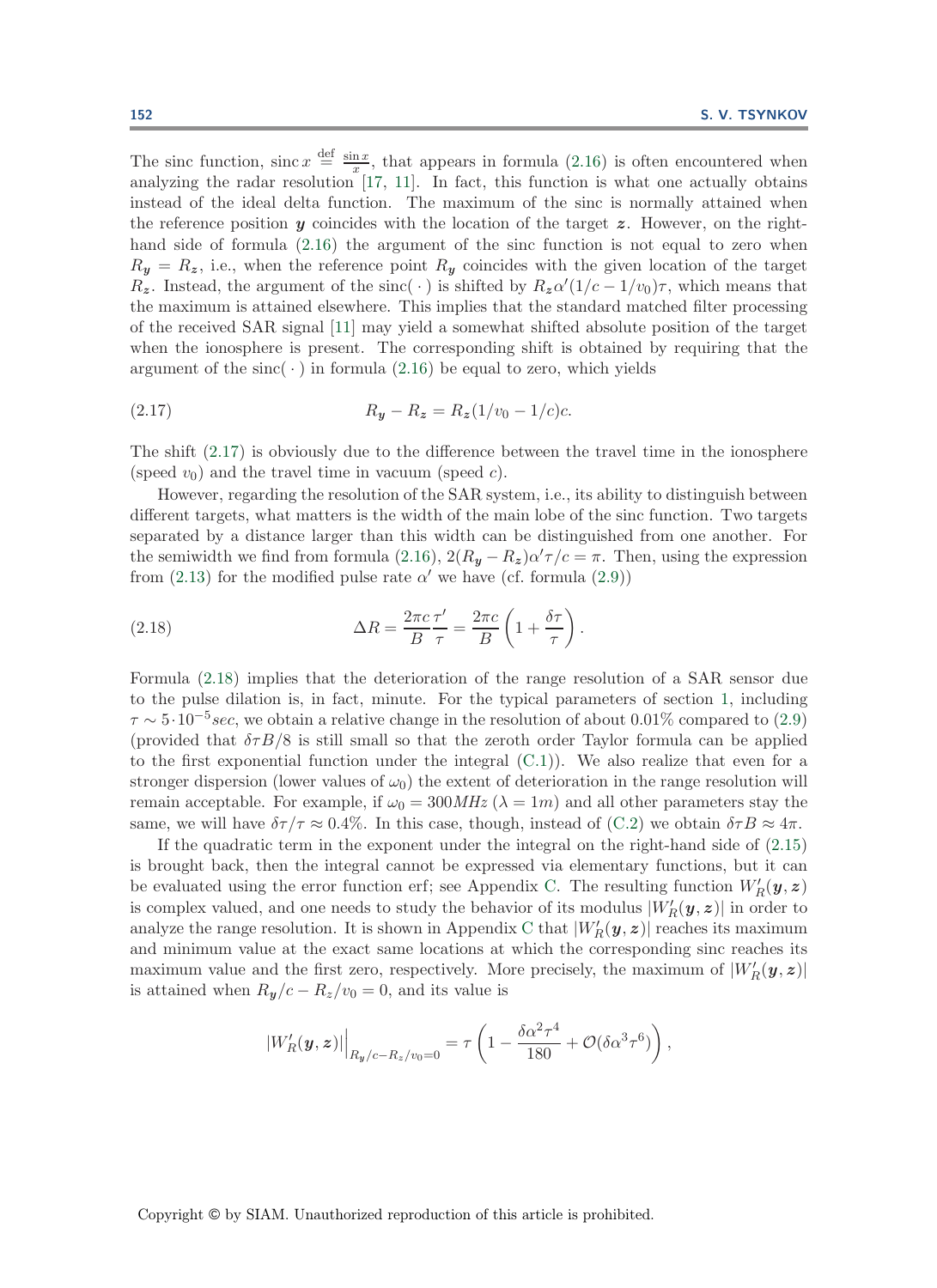The sinc function, $\operatorname{sinc} x \stackrel{\text{def}}{=} \frac{\sin x}{x}$, that appears in formula (2.16) is often encountered when analyzing the radar resolution [17, 11]. In fact, this function is what one actually obtains instead of the ideal delta function. The maximum of the sinc is normally attained when the reference position $\boldsymbol{y}$ coincides with the location of the target $\boldsymbol{z}$. However, on the right-hand side of formula (2.16) the argument of the sinc function is not equal to zero when $R_{\boldsymbol{y}} = R_{\boldsymbol{z}}$, i.e., when the reference point $R_{\boldsymbol{y}}$ coincides with the given location of the target $R_{\boldsymbol{z}}$. Instead, the argument of the $\operatorname{sinc}(\,\cdot\,)$ is shifted by $R_{\boldsymbol{z}}\alpha'(1/c - 1/v_0)\tau$, which means that the maximum is attained elsewhere. This implies that the standard matched filter processing of the received SAR signal [11] may yield a somewhat shifted absolute position of the target when the ionosphere is present. The corresponding shift is obtained by requiring that the argument of the $\operatorname{sinc}(\,\cdot\,)$ in formula (2.16) be equal to zero, which yields

$$R_{\boldsymbol{y}} - R_{\boldsymbol{z}} = R_{\boldsymbol{z}}(1/v_0 - 1/c)c. \tag{2.17}$$

The shift (2.17) is obviously due to the difference between the travel time in the ionosphere (speed $v_0$) and the travel time in vacuum (speed $c$).

However, regarding the resolution of the SAR system, i.e., its ability to distinguish between different targets, what matters is the width of the main lobe of the sinc function. Two targets separated by a distance larger than this width can be distinguished from one another. For the semiwidth we find from formula (2.16), $2(R_{\boldsymbol{y}} - R_{\boldsymbol{z}})\alpha'\tau/c = \pi$. Then, using the expression from (2.13) for the modified pulse rate $\alpha'$ we have (cf. formula (2.9))

$$\Delta R = \frac{2\pi c}{B}\frac{\tau'}{\tau} = \frac{2\pi c}{B}\left(1 + \frac{\delta\tau}{\tau}\right). \tag{2.18}$$

Formula (2.18) implies that the deterioration of the range resolution of a SAR sensor due to the pulse dilation is, in fact, minute. For the typical parameters of section 1, including $\tau \sim 5\cdot 10^{-5} sec$, we obtain a relative change in the resolution of about 0.01% compared to (2.9) (provided that $\delta\tau B/8$ is still small so that the zeroth order Taylor formula can be applied to the first exponential function under the integral (C.1)). We also realize that even for a stronger dispersion (lower values of $\omega_0$) the extent of deterioration in the range resolution will remain acceptable. For example, if $\omega_0 = 300MHz$ ($\lambda = 1m$) and all other parameters stay the same, we will have $\delta\tau/\tau \approx 0.4\%$. In this case, though, instead of (C.2) we obtain $\delta\tau B \approx 4\pi$.

If the quadratic term in the exponent under the integral on the right-hand side of (2.15) is brought back, then the integral cannot be expressed via elementary functions, but it can be evaluated using the error function erf; see Appendix C. The resulting function $W_R'(\boldsymbol{y},\boldsymbol{z})$ is complex valued, and one needs to study the behavior of its modulus $|W_R'(\boldsymbol{y},\boldsymbol{z})|$ in order to analyze the range resolution. It is shown in Appendix C that $|W_R'(\boldsymbol{y},\boldsymbol{z})|$ reaches its maximum and minimum value at the exact same locations at which the corresponding sinc reaches its maximum value and the first zero, respectively. More precisely, the maximum of $|W_R'(\boldsymbol{y},\boldsymbol{z})|$ is attained when $R_{\boldsymbol{y}}/c - R_z/v_0 = 0$, and its value is

$$|W_R'(\boldsymbol{y},\boldsymbol{z})|\Big|_{R_{\boldsymbol{y}}/c - R_z/v_0 = 0} = \tau\left(1 - \frac{\delta\alpha^2\tau^4}{180} + \mathcal{O}(\delta\alpha^3\tau^6)\right),$$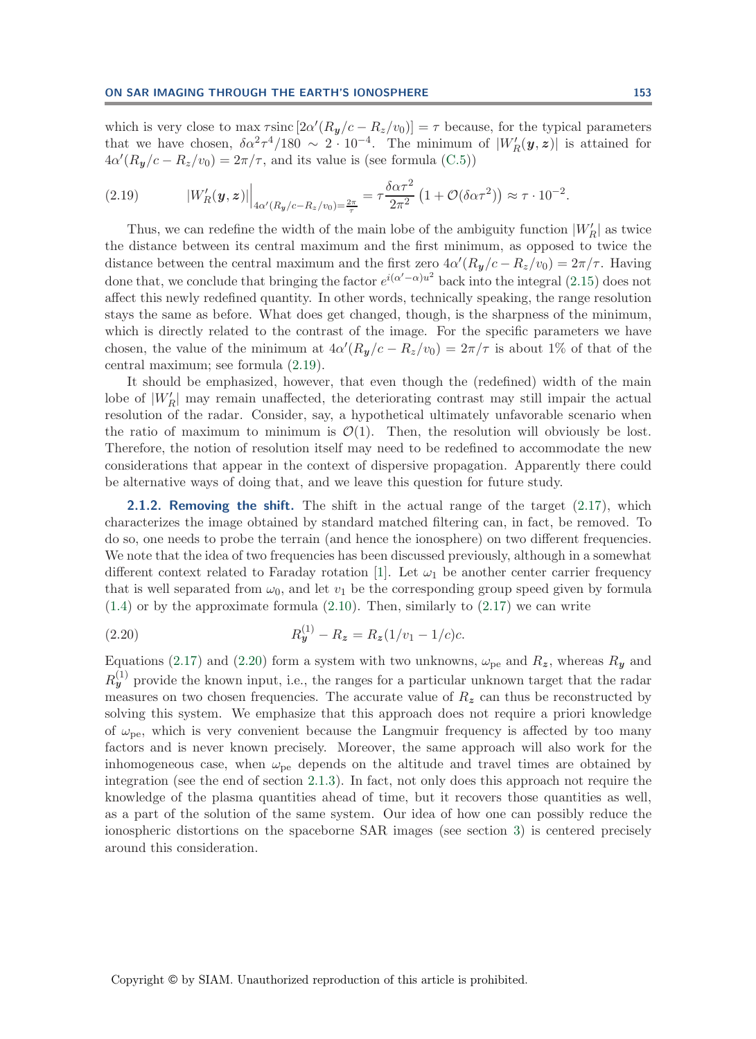which is very close to max $\tau \text{sinc}\,[2\alpha'(R_{\boldsymbol{y}}/c - R_z/v_0)] = \tau$ because, for the typical parameters that we have chosen, $\delta\alpha^2\tau^4/180 \sim 2 \cdot 10^{-4}$. The minimum of $|W'_R(\boldsymbol{y}, \boldsymbol{z})|$ is attained for $4\alpha'(R_{\boldsymbol{y}}/c - R_z/v_0) = 2\pi/\tau$, and its value is (see formula (C.5))

$$
|W'_R(\boldsymbol{y}, \boldsymbol{z})|\Big|_{4\alpha'(R_{\boldsymbol{y}}/c - R_z/v_0) = \frac{2\pi}{\tau}} = \tau \frac{\delta\alpha\tau^2}{2\pi^2}\left(1 + \mathcal{O}(\delta\alpha\tau^2)\right) \approx \tau \cdot 10^{-2}. \tag{2.19}
$$

Thus, we can redefine the width of the main lobe of the ambiguity function $|W'_R|$ as twice the distance between its central maximum and the first minimum, as opposed to twice the distance between the central maximum and the first zero $4\alpha'(R_{\boldsymbol{y}}/c - R_z/v_0) = 2\pi/\tau$. Having done that, we conclude that bringing the factor $e^{i(\alpha'-\alpha)u^2}$ back into the integral (2.15) does not affect this newly redefined quantity. In other words, technically speaking, the range resolution stays the same as before. What does get changed, though, is the sharpness of the minimum, which is directly related to the contrast of the image. For the specific parameters we have chosen, the value of the minimum at $4\alpha'(R_{\boldsymbol{y}}/c - R_z/v_0) = 2\pi/\tau$ is about 1% of that of the central maximum; see formula (2.19).

It should be emphasized, however, that even though the (redefined) width of the main lobe of $|W'_R|$ may remain unaffected, the deteriorating contrast may still impair the actual resolution of the radar. Consider, say, a hypothetical ultimately unfavorable scenario when the ratio of maximum to minimum is $\mathcal{O}(1)$. Then, the resolution will obviously be lost. Therefore, the notion of resolution itself may need to be redefined to accommodate the new considerations that appear in the context of dispersive propagation. Apparently there could be alternative ways of doing that, and we leave this question for future study.

**2.1.2. Removing the shift.** The shift in the actual range of the target (2.17), which characterizes the image obtained by standard matched filtering can, in fact, be removed. To do so, one needs to probe the terrain (and hence the ionosphere) on two different frequencies. We note that the idea of two frequencies has been discussed previously, although in a somewhat different context related to Faraday rotation [1]. Let $\omega_1$ be another center carrier frequency that is well separated from $\omega_0$, and let $v_1$ be the corresponding group speed given by formula (1.4) or by the approximate formula (2.10). Then, similarly to (2.17) we can write

$$
R^{(1)}_{\boldsymbol{y}} - R_{\boldsymbol{z}} = R_{\boldsymbol{z}}(1/v_1 - 1/c)c. \tag{2.20}
$$

Equations (2.17) and (2.20) form a system with two unknowns, $\omega_{\text{pe}}$ and $R_{\boldsymbol{z}}$, whereas $R_{\boldsymbol{y}}$ and $R^{(1)}_{\boldsymbol{y}}$ provide the known input, i.e., the ranges for a particular unknown target that the radar measures on two chosen frequencies. The accurate value of $R_{\boldsymbol{z}}$ can thus be reconstructed by solving this system. We emphasize that this approach does not require a priori knowledge of $\omega_{\text{pe}}$, which is very convenient because the Langmuir frequency is affected by too many factors and is never known precisely. Moreover, the same approach will also work for the inhomogeneous case, when $\omega_{\text{pe}}$ depends on the altitude and travel times are obtained by integration (see the end of section 2.1.3). In fact, not only does this approach not require the knowledge of the plasma quantities ahead of time, but it recovers those quantities as well, as a part of the solution of the same system. Our idea of how one can possibly reduce the ionospheric distortions on the spaceborne SAR images (see section 3) is centered precisely around this consideration.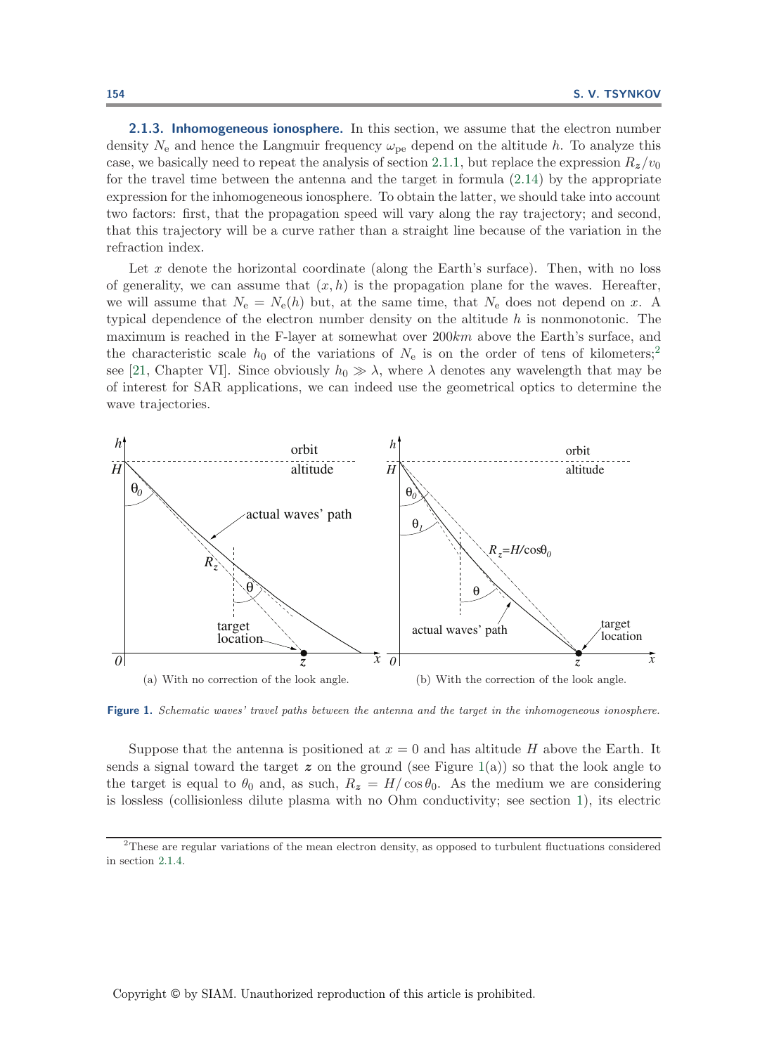### 2.1.3. Inhomogeneous ionosphere.

In this section, we assume that the electron number density $N_e$ and hence the Langmuir frequency $\omega_{pe}$ depend on the altitude $h$. To analyze this case, we basically need to repeat the analysis of section 2.1.1, but replace the expression $R_{\boldsymbol{z}}/v_0$ for the travel time between the antenna and the target in formula (2.14) by the appropriate expression for the inhomogeneous ionosphere. To obtain the latter, we should take into account two factors: first, that the propagation speed will vary along the ray trajectory; and second, that this trajectory will be a curve rather than a straight line because of the variation in the refraction index.

Let $x$ denote the horizontal coordinate (along the Earth's surface). Then, with no loss of generality, we can assume that $(x, h)$ is the propagation plane for the waves. Hereafter, we will assume that $N_e = N_e(h)$ but, at the same time, that $N_e$ does not depend on $x$. A typical dependence of the electron number density on the altitude $h$ is nonmonotonic. The maximum is reached in the F-layer at somewhat over $200km$ above the Earth's surface, and the characteristic scale $h_0$ of the variations of $N_e$ is on the order of tens of kilometers;[2] see [21, Chapter VI]. Since obviously $h_0 \gg \lambda$, where $\lambda$ denotes any wavelength that may be of interest for SAR applications, we can indeed use the geometrical optics to determine the wave trajectories.

(a) With no correction of the look angle.

(b) With the correction of the look angle.

**Figure 1.** *Schematic waves' travel paths between the antenna and the target in the inhomogeneous ionosphere.*

Suppose that the antenna is positioned at $x = 0$ and has altitude $H$ above the Earth. It sends a signal toward the target $\boldsymbol{z}$ on the ground (see Figure 1(a)) so that the look angle to the target is equal to $\theta_0$ and, as such, $R_{\boldsymbol{z}} = H/\cos\theta_0$. As the medium we are considering is lossless (collisionless dilute plasma with no Ohm conductivity; see section 1), its electric

[2] These are regular variations of the mean electron density, as opposed to turbulent fluctuations considered in section 2.1.4.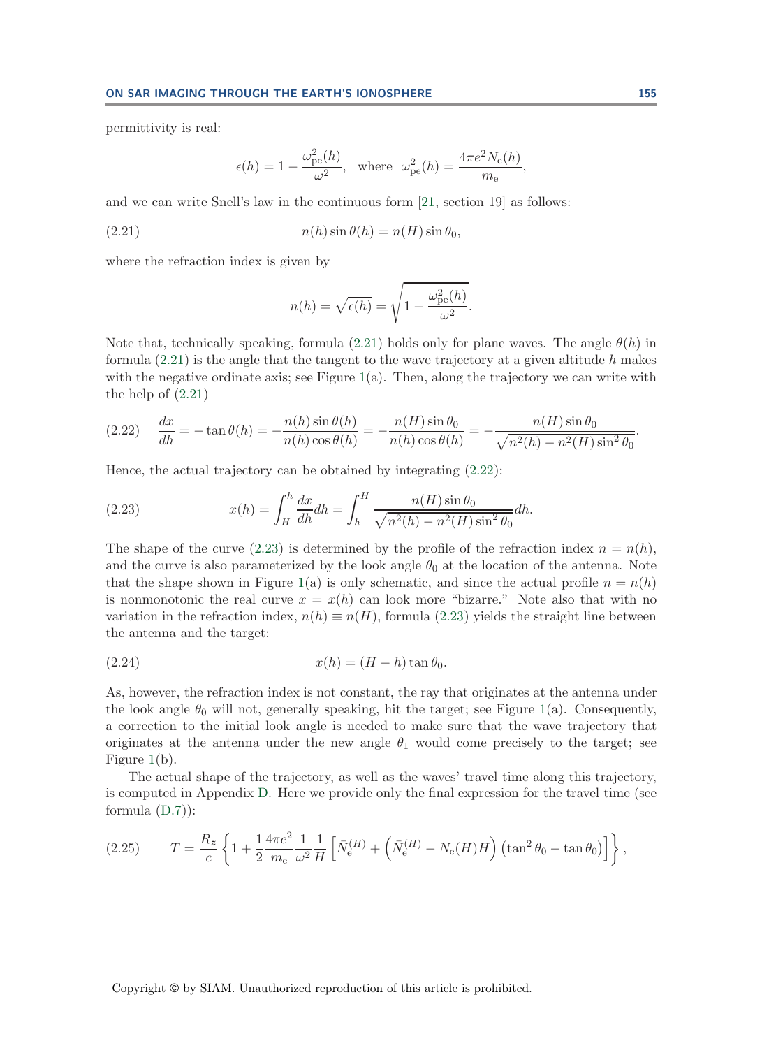permittivity is real:

$$\epsilon(h) = 1 - \frac{\omega_{\rm pe}^2(h)}{\omega^2}, \quad \text{where} \quad \omega_{\rm pe}^2(h) = \frac{4\pi e^2 N_{\rm e}(h)}{m_{\rm e}},$$

and we can write Snell's law in the continuous form [21, section 19] as follows:

$$n(h)\sin\theta(h) = n(H)\sin\theta_0, \tag{2.21}$$

where the refraction index is given by

$$n(h) = \sqrt{\epsilon(h)} = \sqrt{1 - \frac{\omega_{\rm pe}^2(h)}{\omega^2}}.$$

Note that, technically speaking, formula (2.21) holds only for plane waves. The angle $\theta(h)$ in formula (2.21) is the angle that the tangent to the wave trajectory at a given altitude $h$ makes with the negative ordinate axis; see Figure 1(a). Then, along the trajectory we can write with the help of (2.21)

$$\frac{dx}{dh} = -\tan\theta(h) = -\frac{n(h)\sin\theta(h)}{n(h)\cos\theta(h)} = -\frac{n(H)\sin\theta_0}{n(h)\cos\theta(h)} = -\frac{n(H)\sin\theta_0}{\sqrt{n^2(h) - n^2(H)\sin^2\theta_0}}. \tag{2.22}$$

Hence, the actual trajectory can be obtained by integrating (2.22):

$$x(h) = \int_H^h \frac{dx}{dh}dh = \int_h^H \frac{n(H)\sin\theta_0}{\sqrt{n^2(h) - n^2(H)\sin^2\theta_0}}dh. \tag{2.23}$$

The shape of the curve (2.23) is determined by the profile of the refraction index $n = n(h)$, and the curve is also parameterized by the look angle $\theta_0$ at the location of the antenna. Note that the shape shown in Figure 1(a) is only schematic, and since the actual profile $n = n(h)$ is nonmonotonic the real curve $x = x(h)$ can look more "bizarre." Note also that with no variation in the refraction index, $n(h) \equiv n(H)$, formula (2.23) yields the straight line between the antenna and the target:

$$x(h) = (H - h)\tan\theta_0. \tag{2.24}$$

As, however, the refraction index is not constant, the ray that originates at the antenna under the look angle $\theta_0$ will not, generally speaking, hit the target; see Figure 1(a). Consequently, a correction to the initial look angle is needed to make sure that the wave trajectory that originates at the antenna under the new angle $\theta_1$ would come precisely to the target; see Figure 1(b).

The actual shape of the trajectory, as well as the waves' travel time along this trajectory, is computed in Appendix D. Here we provide only the final expression for the travel time (see formula (D.7)):

$$T = \frac{R_z}{c}\left\{1 + \frac{1}{2}\frac{4\pi e^2}{m_{\rm e}}\frac{1}{\omega^2}\frac{1}{H}\left[\bar{N}_{\rm e}^{(H)} + \left(\bar{N}_{\rm e}^{(H)} - N_{\rm e}(H)H\right)\left(\tan^2\theta_0 - \tan\theta_0\right)\right]\right\}, \tag{2.25}$$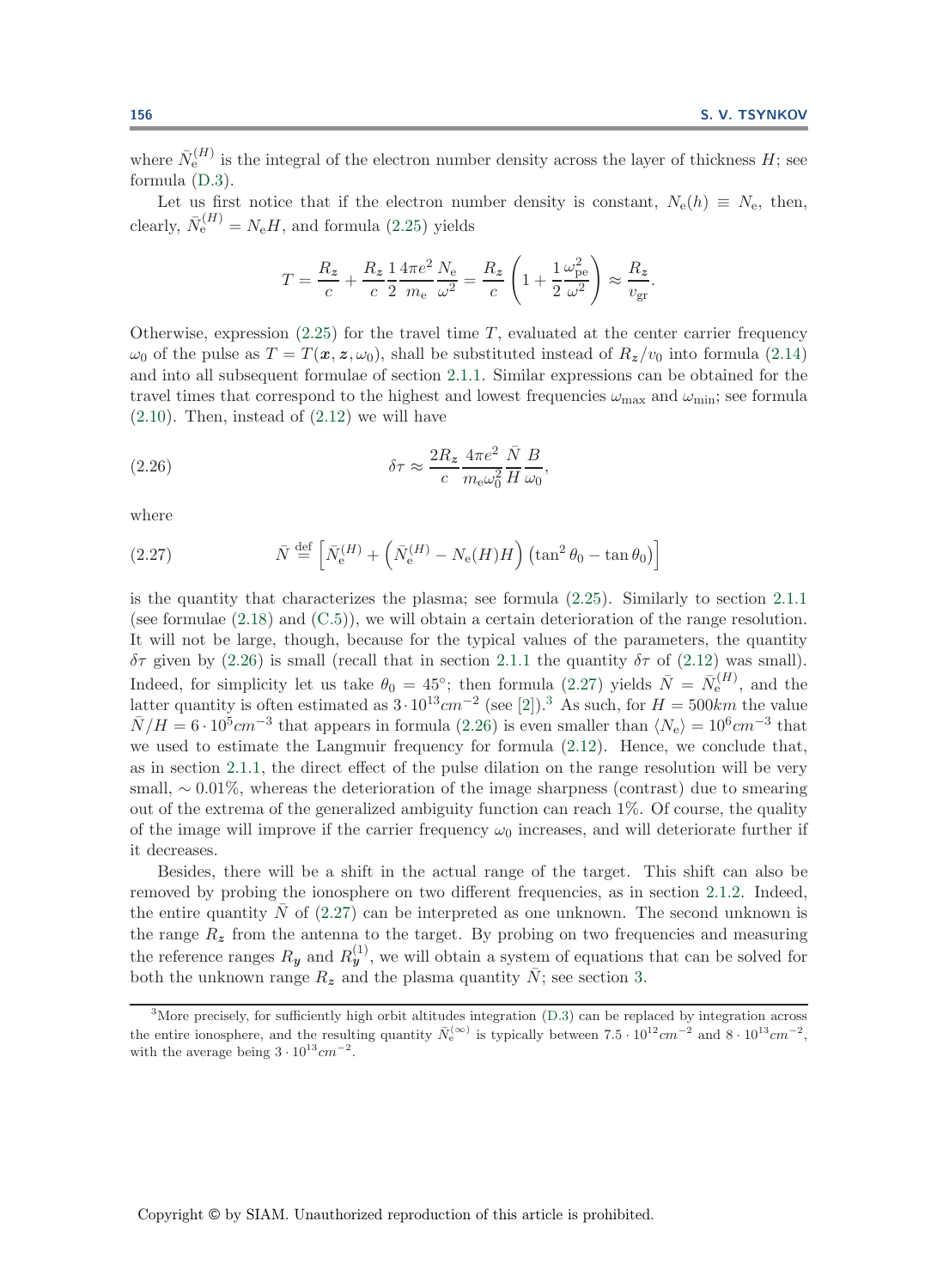where $\bar{N}_{\mathrm{e}}^{(H)}$ is the integral of the electron number density across the layer of thickness $H$; see formula (D.3).

Let us first notice that if the electron number density is constant, $N_{\mathrm{e}}(h) \equiv N_{\mathrm{e}}$, then, clearly, $\bar{N}_{\mathrm{e}}^{(H)} = N_{\mathrm{e}} H$, and formula (2.25) yields

$$T = \frac{R_{\boldsymbol{z}}}{c} + \frac{R_{\boldsymbol{z}}}{c} \frac{1}{2} \frac{4\pi e^2}{m_{\mathrm{e}}} \frac{N_{\mathrm{e}}}{\omega^2} = \frac{R_{\boldsymbol{z}}}{c} \left( 1 + \frac{1}{2} \frac{\omega_{\mathrm{pe}}^2}{\omega^2} \right) \approx \frac{R_{\boldsymbol{z}}}{v_{\mathrm{gr}}}.$$

Otherwise, expression (2.25) for the travel time $T$, evaluated at the center carrier frequency $\omega_0$ of the pulse as $T = T(\boldsymbol{x}, \boldsymbol{z}, \omega_0)$, shall be substituted instead of $R_{\boldsymbol{z}}/v_0$ into formula (2.14) and into all subsequent formulae of section 2.1.1. Similar expressions can be obtained for the travel times that correspond to the highest and lowest frequencies $\omega_{\max}$ and $\omega_{\min}$; see formula (2.10). Then, instead of (2.12) we will have

$$\delta\tau \approx \frac{2R_{\boldsymbol{z}}}{c} \frac{4\pi e^2}{m_{\mathrm{e}} \omega_0^2} \frac{\bar{N}}{H} \frac{B}{\omega_0}, \tag{2.26}$$

where

$$\bar{N} \stackrel{\text{def}}{=} \left[ \bar{N}_{\mathrm{e}}^{(H)} + \left( \bar{N}_{\mathrm{e}}^{(H)} - N_{\mathrm{e}}(H) H \right) \left( \tan^2\theta_0 - \tan\theta_0 \right) \right] \tag{2.27}$$

is the quantity that characterizes the plasma; see formula (2.25). Similarly to section 2.1.1 (see formulae (2.18) and (C.5)), we will obtain a certain deterioration of the range resolution. It will not be large, though, because for the typical values of the parameters, the quantity $\delta\tau$ given by (2.26) is small (recall that in section 2.1.1 the quantity $\delta\tau$ of (2.12) was small). Indeed, for simplicity let us take $\theta_0 = 45°$; then formula (2.27) yields $\bar{N} = \bar{N}_{\mathrm{e}}^{(H)}$, and the latter quantity is often estimated as $3 \cdot 10^{13} cm^{-2}$ (see [2]).[3] As such, for $H = 500 km$ the value $\bar{N}/H = 6 \cdot 10^5 cm^{-3}$ that appears in formula (2.26) is even smaller than $\langle N_{\mathrm{e}} \rangle = 10^6 cm^{-3}$ that we used to estimate the Langmuir frequency for formula (2.12). Hence, we conclude that, as in section 2.1.1, the direct effect of the pulse dilation on the range resolution will be very small, $\sim 0.01\%$, whereas the deterioration of the image sharpness (contrast) due to smearing out of the extrema of the generalized ambiguity function can reach 1%. Of course, the quality of the image will improve if the carrier frequency $\omega_0$ increases, and will deteriorate further if it decreases.

Besides, there will be a shift in the actual range of the target. This shift can also be removed by probing the ionosphere on two different frequencies, as in section 2.1.2. Indeed, the entire quantity $\bar{N}$ of (2.27) can be interpreted as one unknown. The second unknown is the range $R_{\boldsymbol{z}}$ from the antenna to the target. By probing on two frequencies and measuring the reference ranges $R_{\boldsymbol{y}}$ and $R_{\boldsymbol{y}}^{(1)}$, we will obtain a system of equations that can be solved for both the unknown range $R_{\boldsymbol{z}}$ and the plasma quantity $\bar{N}$; see section 3.

[3] More precisely, for sufficiently high orbit altitudes integration (D.3) can be replaced by integration across the entire ionosphere, and the resulting quantity $\bar{N}_{\mathrm{e}}^{(\infty)}$ is typically between $7.5 \cdot 10^{12} cm^{-2}$ and $8 \cdot 10^{13} cm^{-2}$, with the average being $3 \cdot 10^{13} cm^{-2}$.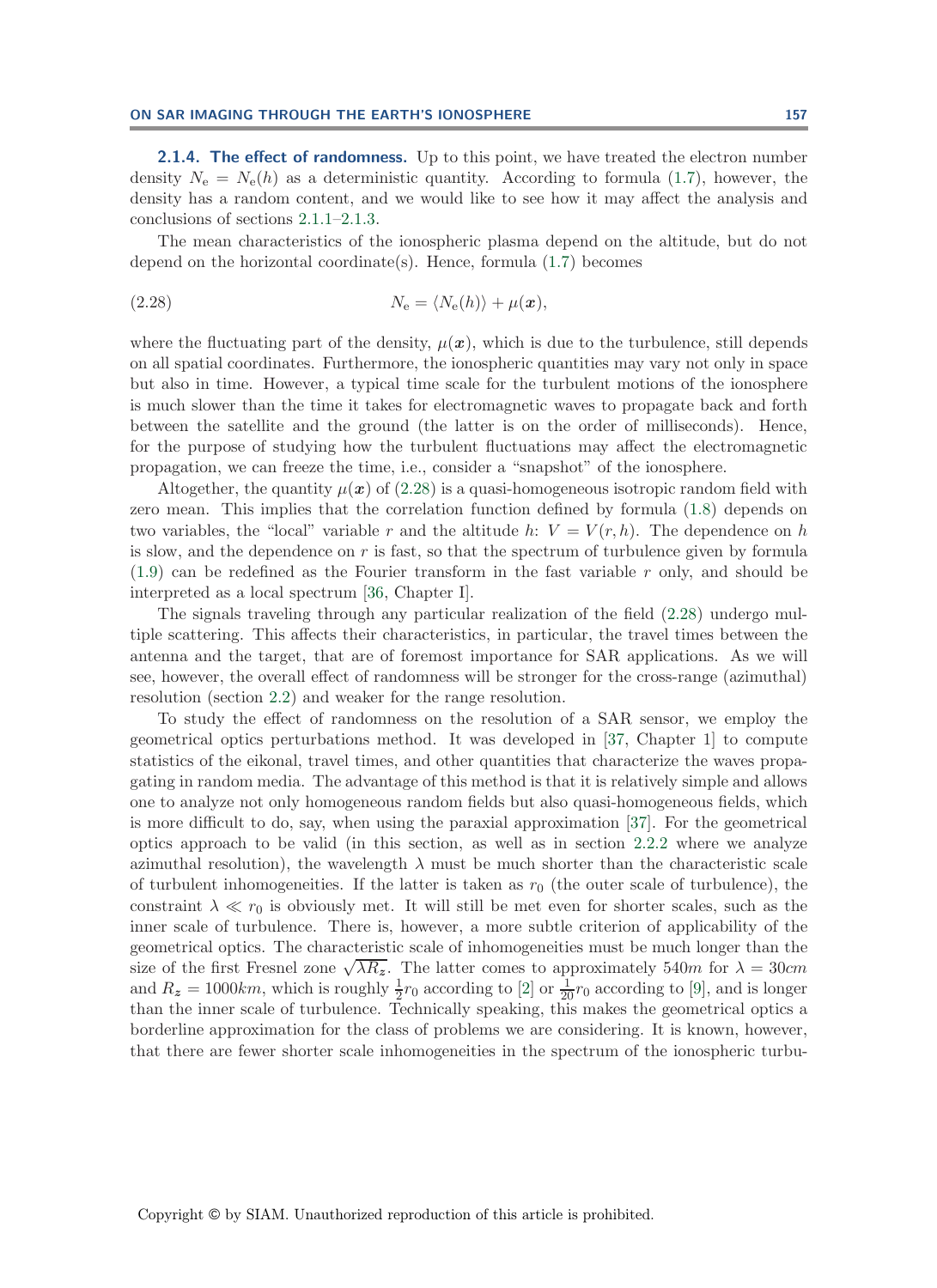### 2.1.4. The effect of randomness.

Up to this point, we have treated the electron number density $N_e = N_e(h)$ as a deterministic quantity. According to formula (1.7), however, the density has a random content, and we would like to see how it may affect the analysis and conclusions of sections 2.1.1–2.1.3.

The mean characteristics of the ionospheric plasma depend on the altitude, but do not depend on the horizontal coordinate(s). Hence, formula (1.7) becomes

$$N_e = \langle N_e(h) \rangle + \mu(\boldsymbol{x}), \tag{2.28}$$

where the fluctuating part of the density, $\mu(\boldsymbol{x})$, which is due to the turbulence, still depends on all spatial coordinates. Furthermore, the ionospheric quantities may vary not only in space but also in time. However, a typical time scale for the turbulent motions of the ionosphere is much slower than the time it takes for electromagnetic waves to propagate back and forth between the satellite and the ground (the latter is on the order of milliseconds). Hence, for the purpose of studying how the turbulent fluctuations may affect the electromagnetic propagation, we can freeze the time, i.e., consider a "snapshot" of the ionosphere.

Altogether, the quantity $\mu(\boldsymbol{x})$ of (2.28) is a quasi-homogeneous isotropic random field with zero mean. This implies that the correlation function defined by formula (1.8) depends on two variables, the "local" variable $r$ and the altitude $h$: $V = V(r, h)$. The dependence on $h$ is slow, and the dependence on $r$ is fast, so that the spectrum of turbulence given by formula (1.9) can be redefined as the Fourier transform in the fast variable $r$ only, and should be interpreted as a local spectrum [36, Chapter I].

The signals traveling through any particular realization of the field (2.28) undergo multiple scattering. This affects their characteristics, in particular, the travel times between the antenna and the target, that are of foremost importance for SAR applications. As we will see, however, the overall effect of randomness will be stronger for the cross-range (azimuthal) resolution (section 2.2) and weaker for the range resolution.

To study the effect of randomness on the resolution of a SAR sensor, we employ the geometrical optics perturbations method. It was developed in [37, Chapter 1] to compute statistics of the eikonal, travel times, and other quantities that characterize the waves propagating in random media. The advantage of this method is that it is relatively simple and allows one to analyze not only homogeneous random fields but also quasi-homogeneous fields, which is more difficult to do, say, when using the paraxial approximation [37]. For the geometrical optics approach to be valid (in this section, as well as in section 2.2.2 where we analyze azimuthal resolution), the wavelength $\lambda$ must be much shorter than the characteristic scale of turbulent inhomogeneities. If the latter is taken as $r_0$ (the outer scale of turbulence), the constraint $\lambda \ll r_0$ is obviously met. It will still be met even for shorter scales, such as the inner scale of turbulence. There is, however, a more subtle criterion of applicability of the geometrical optics. The characteristic scale of inhomogeneities must be much longer than the size of the first Fresnel zone $\sqrt{\lambda R_z}$. The latter comes to approximately $540m$ for $\lambda = 30cm$ and $R_z = 1000km$, which is roughly $\frac{1}{2}r_0$ according to [2] or $\frac{1}{20}r_0$ according to [9], and is longer than the inner scale of turbulence. Technically speaking, this makes the geometrical optics a borderline approximation for the class of problems we are considering. It is known, however, that there are fewer shorter scale inhomogeneities in the spectrum of the ionospheric turbu-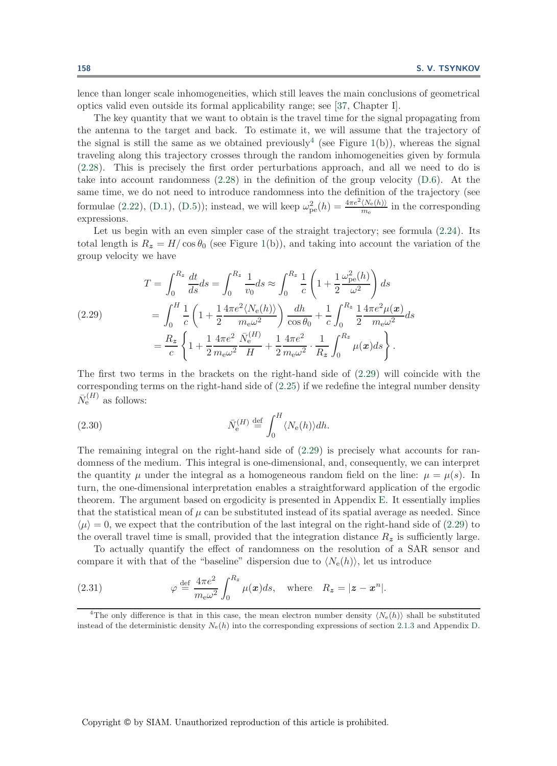lence than longer scale inhomogeneities, which still leaves the main conclusions of geometrical optics valid even outside its formal applicability range; see [37, Chapter I].

The key quantity that we want to obtain is the travel time for the signal propagating from the antenna to the target and back. To estimate it, we will assume that the trajectory of the signal is still the same as we obtained previously[4] (see Figure 1(b)), whereas the signal traveling along this trajectory crosses through the random inhomogeneities given by formula (2.28). This is precisely the first order perturbations approach, and all we need to do is take into account randomness (2.28) in the definition of the group velocity (D.6). At the same time, we do not need to introduce randomness into the definition of the trajectory (see formulae (2.22), (D.1), (D.5)); instead, we will keep $\omega_{\mathrm{pe}}^2(h) = \frac{4\pi e^2 \langle N_{\mathrm{e}}(h)\rangle}{m_{\mathrm{e}}}$ in the corresponding expressions.

Let us begin with an even simpler case of the straight trajectory; see formula (2.24). Its total length is $R_{\boldsymbol{z}} = H/\cos\theta_0$ (see Figure 1(b)), and taking into account the variation of the group velocity we have

$$
\begin{aligned}
T &= \int_0^{R_{\boldsymbol{z}}} \frac{dt}{ds} ds = \int_0^{R_{\boldsymbol{z}}} \frac{1}{v_0} ds \approx \int_0^{R_{\boldsymbol{z}}} \frac{1}{c}\left(1 + \frac{1}{2}\frac{\omega_{\mathrm{pe}}^2(h)}{\omega^2}\right) ds \\
&= \int_0^{H} \frac{1}{c}\left(1 + \frac{1}{2}\frac{4\pi e^2 \langle N_{\mathrm{e}}(h)\rangle}{m_{\mathrm{e}}\omega^2}\right)\frac{dh}{\cos\theta_0} + \frac{1}{c}\int_0^{R_{\boldsymbol{z}}} \frac{1}{2}\frac{4\pi e^2 \mu(\boldsymbol{x})}{m_{\mathrm{e}}\omega^2} ds \\
&= \frac{R_{\boldsymbol{z}}}{c}\left\{1 + \frac{1}{2}\frac{4\pi e^2}{m_{\mathrm{e}}\omega^2}\frac{\bar{N}_{\mathrm{e}}^{(H)}}{H} + \frac{1}{2}\frac{4\pi e^2}{m_{\mathrm{e}}\omega^2}\cdot\frac{1}{R_{\boldsymbol{z}}}\int_0^{R_{\boldsymbol{z}}} \mu(\boldsymbol{x}) ds\right\}.
\end{aligned} \tag{2.29}
$$

The first two terms in the brackets on the right-hand side of (2.29) will coincide with the corresponding terms on the right-hand side of (2.25) if we redefine the integral number density $\bar{N}_{\mathrm{e}}^{(H)}$ as follows:

$$
\bar{N}_{\mathrm{e}}^{(H)} \stackrel{\text{def}}{=} \int_0^H \langle N_{\mathrm{e}}(h)\rangle dh. \tag{2.30}
$$

The remaining integral on the right-hand side of (2.29) is precisely what accounts for randomness of the medium. This integral is one-dimensional, and, consequently, we can interpret the quantity $\mu$ under the integral as a homogeneous random field on the line: $\mu = \mu(s)$. In turn, the one-dimensional interpretation enables a straightforward application of the ergodic theorem. The argument based on ergodicity is presented in Appendix E. It essentially implies that the statistical mean of $\mu$ can be substituted instead of its spatial average as needed. Since $\langle\mu\rangle = 0$, we expect that the contribution of the last integral on the right-hand side of (2.29) to the overall travel time is small, provided that the integration distance $R_{\boldsymbol{z}}$ is sufficiently large.

To actually quantify the effect of randomness on the resolution of a SAR sensor and compare it with that of the "baseline" dispersion due to $\langle N_{\mathrm{e}}(h)\rangle$, let us introduce

$$
\varphi \stackrel{\text{def}}{=} \frac{4\pi e^2}{m_{\mathrm{e}}\omega^2}\int_0^{R_{\boldsymbol{z}}} \mu(\boldsymbol{x}) ds, \quad \text{where} \quad R_{\boldsymbol{z}} = |\boldsymbol{z} - \boldsymbol{x}^n|. \tag{2.31}
$$

---

[4] The only difference is that in this case, the mean electron number density $\langle N_{\mathrm{e}}(h)\rangle$ shall be substituted instead of the deterministic density $N_{\mathrm{e}}(h)$ into the corresponding expressions of section 2.1.3 and Appendix D.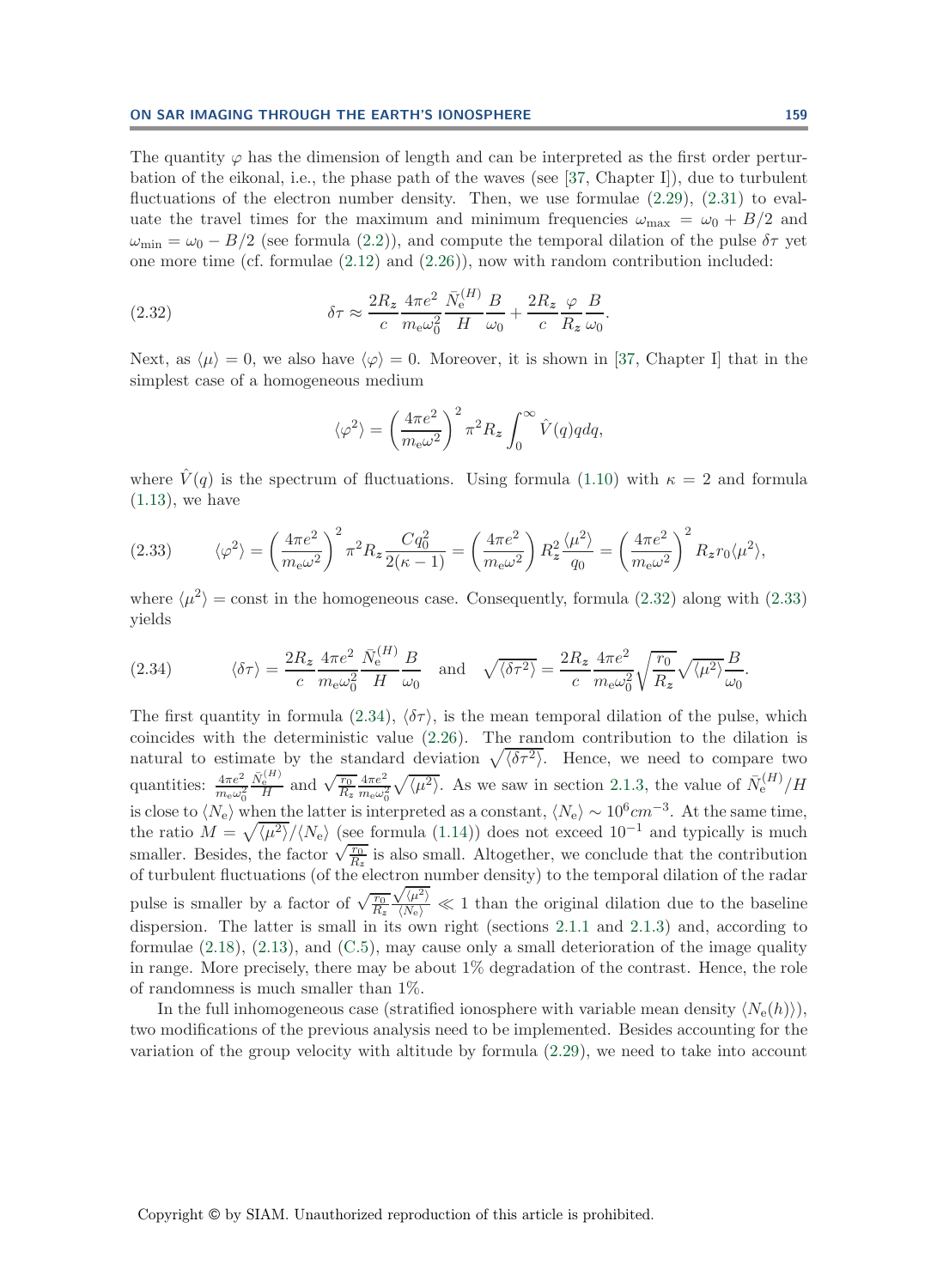The quantity $\varphi$ has the dimension of length and can be interpreted as the first order perturbation of the eikonal, i.e., the phase path of the waves (see [37, Chapter I]), due to turbulent fluctuations of the electron number density. Then, we use formulae (2.29), (2.31) to evaluate the travel times for the maximum and minimum frequencies $\omega_{\max} = \omega_0 + B/2$ and $\omega_{\min} = \omega_0 - B/2$ (see formula (2.2)), and compute the temporal dilation of the pulse $\delta\tau$ yet one more time (cf. formulae (2.12) and (2.26)), now with random contribution included:

$$\delta\tau \approx \frac{2R_z}{c}\frac{4\pi e^2}{m_e\omega_0^2}\frac{\bar{N}_e^{(H)}}{H}\frac{B}{\omega_0} + \frac{2R_z}{c}\frac{\varphi}{R_z}\frac{B}{\omega_0}. \tag{2.32}$$

Next, as $\langle\mu\rangle = 0$, we also have $\langle\varphi\rangle = 0$. Moreover, it is shown in [37, Chapter I] that in the simplest case of a homogeneous medium

$$\langle\varphi^2\rangle = \left(\frac{4\pi e^2}{m_e\omega^2}\right)^2 \pi^2 R_z \int_0^\infty \hat{V}(q)q\,dq,$$

where $\hat{V}(q)$ is the spectrum of fluctuations. Using formula (1.10) with $\kappa = 2$ and formula (1.13), we have

$$\langle\varphi^2\rangle = \left(\frac{4\pi e^2}{m_e\omega^2}\right)^2 \pi^2 R_z \frac{Cq_0^2}{2(\kappa-1)} = \left(\frac{4\pi e^2}{m_e\omega^2}\right) R_z^2 \frac{\langle\mu^2\rangle}{q_0} = \left(\frac{4\pi e^2}{m_e\omega^2}\right)^2 R_z r_0 \langle\mu^2\rangle, \tag{2.33}$$

where $\langle\mu^2\rangle = \text{const}$ in the homogeneous case. Consequently, formula (2.32) along with (2.33) yields

$$\langle\delta\tau\rangle = \frac{2R_z}{c}\frac{4\pi e^2}{m_e\omega_0^2}\frac{\bar{N}_e^{(H)}}{H}\frac{B}{\omega_0} \quad \text{and} \quad \sqrt{\langle\delta\tau^2\rangle} = \frac{2R_z}{c}\frac{4\pi e^2}{m_e\omega_0^2}\sqrt{\frac{r_0}{R_z}}\sqrt{\langle\mu^2\rangle}\frac{B}{\omega_0}. \tag{2.34}$$

The first quantity in formula (2.34), $\langle\delta\tau\rangle$, is the mean temporal dilation of the pulse, which coincides with the deterministic value (2.26). The random contribution to the dilation is natural to estimate by the standard deviation $\sqrt{\langle\delta\tau^2\rangle}$. Hence, we need to compare two quantities: $\frac{4\pi e^2}{m_e\omega_0^2}\frac{\bar{N}_e^{(H)}}{H}$ and $\sqrt{\frac{r_0}{R_z}}\frac{4\pi e^2}{m_e\omega_0^2}\sqrt{\langle\mu^2\rangle}$. As we saw in section 2.1.3, the value of $\bar{N}_e^{(H)}/H$ is close to $\langle N_e\rangle$ when the latter is interpreted as a constant, $\langle N_e\rangle \sim 10^6 cm^{-3}$. At the same time, the ratio $M = \sqrt{\langle\mu^2\rangle}/\langle N_e\rangle$ (see formula (1.14)) does not exceed $10^{-1}$ and typically is much smaller. Besides, the factor $\sqrt{\frac{r_0}{R_z}}$ is also small. Altogether, we conclude that the contribution of turbulent fluctuations (of the electron number density) to the temporal dilation of the radar pulse is smaller by a factor of $\sqrt{\frac{r_0}{R_z}}\frac{\sqrt{\langle\mu^2\rangle}}{\langle N_e\rangle} \ll 1$ than the original dilation due to the baseline dispersion. The latter is small in its own right (sections 2.1.1 and 2.1.3) and, according to formulae (2.18), (2.13), and (C.5), may cause only a small deterioration of the image quality in range. More precisely, there may be about 1% degradation of the contrast. Hence, the role of randomness is much smaller than 1%.

In the full inhomogeneous case (stratified ionosphere with variable mean density $\langle N_e(h)\rangle$), two modifications of the previous analysis need to be implemented. Besides accounting for the variation of the group velocity with altitude by formula (2.29), we need to take into account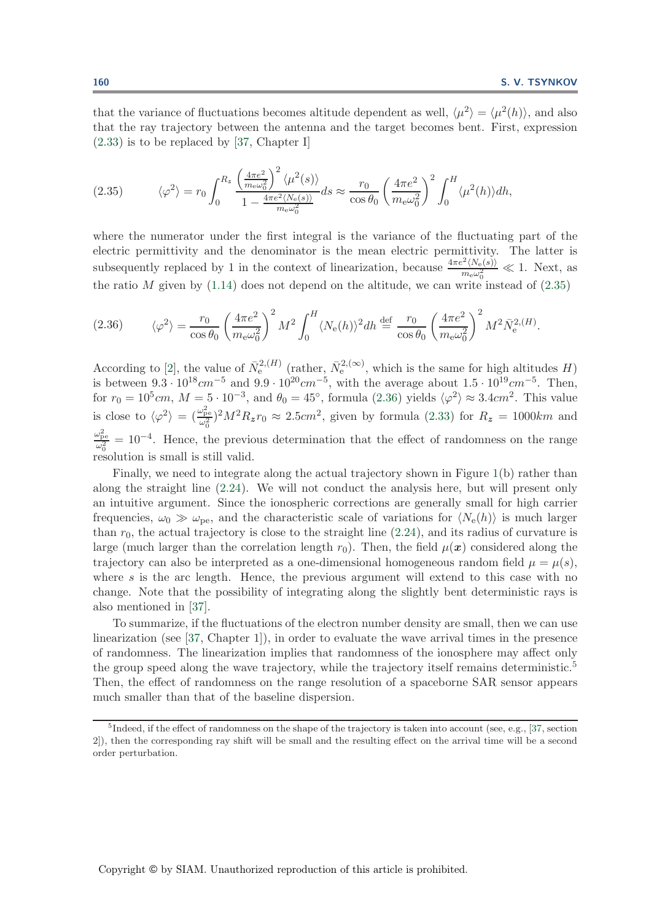that the variance of fluctuations becomes altitude dependent as well, $\langle \mu^2 \rangle = \langle \mu^2(h) \rangle$, and also that the ray trajectory between the antenna and the target becomes bent. First, expression (2.33) is to be replaced by [37, Chapter I]

$$
\langle \varphi^2 \rangle = r_0 \int_0^{R_z} \frac{\left(\frac{4\pi e^2}{m_e \omega_0^2}\right)^2 \langle \mu^2(s) \rangle}{1 - \frac{4\pi e^2 \langle N_e(s) \rangle}{m_e \omega_0^2}} ds \approx \frac{r_0}{\cos\theta_0} \left(\frac{4\pi e^2}{m_e \omega_0^2}\right)^2 \int_0^H \langle \mu^2(h) \rangle dh, \tag{2.35}
$$

where the numerator under the first integral is the variance of the fluctuating part of the electric permittivity and the denominator is the mean electric permittivity. The latter is subsequently replaced by 1 in the context of linearization, because $\frac{4\pi e^2 \langle N_e(s) \rangle}{m_e \omega_0^2} \ll 1$. Next, as the ratio $M$ given by (1.14) does not depend on the altitude, we can write instead of (2.35)

$$
\langle \varphi^2 \rangle = \frac{r_0}{\cos\theta_0} \left(\frac{4\pi e^2}{m_e \omega_0^2}\right)^2 M^2 \int_0^H \langle N_e(h) \rangle^2 dh \stackrel{\text{def}}{=} \frac{r_0}{\cos\theta_0} \left(\frac{4\pi e^2}{m_e \omega_0^2}\right)^2 M^2 \bar{N}_e^{2,(H)}. \tag{2.36}
$$

According to [2], the value of $\bar{N}_e^{2,(H)}$ (rather, $\bar{N}_e^{2,(\infty)}$, which is the same for high altitudes $H$) is between $9.3 \cdot 10^{18} cm^{-5}$ and $9.9 \cdot 10^{20} cm^{-5}$, with the average about $1.5 \cdot 10^{19} cm^{-5}$. Then, for $r_0 = 10^5 cm$, $M = 5 \cdot 10^{-3}$, and $\theta_0 = 45^\circ$, formula (2.36) yields $\langle \varphi^2 \rangle \approx 3.4 cm^2$. This value is close to $\langle \varphi^2 \rangle = (\frac{\omega_{pe}^2}{\omega_0^2})^2 M^2 R_z r_0 \approx 2.5 cm^2$, given by formula (2.33) for $R_z = 1000 km$ and $\frac{\omega_{pe}^2}{\omega_0^2} = 10^{-4}$. Hence, the previous determination that the effect of randomness on the range resolution is small is still valid.

Finally, we need to integrate along the actual trajectory shown in Figure 1(b) rather than along the straight line (2.24). We will not conduct the analysis here, but will present only an intuitive argument. Since the ionospheric corrections are generally small for high carrier frequencies, $\omega_0 \gg \omega_{pe}$, and the characteristic scale of variations for $\langle N_e(h) \rangle$ is much larger than $r_0$, the actual trajectory is close to the straight line (2.24), and its radius of curvature is large (much larger than the correlation length $r_0$). Then, the field $\mu(\boldsymbol{x})$ considered along the trajectory can also be interpreted as a one-dimensional homogeneous random field $\mu = \mu(s)$, where $s$ is the arc length. Hence, the previous argument will extend to this case with no change. Note that the possibility of integrating along the slightly bent deterministic rays is also mentioned in [37].

To summarize, if the fluctuations of the electron number density are small, then we can use linearization (see [37, Chapter 1]), in order to evaluate the wave arrival times in the presence of randomness. The linearization implies that randomness of the ionosphere may affect only the group speed along the wave trajectory, while the trajectory itself remains deterministic.[5] Then, the effect of randomness on the range resolution of a spaceborne SAR sensor appears much smaller than that of the baseline dispersion.

[5]Indeed, if the effect of randomness on the shape of the trajectory is taken into account (see, e.g., [37, section 2]), then the corresponding ray shift will be small and the resulting effect on the arrival time will be a second order perturbation.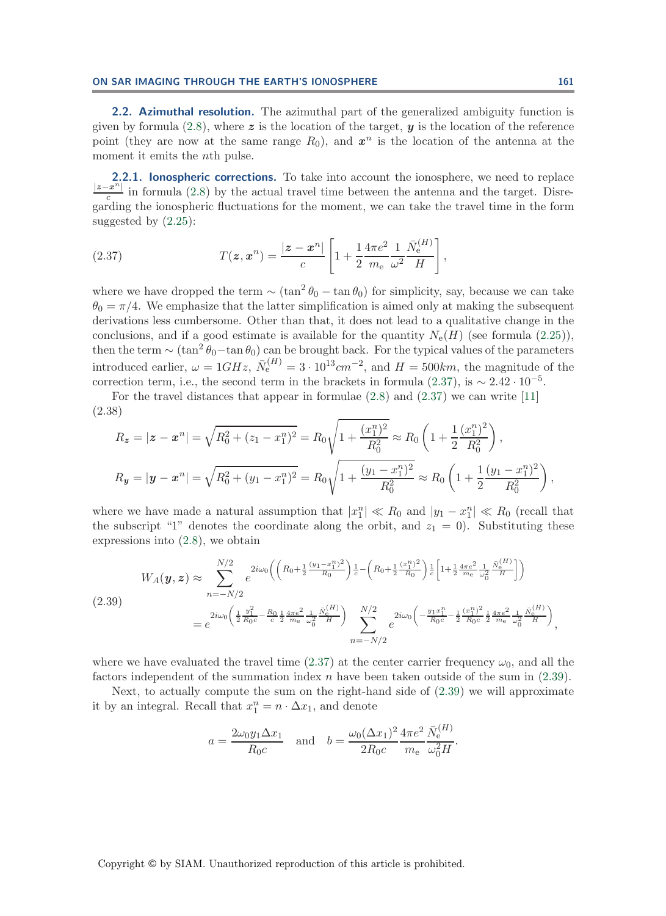**2.2. Azimuthal resolution.** The azimuthal part of the generalized ambiguity function is given by formula (2.8), where $\boldsymbol{z}$ is the location of the target, $\boldsymbol{y}$ is the location of the reference point (they are now at the same range $R_0$), and $\boldsymbol{x}^n$ is the location of the antenna at the moment it emits the $n$th pulse.

**2.2.1. Ionospheric corrections.** To take into account the ionosphere, we need to replace $\frac{|\boldsymbol{z}-\boldsymbol{x}^n|}{c}$ in formula (2.8) by the actual travel time between the antenna and the target. Disregarding the ionospheric fluctuations for the moment, we can take the travel time in the form suggested by (2.25):

$$
T(\boldsymbol{z},\boldsymbol{x}^n) = \frac{|\boldsymbol{z}-\boldsymbol{x}^n|}{c}\left[1+\frac{1}{2}\frac{4\pi e^2}{m_{\rm e}}\frac{1}{\omega^2}\frac{\bar{N}_{\rm e}^{(H)}}{H}\right], \tag{2.37}
$$

where we have dropped the term $\sim(\tan^2\theta_0-\tan\theta_0)$ for simplicity, say, because we can take $\theta_0=\pi/4$. We emphasize that the latter simplification is aimed only at making the subsequent derivations less cumbersome. Other than that, it does not lead to a qualitative change in the conclusions, and if a good estimate is available for the quantity $N_{\rm e}(H)$ (see formula (2.25)), then the term $\sim(\tan^2\theta_0-\tan\theta_0)$ can be brought back. For the typical values of the parameters introduced earlier, $\omega = 1GHz$, $\bar{N}_{\rm e}^{(H)} = 3\cdot 10^{13}cm^{-2}$, and $H=500km$, the magnitude of the correction term, i.e., the second term in the brackets in formula (2.37), is $\sim 2.42\cdot 10^{-5}$.

For the travel distances that appear in formulae (2.8) and (2.37) we can write [11]

$$
\begin{aligned}
R_{\boldsymbol{z}} &= |\boldsymbol{z}-\boldsymbol{x}^n| = \sqrt{R_0^2+(z_1-x_1^n)^2} = R_0\sqrt{1+\frac{(x_1^n)^2}{R_0^2}} \approx R_0\left(1+\frac{1}{2}\frac{(x_1^n)^2}{R_0^2}\right),\\
R_{\boldsymbol{y}} &= |\boldsymbol{y}-\boldsymbol{x}^n| = \sqrt{R_0^2+(y_1-x_1^n)^2} = R_0\sqrt{1+\frac{(y_1-x_1^n)^2}{R_0^2}} \approx R_0\left(1+\frac{1}{2}\frac{(y_1-x_1^n)^2}{R_0^2}\right),
\end{aligned} \tag{2.38}
$$

where we have made a natural assumption that $|x_1^n|\ll R_0$ and $|y_1-x_1^n|\ll R_0$ (recall that the subscript "1" denotes the coordinate along the orbit, and $z_1=0$). Substituting these expressions into (2.8), we obtain

$$
\begin{aligned}
W_A(\boldsymbol{y},\boldsymbol{z}) &\approx \sum_{n=-N/2}^{N/2} e^{2i\omega_0\left(\left(R_0+\frac{1}{2}\frac{(y_1-x_1^n)^2}{R_0}\right)\frac{1}{c}-\left(R_0+\frac{1}{2}\frac{(x_1^n)^2}{R_0}\right)\frac{1}{c}\left[1+\frac{1}{2}\frac{4\pi e^2}{m_{\rm e}}\frac{1}{\omega_0^2}\frac{\bar{N}_{\rm e}^{(H)}}{H}\right]\right)}\\
&= e^{2i\omega_0\left(\frac{1}{2}\frac{y_1^2}{R_0c}-\frac{R_0}{c}\frac{1}{2}\frac{4\pi e^2}{m_{\rm e}}\frac{1}{\omega_0^2}\frac{\bar{N}_{\rm e}^{(H)}}{H}\right)}\sum_{n=-N/2}^{N/2} e^{2i\omega_0\left(-\frac{y_1x_1^n}{R_0c}-\frac{1}{2}\frac{(x_1^n)^2}{R_0c}\frac{1}{2}\frac{4\pi e^2}{m_{\rm e}}\frac{1}{\omega_0^2}\frac{\bar{N}_{\rm e}^{(H)}}{H}\right)},
\end{aligned} \tag{2.39}
$$

where we have evaluated the travel time (2.37) at the center carrier frequency $\omega_0$, and all the factors independent of the summation index $n$ have been taken outside of the sum in (2.39).

Next, to actually compute the sum on the right-hand side of (2.39) we will approximate it by an integral. Recall that $x_1^n = n\cdot\Delta x_1$, and denote

$$
a = \frac{2\omega_0 y_1\Delta x_1}{R_0c} \quad \text{and} \quad b = \frac{\omega_0(\Delta x_1)^2}{2R_0c}\frac{4\pi e^2}{m_{\rm e}}\frac{\bar{N}_{\rm e}^{(H)}}{\omega_0^2 H}.
$$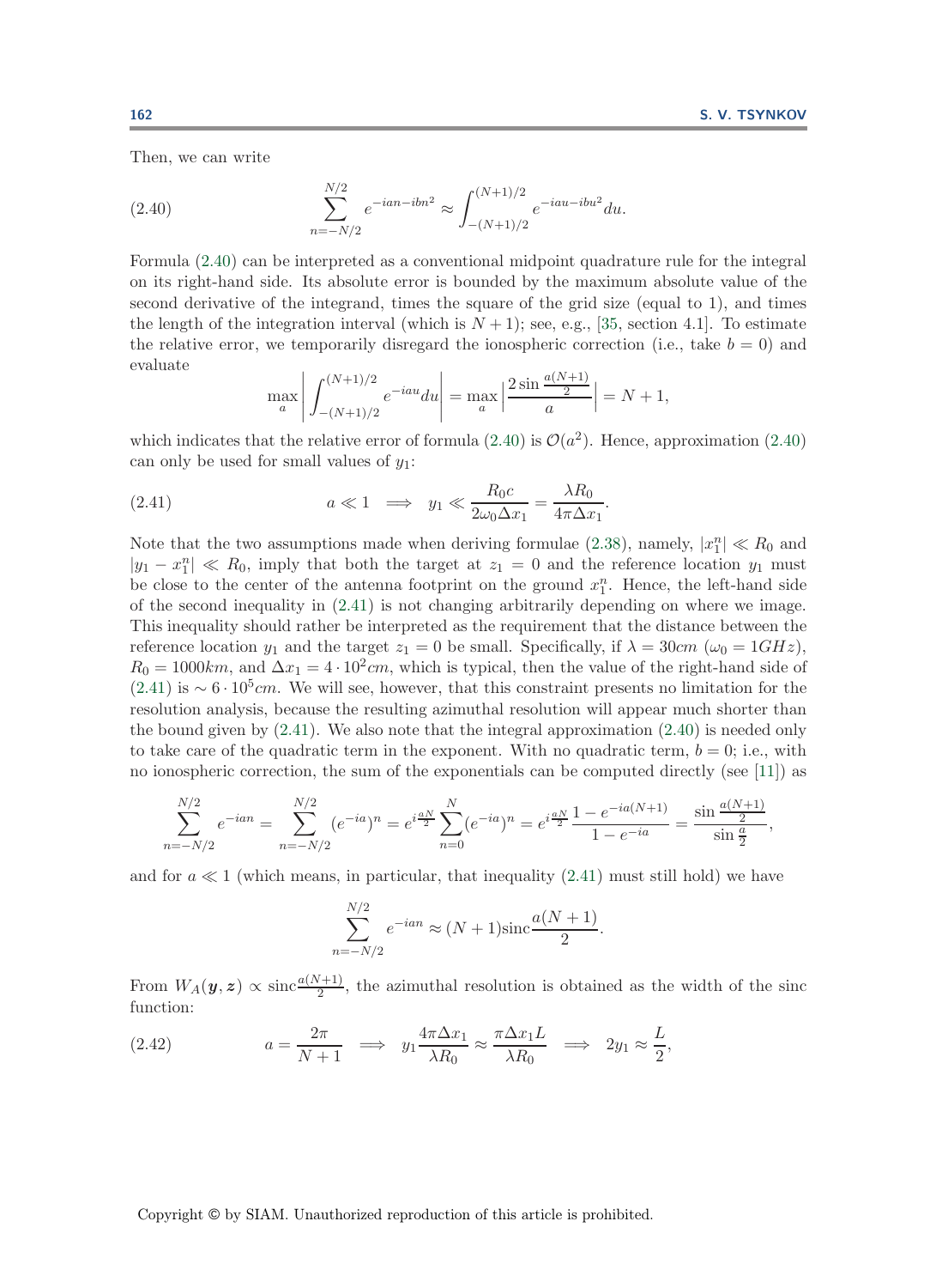Then, we can write

$$\sum_{n=-N/2}^{N/2} e^{-ian-ibn^2} \approx \int_{-(N+1)/2}^{(N+1)/2} e^{-iau-ibu^2} du. \tag{2.40}$$

Formula (2.40) can be interpreted as a conventional midpoint quadrature rule for the integral on its right-hand side. Its absolute error is bounded by the maximum absolute value of the second derivative of the integrand, times the square of the grid size (equal to 1), and times the length of the integration interval (which is $N+1$); see, e.g., [35, section 4.1]. To estimate the relative error, we temporarily disregard the ionospheric correction (i.e., take $b=0$) and evaluate

$$\max_a \left| \int_{-(N+1)/2}^{(N+1)/2} e^{-iau} du \right| = \max_a \left| \frac{2 \sin \frac{a(N+1)}{2}}{a} \right| = N+1,$$

which indicates that the relative error of formula (2.40) is $\mathcal{O}(a^2)$. Hence, approximation (2.40) can only be used for small values of $y_1$:

$$a \ll 1 \quad \Longrightarrow \quad y_1 \ll \frac{R_0 c}{2\omega_0 \Delta x_1} = \frac{\lambda R_0}{4\pi \Delta x_1}. \tag{2.41}$$

Note that the two assumptions made when deriving formulae (2.38), namely, $|x_1^n| \ll R_0$ and $|y_1 - x_1^n| \ll R_0$, imply that both the target at $z_1 = 0$ and the reference location $y_1$ must be close to the center of the antenna footprint on the ground $x_1^n$. Hence, the left-hand side of the second inequality in (2.41) is not changing arbitrarily depending on where we image. This inequality should rather be interpreted as the requirement that the distance between the reference location $y_1$ and the target $z_1 = 0$ be small. Specifically, if $\lambda = 30cm$ ($\omega_0 = 1GHz$), $R_0 = 1000km$, and $\Delta x_1 = 4 \cdot 10^2 cm$, which is typical, then the value of the right-hand side of (2.41) is $\sim 6 \cdot 10^5 cm$. We will see, however, that this constraint presents no limitation for the resolution analysis, because the resulting azimuthal resolution will appear much shorter than the bound given by (2.41). We also note that the integral approximation (2.40) is needed only to take care of the quadratic term in the exponent. With no quadratic term, $b=0$; i.e., with no ionospheric correction, the sum of the exponentials can be computed directly (see [11]) as

$$\sum_{n=-N/2}^{N/2} e^{-ian} = \sum_{n=-N/2}^{N/2} (e^{-ia})^n = e^{i\frac{aN}{2}} \sum_{n=0}^{N} (e^{-ia})^n = e^{i\frac{aN}{2}} \frac{1 - e^{-ia(N+1)}}{1 - e^{-ia}} = \frac{\sin \frac{a(N+1)}{2}}{\sin \frac{a}{2}},$$

and for $a \ll 1$ (which means, in particular, that inequality (2.41) must still hold) we have

$$\sum_{n=-N/2}^{N/2} e^{-ian} \approx (N+1) \operatorname{sinc} \frac{a(N+1)}{2}.$$

From $W_A(\boldsymbol{y}, \boldsymbol{z}) \propto \operatorname{sinc} \frac{a(N+1)}{2}$, the azimuthal resolution is obtained as the width of the sinc function:

$$a = \frac{2\pi}{N+1} \quad \Longrightarrow \quad y_1 \frac{4\pi \Delta x_1}{\lambda R_0} \approx \frac{\pi \Delta x_1 L}{\lambda R_0} \quad \Longrightarrow \quad 2y_1 \approx \frac{L}{2}, \tag{2.42}$$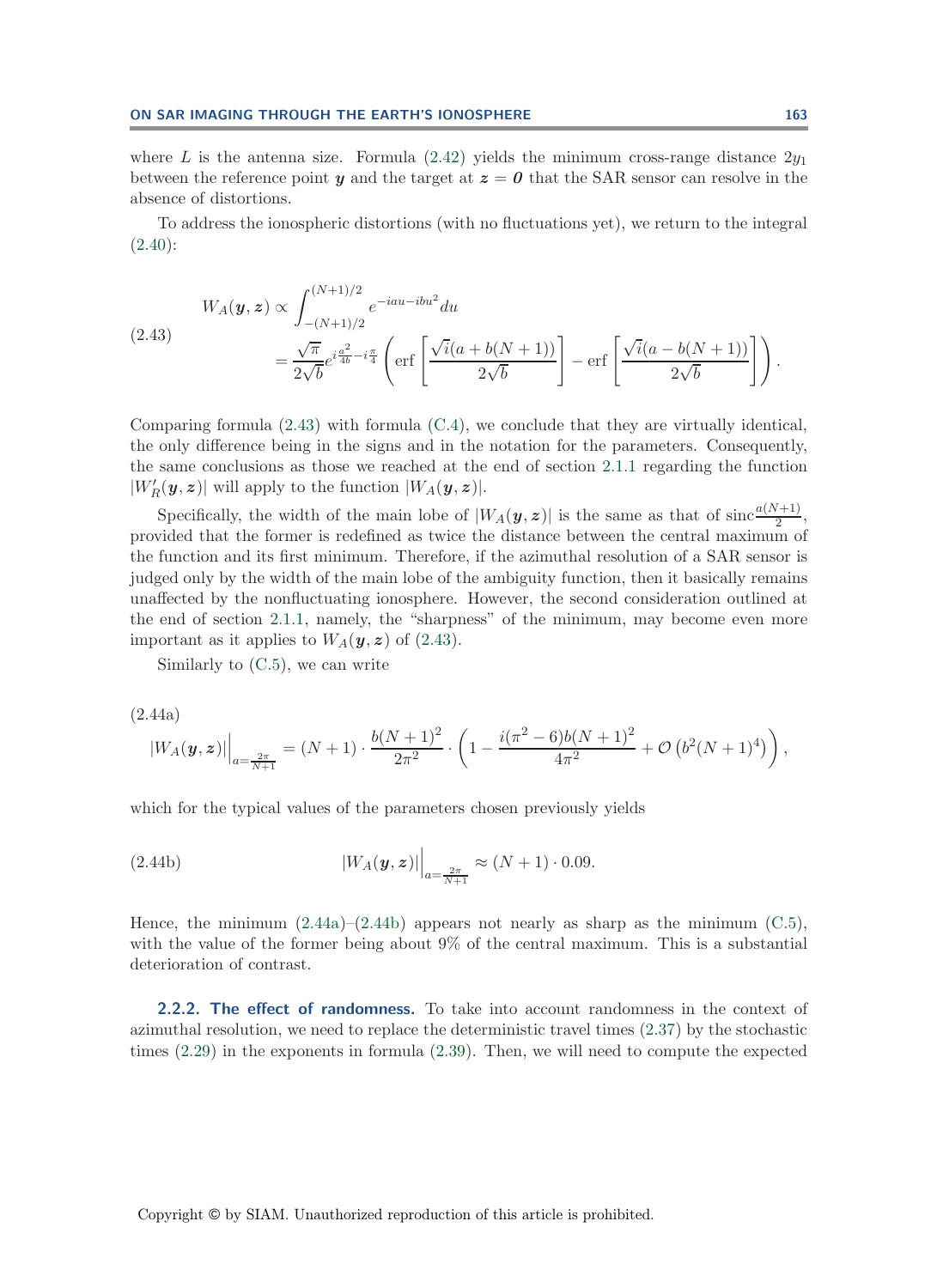where $L$ is the antenna size. Formula (2.42) yields the minimum cross-range distance $2y_1$ between the reference point $\boldsymbol{y}$ and the target at $\boldsymbol{z} = \boldsymbol{0}$ that the SAR sensor can resolve in the absence of distortions.

To address the ionospheric distortions (with no fluctuations yet), we return to the integral (2.40):

$$
\begin{aligned}
W_A(\boldsymbol{y}, \boldsymbol{z}) &\propto \int_{-(N+1)/2}^{(N+1)/2} e^{-iau - ibu^2} du \\
&= \frac{\sqrt{\pi}}{2\sqrt{b}} e^{i\frac{a^2}{4b} - i\frac{\pi}{4}} \left( \operatorname{erf}\left[ \frac{\sqrt{i}(a + b(N+1))}{2\sqrt{b}} \right] - \operatorname{erf}\left[ \frac{\sqrt{i}(a - b(N+1))}{2\sqrt{b}} \right] \right).
\end{aligned}
\tag{2.43}
$$

Comparing formula (2.43) with formula (C.4), we conclude that they are virtually identical, the only difference being in the signs and in the notation for the parameters. Consequently, the same conclusions as those we reached at the end of section 2.1.1 regarding the function $|W'_R(\boldsymbol{y}, \boldsymbol{z})|$ will apply to the function $|W_A(\boldsymbol{y}, \boldsymbol{z})|$.

Specifically, the width of the main lobe of $|W_A(\boldsymbol{y}, \boldsymbol{z})|$ is the same as that of $\operatorname{sinc}\frac{a(N+1)}{2}$, provided that the former is redefined as twice the distance between the central maximum of the function and its first minimum. Therefore, if the azimuthal resolution of a SAR sensor is judged only by the width of the main lobe of the ambiguity function, then it basically remains unaffected by the nonfluctuating ionosphere. However, the second consideration outlined at the end of section 2.1.1, namely, the "sharpness" of the minimum, may become even more important as it applies to $W_A(\boldsymbol{y}, \boldsymbol{z})$ of (2.43).

Similarly to (C.5), we can write

$$
|W_A(\boldsymbol{y}, \boldsymbol{z})|\Big|_{a=\frac{2\pi}{N+1}} = (N+1) \cdot \frac{b(N+1)^2}{2\pi^2} \cdot \left( 1 - \frac{i(\pi^2 - 6)b(N+1)^2}{4\pi^2} + \mathcal{O}\left(b^2(N+1)^4\right) \right),
\tag{2.44a}
$$

which for the typical values of the parameters chosen previously yields

$$
|W_A(\boldsymbol{y}, \boldsymbol{z})|\Big|_{a=\frac{2\pi}{N+1}} \approx (N+1) \cdot 0.09.
\tag{2.44b}
$$

Hence, the minimum (2.44a)–(2.44b) appears not nearly as sharp as the minimum (C.5), with the value of the former being about 9% of the central maximum. This is a substantial deterioration of contrast.

**2.2.2. The effect of randomness.** To take into account randomness in the context of azimuthal resolution, we need to replace the deterministic travel times (2.37) by the stochastic times (2.29) in the exponents in formula (2.39). Then, we will need to compute the expected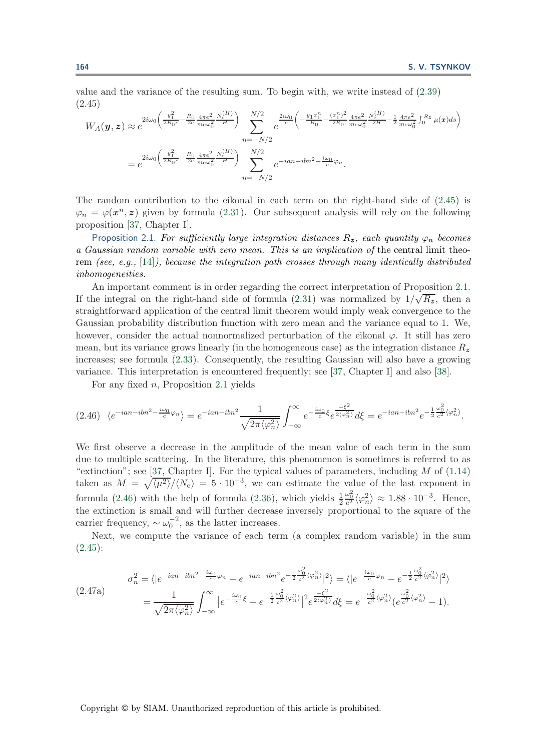value and the variance of the resulting sum. To begin with, we write instead of (2.39)

$$
\begin{aligned}
W_A(\boldsymbol{y},\boldsymbol{z}) &\approx e^{2i\omega_0\left(\frac{y_1^2}{2R_0c}-\frac{R_0}{2c}\frac{4\pi e^2}{m_e\omega_0^2}\frac{\bar{N}_e^{(H)}}{H}\right)}\sum_{n=-N/2}^{N/2} e^{\frac{2i\omega_0}{c}\left(-\frac{y_1x_1^n}{R_0}-\frac{(x_1^n)^2}{2R_0}\frac{4\pi e^2}{m_e\omega_0^2}\frac{\bar{N}_e^{(H)}}{2H}-\frac{1}{2}\frac{4\pi e^2}{m_e\omega_0^2}\int_0^{R_z}\mu(\boldsymbol{x})ds\right)}\\
&= e^{2i\omega_0\left(\frac{y_1^2}{2R_0c}-\frac{R_0}{2c}\frac{4\pi e^2}{m_e\omega_0^2}\frac{\bar{N}_e^{(H)}}{H}\right)}\sum_{n=-N/2}^{N/2} e^{-ian-ibn^2-\frac{i\omega_0}{c}\varphi_n}.
\end{aligned} \tag{2.45}
$$

The random contribution to the eikonal in each term on the right-hand side of (2.45) is $\varphi_n = \varphi(\boldsymbol{x}^n,\boldsymbol{z})$ given by formula (2.31). Our subsequent analysis will rely on the following proposition [37, Chapter I].

Proposition 2.1. *For sufficiently large integration distances $R_{\boldsymbol{z}}$, each quantity $\varphi_n$ becomes a Gaussian random variable with zero mean. This is an implication of* the central limit theorem *(see, e.g., [14]), because the integration path crosses through many identically distributed inhomogeneities.*

An important comment is in order regarding the correct interpretation of Proposition 2.1. If the integral on the right-hand side of formula (2.31) was normalized by $1/\sqrt{R_{\boldsymbol{z}}}$, then a straightforward application of the central limit theorem would imply weak convergence to the Gaussian probability distribution function with zero mean and the variance equal to 1. We, however, consider the actual nonnormalized perturbation of the eikonal $\varphi$. It still has zero mean, but its variance grows linearly (in the homogeneous case) as the integration distance $R_{\boldsymbol{z}}$ increases; see formula (2.33). Consequently, the resulting Gaussian will also have a growing variance. This interpretation is encountered frequently; see [37, Chapter I] and also [38].

For any fixed $n$, Proposition 2.1 yields

$$
\langle e^{-ian-ibn^2-\frac{i\omega_0}{c}\varphi_n}\rangle = e^{-ian-ibn^2}\frac{1}{\sqrt{2\pi\langle\varphi_n^2\rangle}}\int_{-\infty}^{\infty} e^{-\frac{i\omega_0}{c}\xi}e^{\frac{-\xi^2}{2\langle\varphi_n^2\rangle}}d\xi = e^{-ian-ibn^2}e^{-\frac{1}{2}\frac{\omega_0^2}{c^2}\langle\varphi_n^2\rangle}. \tag{2.46}
$$

We first observe a decrease in the amplitude of the mean value of each term in the sum due to multiple scattering. In the literature, this phenomenon is sometimes is referred to as "extinction"; see [37, Chapter I]. For the typical values of parameters, including $M$ of (1.14) taken as $M = \sqrt{\langle\mu^2\rangle}/\langle N_e\rangle = 5\cdot 10^{-3}$, we can estimate the value of the last exponent in formula (2.46) with the help of formula (2.36), which yields $\frac{1}{2}\frac{\omega_0^2}{c^2}\langle\varphi_n^2\rangle \approx 1.88\cdot 10^{-3}$. Hence, the extinction is small and will further decrease inversely proportional to the square of the carrier frequency, $\sim \omega_0^{-2}$, as the latter increases.

Next, we compute the variance of each term (a complex random variable) in the sum (2.45):

$$
\begin{aligned}
\sigma_n^2 &= \langle|e^{-ian-ibn^2-\frac{i\omega_0}{c}\varphi_n} - e^{-ian-ibn^2}e^{-\frac{1}{2}\frac{\omega_0^2}{c^2}\langle\varphi_n^2\rangle}|^2\rangle = \langle|e^{-\frac{i\omega_0}{c}\varphi_n} - e^{-\frac{1}{2}\frac{\omega_0^2}{c^2}\langle\varphi_n^2\rangle}|^2\rangle\\
&= \frac{1}{\sqrt{2\pi\langle\varphi_n^2\rangle}}\int_{-\infty}^{\infty}|e^{-\frac{i\omega_0}{c}\xi} - e^{-\frac{1}{2}\frac{\omega_0^2}{c^2}\langle\varphi_n^2\rangle}|^2 e^{\frac{-\xi^2}{2\langle\varphi_n^2\rangle}}d\xi = e^{-\frac{\omega_0^2}{c^2}\langle\varphi_n^2\rangle}(e^{\frac{\omega_0^2}{c^2}\langle\varphi_n^2\rangle}-1).
\end{aligned} \tag{2.47a}
$$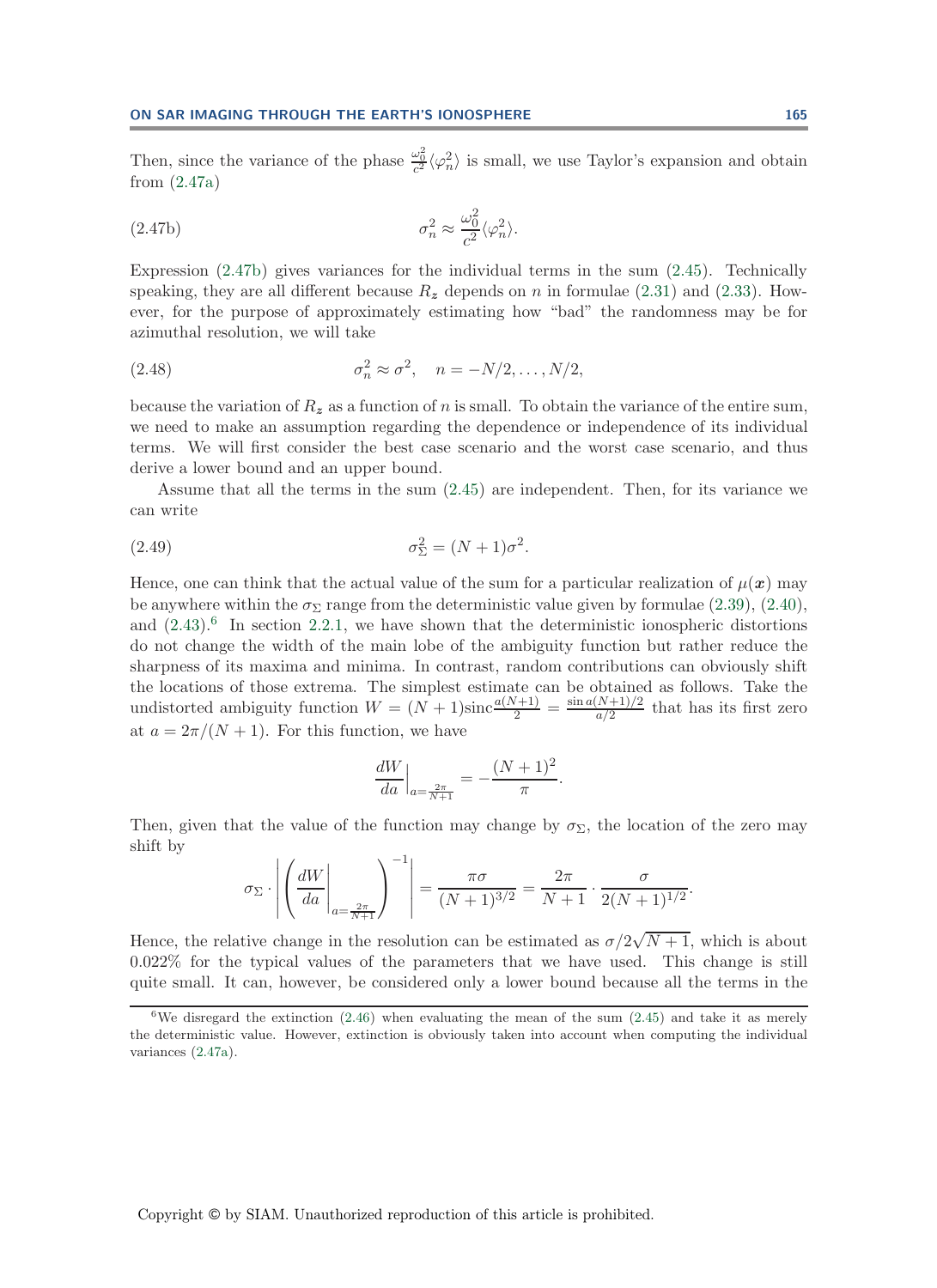Then, since the variance of the phase $\frac{\omega_0^2}{c^2}\langle\varphi_n^2\rangle$ is small, we use Taylor's expansion and obtain from (2.47a)

$$\sigma_n^2 \approx \frac{\omega_0^2}{c^2}\langle\varphi_n^2\rangle. \tag{2.47b}$$

Expression (2.47b) gives variances for the individual terms in the sum (2.45). Technically speaking, they are all different because $R_z$ depends on $n$ in formulae (2.31) and (2.33). However, for the purpose of approximately estimating how "bad" the randomness may be for azimuthal resolution, we will take

$$\sigma_n^2 \approx \sigma^2, \quad n = -N/2, \ldots, N/2, \tag{2.48}$$

because the variation of $R_z$ as a function of $n$ is small. To obtain the variance of the entire sum, we need to make an assumption regarding the dependence or independence of its individual terms. We will first consider the best case scenario and the worst case scenario, and thus derive a lower bound and an upper bound.

Assume that all the terms in the sum (2.45) are independent. Then, for its variance we can write

$$\sigma_\Sigma^2 = (N+1)\sigma^2. \tag{2.49}$$

Hence, one can think that the actual value of the sum for a particular realization of $\mu(\boldsymbol{x})$ may be anywhere within the $\sigma_\Sigma$ range from the deterministic value given by formulae (2.39), (2.40), and (2.43).[6] In section 2.2.1, we have shown that the deterministic ionospheric distortions do not change the width of the main lobe of the ambiguity function but rather reduce the sharpness of its maxima and minima. In contrast, random contributions can obviously shift the locations of those extrema. The simplest estimate can be obtained as follows. Take the undistorted ambiguity function $W = (N+1)\operatorname{sinc}\frac{a(N+1)}{2} = \frac{\sin a(N+1)/2}{a/2}$ that has its first zero at $a = 2\pi/(N+1)$. For this function, we have

$$\frac{dW}{da}\Big|_{a=\frac{2\pi}{N+1}} = -\frac{(N+1)^2}{\pi}.$$

Then, given that the value of the function may change by $\sigma_\Sigma$, the location of the zero may shift by

$$\sigma_\Sigma \cdot \left| \left( \frac{dW}{da}\Big|_{a=\frac{2\pi}{N+1}} \right)^{-1} \right| = \frac{\pi\sigma}{(N+1)^{3/2}} = \frac{2\pi}{N+1} \cdot \frac{\sigma}{2(N+1)^{1/2}}.$$

Hence, the relative change in the resolution can be estimated as $\sigma/2\sqrt{N+1}$, which is about 0.022% for the typical values of the parameters that we have used. This change is still quite small. It can, however, be considered only a lower bound because all the terms in the

[6] We disregard the extinction (2.46) when evaluating the mean of the sum (2.45) and take it as merely the deterministic value. However, extinction is obviously taken into account when computing the individual variances (2.47a).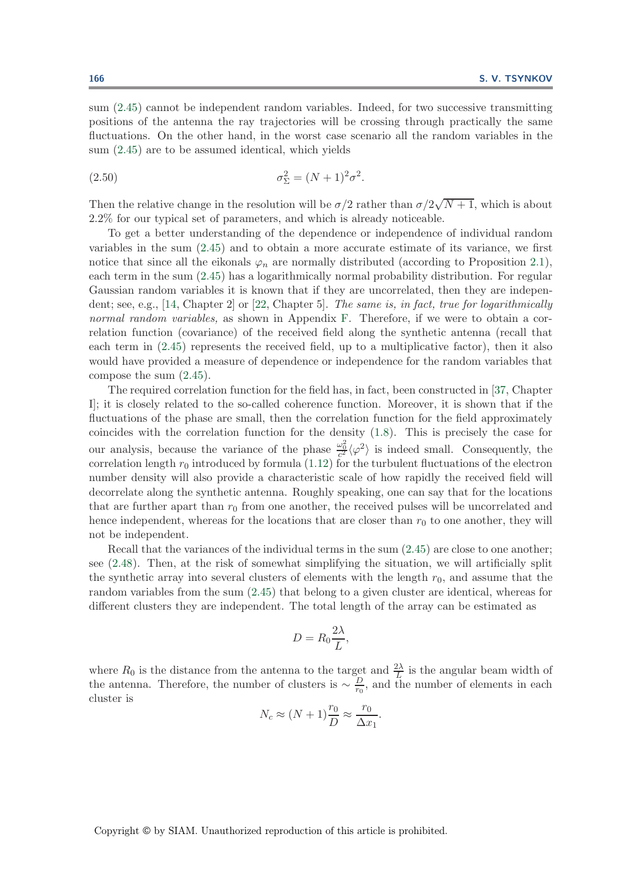sum (2.45) cannot be independent random variables. Indeed, for two successive transmitting positions of the antenna the ray trajectories will be crossing through practically the same fluctuations. On the other hand, in the worst case scenario all the random variables in the sum (2.45) are to be assumed identical, which yields

$$\sigma_\Sigma^2 = (N+1)^2\sigma^2. \tag{2.50}$$

Then the relative change in the resolution will be $\sigma/2$ rather than $\sigma/2\sqrt{N+1}$, which is about 2.2% for our typical set of parameters, and which is already noticeable.

To get a better understanding of the dependence or independence of individual random variables in the sum (2.45) and to obtain a more accurate estimate of its variance, we first notice that since all the eikonals $\varphi_n$ are normally distributed (according to Proposition 2.1), each term in the sum (2.45) has a logarithmically normal probability distribution. For regular Gaussian random variables it is known that if they are uncorrelated, then they are independent; see, e.g., [14, Chapter 2] or [22, Chapter 5]. *The same is, in fact, true for logarithmically normal random variables,* as shown in Appendix F. Therefore, if we were to obtain a correlation function (covariance) of the received field along the synthetic antenna (recall that each term in (2.45) represents the received field, up to a multiplicative factor), then it also would have provided a measure of dependence or independence for the random variables that compose the sum (2.45).

The required correlation function for the field has, in fact, been constructed in [37, Chapter I]; it is closely related to the so-called coherence function. Moreover, it is shown that if the fluctuations of the phase are small, then the correlation function for the field approximately coincides with the correlation function for the density (1.8). This is precisely the case for our analysis, because the variance of the phase $\frac{\omega_0^2}{c^2}\langle\varphi^2\rangle$ is indeed small. Consequently, the correlation length $r_0$ introduced by formula (1.12) for the turbulent fluctuations of the electron number density will also provide a characteristic scale of how rapidly the received field will decorrelate along the synthetic antenna. Roughly speaking, one can say that for the locations that are further apart than $r_0$ from one another, the received pulses will be uncorrelated and hence independent, whereas for the locations that are closer than $r_0$ to one another, they will not be independent.

Recall that the variances of the individual terms in the sum (2.45) are close to one another; see (2.48). Then, at the risk of somewhat simplifying the situation, we will artificially split the synthetic array into several clusters of elements with the length $r_0$, and assume that the random variables from the sum (2.45) that belong to a given cluster are identical, whereas for different clusters they are independent. The total length of the array can be estimated as

$$D = R_0\frac{2\lambda}{L},$$

where $R_0$ is the distance from the antenna to the target and $\frac{2\lambda}{L}$ is the angular beam width of the antenna. Therefore, the number of clusters is $\sim \frac{D}{r_0}$, and the number of elements in each cluster is

$$N_c \approx (N+1)\frac{r_0}{D} \approx \frac{r_0}{\Delta x_1}.$$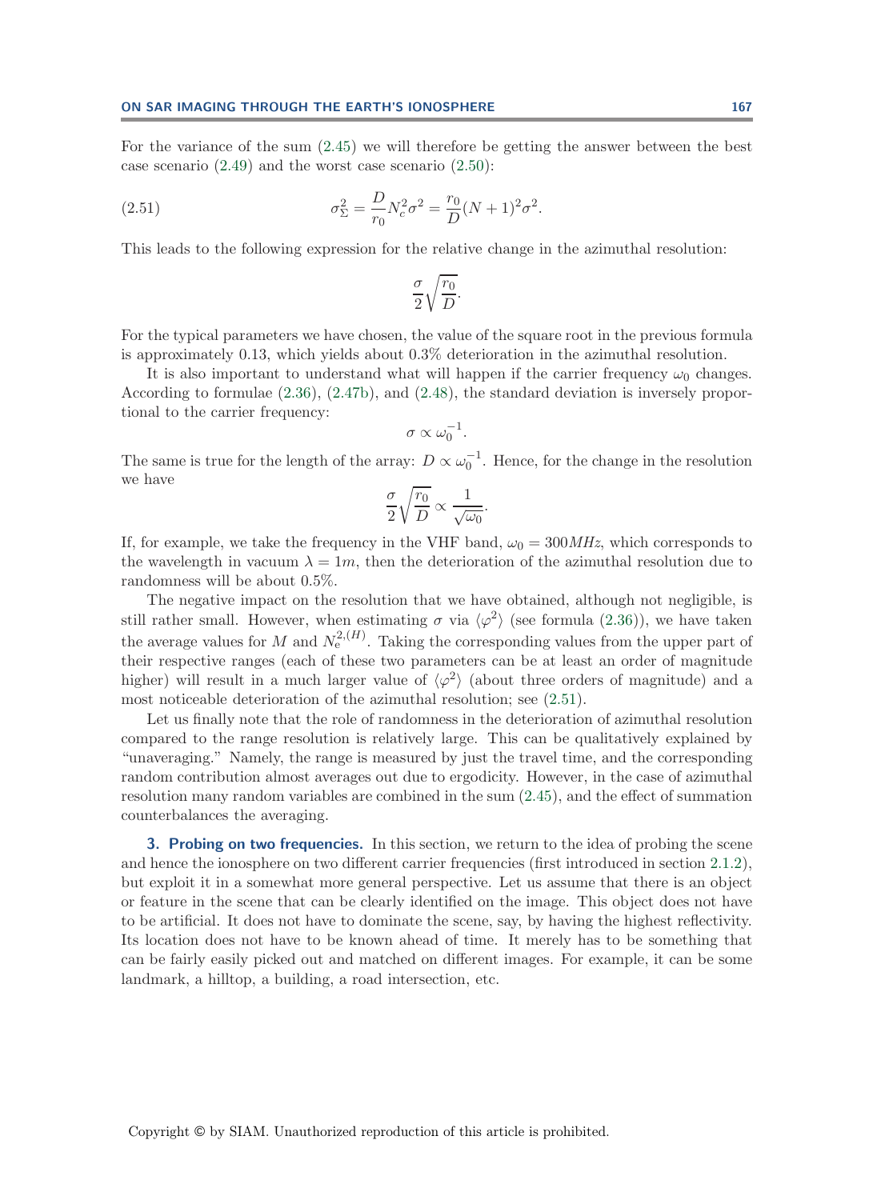For the variance of the sum (2.45) we will therefore be getting the answer between the best case scenario (2.49) and the worst case scenario (2.50):

$$\sigma_\Sigma^2 = \frac{D}{r_0} N_c^2 \sigma^2 = \frac{r_0}{D}(N+1)^2\sigma^2. \tag{2.51}$$

This leads to the following expression for the relative change in the azimuthal resolution:

$$\frac{\sigma}{2}\sqrt{\frac{r_0}{D}}.$$

For the typical parameters we have chosen, the value of the square root in the previous formula is approximately 0.13, which yields about 0.3% deterioration in the azimuthal resolution.

It is also important to understand what will happen if the carrier frequency $\omega_0$ changes. According to formulae (2.36), (2.47b), and (2.48), the standard deviation is inversely proportional to the carrier frequency:

$$\sigma \propto \omega_0^{-1}.$$

The same is true for the length of the array: $D \propto \omega_0^{-1}$. Hence, for the change in the resolution we have

$$\frac{\sigma}{2}\sqrt{\frac{r_0}{D}} \propto \frac{1}{\sqrt{\omega_0}}.$$

If, for example, we take the frequency in the VHF band, $\omega_0 = 300MHz$, which corresponds to the wavelength in vacuum $\lambda = 1m$, then the deterioration of the azimuthal resolution due to randomness will be about 0.5%.

The negative impact on the resolution that we have obtained, although not negligible, is still rather small. However, when estimating $\sigma$ via $\langle\varphi^2\rangle$ (see formula (2.36)), we have taken the average values for $M$ and $N_e^{2,(H)}$. Taking the corresponding values from the upper part of their respective ranges (each of these two parameters can be at least an order of magnitude higher) will result in a much larger value of $\langle\varphi^2\rangle$ (about three orders of magnitude) and a most noticeable deterioration of the azimuthal resolution; see (2.51).

Let us finally note that the role of randomness in the deterioration of azimuthal resolution compared to the range resolution is relatively large. This can be qualitatively explained by "unaveraging." Namely, the range is measured by just the travel time, and the corresponding random contribution almost averages out due to ergodicity. However, in the case of azimuthal resolution many random variables are combined in the sum (2.45), and the effect of summation counterbalances the averaging.

**3. Probing on two frequencies.** In this section, we return to the idea of probing the scene and hence the ionosphere on two different carrier frequencies (first introduced in section 2.1.2), but exploit it in a somewhat more general perspective. Let us assume that there is an object or feature in the scene that can be clearly identified on the image. This object does not have to be artificial. It does not have to dominate the scene, say, by having the highest reflectivity. Its location does not have to be known ahead of time. It merely has to be something that can be fairly easily picked out and matched on different images. For example, it can be some landmark, a hilltop, a building, a road intersection, etc.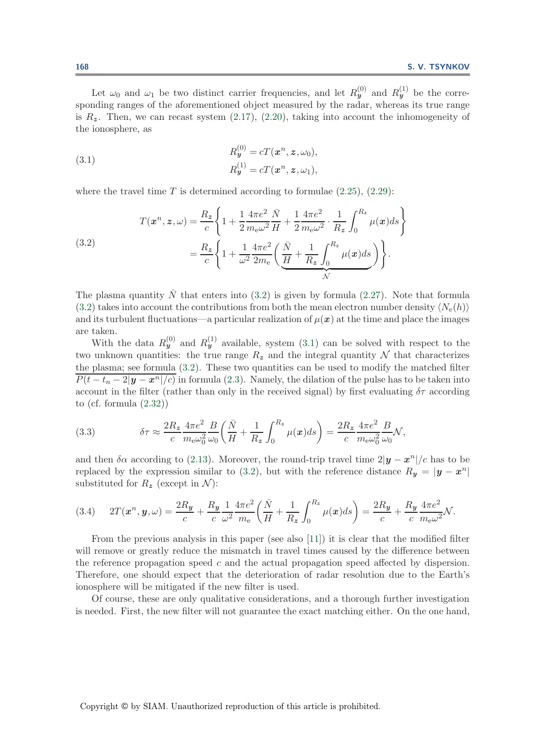Let $\omega_0$ and $\omega_1$ be two distinct carrier frequencies, and let $R_{\boldsymbol{y}}^{(0)}$ and $R_{\boldsymbol{y}}^{(1)}$ be the corresponding ranges of the aforementioned object measured by the radar, whereas its true range is $R_{\boldsymbol{z}}$. Then, we can recast system (2.17), (2.20), taking into account the inhomogeneity of the ionosphere, as

$$
\begin{aligned}
R_{\boldsymbol{y}}^{(0)} &= cT(\boldsymbol{x}^n, \boldsymbol{z}, \omega_0), \\
R_{\boldsymbol{y}}^{(1)} &= cT(\boldsymbol{x}^n, \boldsymbol{z}, \omega_1),
\end{aligned}
\tag{3.1}
$$

where the travel time $T$ is determined according to formulae (2.25), (2.29):

$$
\begin{aligned}
T(\boldsymbol{x}^n, \boldsymbol{z}, \omega) &= \frac{R_{\boldsymbol{z}}}{c}\left\{1 + \frac{1}{2}\frac{4\pi e^2}{m_{\mathrm{e}}\omega^2}\frac{\bar{N}}{H} + \frac{1}{2}\frac{4\pi e^2}{m_{\mathrm{e}}\omega^2}\cdot\frac{1}{R_{\boldsymbol{z}}}\int_0^{R_z}\mu(\boldsymbol{x})ds\right\} \\
&= \frac{R_{\boldsymbol{z}}}{c}\left\{1 + \frac{1}{\omega^2}\frac{4\pi e^2}{2m_{\mathrm{e}}}\underbrace{\left(\frac{\bar{N}}{H} + \frac{1}{R_{\boldsymbol{z}}}\int_0^{R_z}\mu(\boldsymbol{x})ds\right)}_{\mathcal{N}}\right\}.
\end{aligned}
\tag{3.2}
$$

The plasma quantity $\bar{N}$ that enters into (3.2) is given by formula (2.27). Note that formula (3.2) takes into account the contributions from both the mean electron number density $\langle N_{\mathrm{e}}(h)\rangle$ and its turbulent fluctuations—a particular realization of $\mu(\boldsymbol{x})$ at the time and place the images are taken.

With the data $R_{\boldsymbol{y}}^{(0)}$ and $R_{\boldsymbol{y}}^{(1)}$ available, system (3.1) can be solved with respect to the two unknown quantities: the true range $R_{\boldsymbol{z}}$ and the integral quantity $\mathcal{N}$ that characterizes the plasma; see formula (3.2). These two quantities can be used to modify the matched filter $\overline{P(t - t_n - 2|\boldsymbol{y} - \boldsymbol{x}^n|/c)}$ in formula (2.3). Namely, the dilation of the pulse has to be taken into account in the filter (rather than only in the received signal) by first evaluating $\delta\tau$ according to (cf. formula (2.32))

$$
\delta\tau \approx \frac{2R_{\boldsymbol{z}}}{c}\frac{4\pi e^2}{m_{\mathrm{e}}\omega_0^2}\frac{B}{\omega_0}\left(\frac{\bar{N}}{H} + \frac{1}{R_{\boldsymbol{z}}}\int_0^{R_z}\mu(\boldsymbol{x})ds\right) = \frac{2R_{\boldsymbol{z}}}{c}\frac{4\pi e^2}{m_{\mathrm{e}}\omega_0^2}\frac{B}{\omega_0}\mathcal{N},
\tag{3.3}
$$

and then $\delta\alpha$ according to (2.13). Moreover, the round-trip travel time $2|\boldsymbol{y} - \boldsymbol{x}^n|/c$ has to be replaced by the expression similar to (3.2), but with the reference distance $R_{\boldsymbol{y}} = |\boldsymbol{y} - \boldsymbol{x}^n|$ substituted for $R_{\boldsymbol{z}}$ (except in $\mathcal{N}$):

$$
2T(\boldsymbol{x}^n, \boldsymbol{y}, \omega) = \frac{2R_{\boldsymbol{y}}}{c} + \frac{R_{\boldsymbol{y}}}{c}\frac{1}{\omega^2}\frac{4\pi e^2}{m_{\mathrm{e}}}\left(\frac{\bar{N}}{H} + \frac{1}{R_{\boldsymbol{z}}}\int_0^{R_z}\mu(\boldsymbol{x})ds\right) = \frac{2R_{\boldsymbol{y}}}{c} + \frac{R_{\boldsymbol{y}}}{c}\frac{4\pi e^2}{m_{\mathrm{e}}\omega^2}\mathcal{N}.
\tag{3.4}
$$

From the previous analysis in this paper (see also [11]) it is clear that the modified filter will remove or greatly reduce the mismatch in travel times caused by the difference between the reference propagation speed $c$ and the actual propagation speed affected by dispersion. Therefore, one should expect that the deterioration of radar resolution due to the Earth's ionosphere will be mitigated if the new filter is used.

Of course, these are only qualitative considerations, and a thorough further investigation is needed. First, the new filter will not guarantee the exact matching either. On the one hand,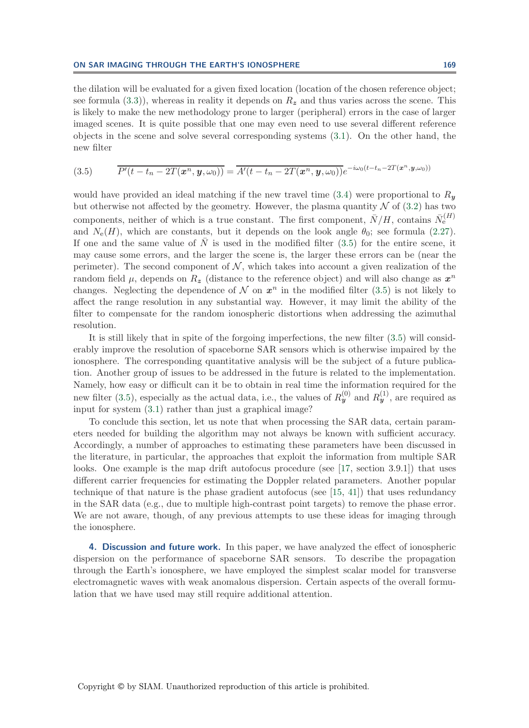the dilation will be evaluated for a given fixed location (location of the chosen reference object; see formula (3.3)), whereas in reality it depends on $R_{\boldsymbol{z}}$ and thus varies across the scene. This is likely to make the new methodology prone to larger (peripheral) errors in the case of larger imaged scenes. It is quite possible that one may even need to use several different reference objects in the scene and solve several corresponding systems (3.1). On the other hand, the new filter

$$\overline{P'(t - t_n - 2T(\boldsymbol{x}^n, \boldsymbol{y}, \omega_0))} = \overline{A'(t - t_n - 2T(\boldsymbol{x}^n, \boldsymbol{y}, \omega_0))} e^{-i\omega_0(t - t_n - 2T(\boldsymbol{x}^n, \boldsymbol{y}, \omega_0))} \tag{3.5}$$

would have provided an ideal matching if the new travel time (3.4) were proportional to $R_{\boldsymbol{y}}$ but otherwise not affected by the geometry. However, the plasma quantity $\mathcal{N}$ of (3.2) has two components, neither of which is a true constant. The first component, $\bar{N}/H$, contains $\bar{N}_{\mathrm{e}}^{(H)}$ and $N_{\mathrm{e}}(H)$, which are constants, but it depends on the look angle $\theta_0$; see formula (2.27). If one and the same value of $\bar{N}$ is used in the modified filter (3.5) for the entire scene, it may cause some errors, and the larger the scene is, the larger these errors can be (near the perimeter). The second component of $\mathcal{N}$, which takes into account a given realization of the random field $\mu$, depends on $R_{\boldsymbol{z}}$ (distance to the reference object) and will also change as $\boldsymbol{x}^n$ changes. Neglecting the dependence of $\mathcal{N}$ on $\boldsymbol{x}^n$ in the modified filter (3.5) is not likely to affect the range resolution in any substantial way. However, it may limit the ability of the filter to compensate for the random ionospheric distortions when addressing the azimuthal resolution.

It is still likely that in spite of the forgoing imperfections, the new filter (3.5) will considerably improve the resolution of spaceborne SAR sensors which is otherwise impaired by the ionosphere. The corresponding quantitative analysis will be the subject of a future publication. Another group of issues to be addressed in the future is related to the implementation. Namely, how easy or difficult can it be to obtain in real time the information required for the new filter (3.5), especially as the actual data, i.e., the values of $R_{\boldsymbol{y}}^{(0)}$ and $R_{\boldsymbol{y}}^{(1)}$, are required as input for system (3.1) rather than just a graphical image?

To conclude this section, let us note that when processing the SAR data, certain parameters needed for building the algorithm may not always be known with sufficient accuracy. Accordingly, a number of approaches to estimating these parameters have been discussed in the literature, in particular, the approaches that exploit the information from multiple SAR looks. One example is the map drift autofocus procedure (see [17, section 3.9.1]) that uses different carrier frequencies for estimating the Doppler related parameters. Another popular technique of that nature is the phase gradient autofocus (see [15, 41]) that uses redundancy in the SAR data (e.g., due to multiple high-contrast point targets) to remove the phase error. We are not aware, though, of any previous attempts to use these ideas for imaging through the ionosphere.

## 4. Discussion and future work.

In this paper, we have analyzed the effect of ionospheric dispersion on the performance of spaceborne SAR sensors. To describe the propagation through the Earth's ionosphere, we have employed the simplest scalar model for transverse electromagnetic waves with weak anomalous dispersion. Certain aspects of the overall formulation that we have used may still require additional attention.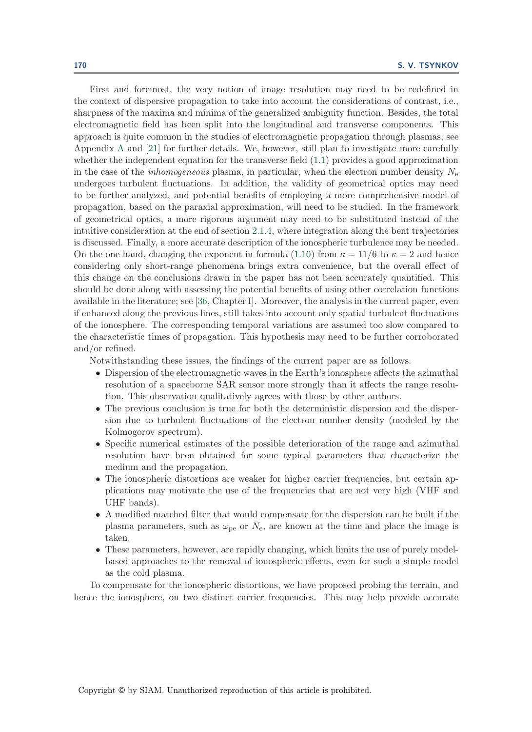First and foremost, the very notion of image resolution may need to be redefined in the context of dispersive propagation to take into account the considerations of contrast, i.e., sharpness of the maxima and minima of the generalized ambiguity function. Besides, the total electromagnetic field has been split into the longitudinal and transverse components. This approach is quite common in the studies of electromagnetic propagation through plasmas; see Appendix A and [21] for further details. We, however, still plan to investigate more carefully whether the independent equation for the transverse field (1.1) provides a good approximation in the case of the *inhomogeneous* plasma, in particular, when the electron number density $N_\mathrm{e}$ undergoes turbulent fluctuations. In addition, the validity of geometrical optics may need to be further analyzed, and potential benefits of employing a more comprehensive model of propagation, based on the paraxial approximation, will need to be studied. In the framework of geometrical optics, a more rigorous argument may need to be substituted instead of the intuitive consideration at the end of section 2.1.4, where integration along the bent trajectories is discussed. Finally, a more accurate description of the ionospheric turbulence may be needed. On the one hand, changing the exponent in formula (1.10) from $\kappa = 11/6$ to $\kappa = 2$ and hence considering only short-range phenomena brings extra convenience, but the overall effect of this change on the conclusions drawn in the paper has not been accurately quantified. This should be done along with assessing the potential benefits of using other correlation functions available in the literature; see [36, Chapter I]. Moreover, the analysis in the current paper, even if enhanced along the previous lines, still takes into account only spatial turbulent fluctuations of the ionosphere. The corresponding temporal variations are assumed too slow compared to the characteristic times of propagation. This hypothesis may need to be further corroborated and/or refined.

Notwithstanding these issues, the findings of the current paper are as follows.

- Dispersion of the electromagnetic waves in the Earth's ionosphere affects the azimuthal resolution of a spaceborne SAR sensor more strongly than it affects the range resolution. This observation qualitatively agrees with those by other authors.
- The previous conclusion is true for both the deterministic dispersion and the dispersion due to turbulent fluctuations of the electron number density (modeled by the Kolmogorov spectrum).
- Specific numerical estimates of the possible deterioration of the range and azimuthal resolution have been obtained for some typical parameters that characterize the medium and the propagation.
- The ionospheric distortions are weaker for higher carrier frequencies, but certain applications may motivate the use of the frequencies that are not very high (VHF and UHF bands).
- A modified matched filter that would compensate for the dispersion can be built if the plasma parameters, such as $\omega_\mathrm{pe}$ or $\bar{N}_\mathrm{e}$, are known at the time and place the image is taken.
- These parameters, however, are rapidly changing, which limits the use of purely model-based approaches to the removal of ionospheric effects, even for such a simple model as the cold plasma.

To compensate for the ionospheric distortions, we have proposed probing the terrain, and hence the ionosphere, on two distinct carrier frequencies. This may help provide accurate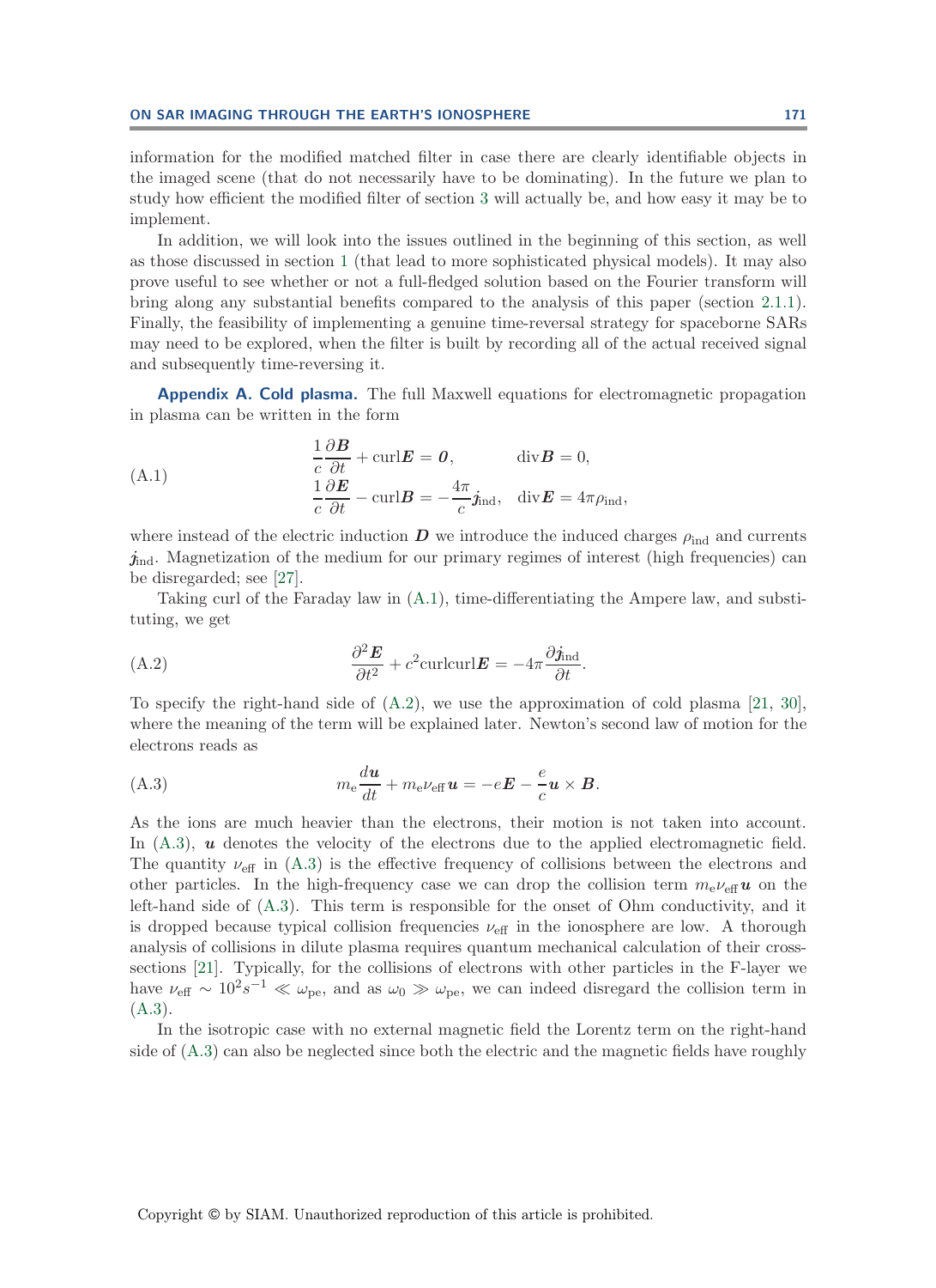information for the modified matched filter in case there are clearly identifiable objects in the imaged scene (that do not necessarily have to be dominating). In the future we plan to study how efficient the modified filter of section 3 will actually be, and how easy it may be to implement.

In addition, we will look into the issues outlined in the beginning of this section, as well as those discussed in section 1 (that lead to more sophisticated physical models). It may also prove useful to see whether or not a full-fledged solution based on the Fourier transform will bring along any substantial benefits compared to the analysis of this paper (section 2.1.1). Finally, the feasibility of implementing a genuine time-reversal strategy for spaceborne SARs may need to be explored, when the filter is built by recording all of the actual received signal and subsequently time-reversing it.

**Appendix A. Cold plasma.** The full Maxwell equations for electromagnetic propagation in plasma can be written in the form

$$\begin{aligned} &\frac{1}{c}\frac{\partial \boldsymbol{B}}{\partial t} + \operatorname{curl}\boldsymbol{E} = \boldsymbol{0}, \qquad && \operatorname{div}\boldsymbol{B} = 0, \\ &\frac{1}{c}\frac{\partial \boldsymbol{E}}{\partial t} - \operatorname{curl}\boldsymbol{B} = -\frac{4\pi}{c}\boldsymbol{j}_{\text{ind}}, \quad && \operatorname{div}\boldsymbol{E} = 4\pi\rho_{\text{ind}}, \end{aligned} \tag{A.1}$$

where instead of the electric induction $\boldsymbol{D}$ we introduce the induced charges $\rho_{\text{ind}}$ and currents $\boldsymbol{j}_{\text{ind}}$. Magnetization of the medium for our primary regimes of interest (high frequencies) can be disregarded; see [27].

Taking curl of the Faraday law in (A.1), time-differentiating the Ampere law, and substituting, we get

$$\frac{\partial^2 \boldsymbol{E}}{\partial t^2} + c^2 \operatorname{curl}\operatorname{curl}\boldsymbol{E} = -4\pi\frac{\partial \boldsymbol{j}_{\text{ind}}}{\partial t}. \tag{A.2}$$

To specify the right-hand side of (A.2), we use the approximation of cold plasma [21, 30], where the meaning of the term will be explained later. Newton's second law of motion for the electrons reads as

$$m_{\text{e}}\frac{d\boldsymbol{u}}{dt} + m_{\text{e}}\nu_{\text{eff}}\boldsymbol{u} = -e\boldsymbol{E} - \frac{e}{c}\boldsymbol{u}\times\boldsymbol{B}. \tag{A.3}$$

As the ions are much heavier than the electrons, their motion is not taken into account. In (A.3), $\boldsymbol{u}$ denotes the velocity of the electrons due to the applied electromagnetic field. The quantity $\nu_{\text{eff}}$ in (A.3) is the effective frequency of collisions between the electrons and other particles. In the high-frequency case we can drop the collision term $m_{\text{e}}\nu_{\text{eff}}\boldsymbol{u}$ on the left-hand side of (A.3). This term is responsible for the onset of Ohm conductivity, and it is dropped because typical collision frequencies $\nu_{\text{eff}}$ in the ionosphere are low. A thorough analysis of collisions in dilute plasma requires quantum mechanical calculation of their cross-sections [21]. Typically, for the collisions of electrons with other particles in the F-layer we have $\nu_{\text{eff}} \sim 10^2 s^{-1} \ll \omega_{\text{pe}}$, and as $\omega_0 \gg \omega_{\text{pe}}$, we can indeed disregard the collision term in (A.3).

In the isotropic case with no external magnetic field the Lorentz term on the right-hand side of (A.3) can also be neglected since both the electric and the magnetic fields have roughly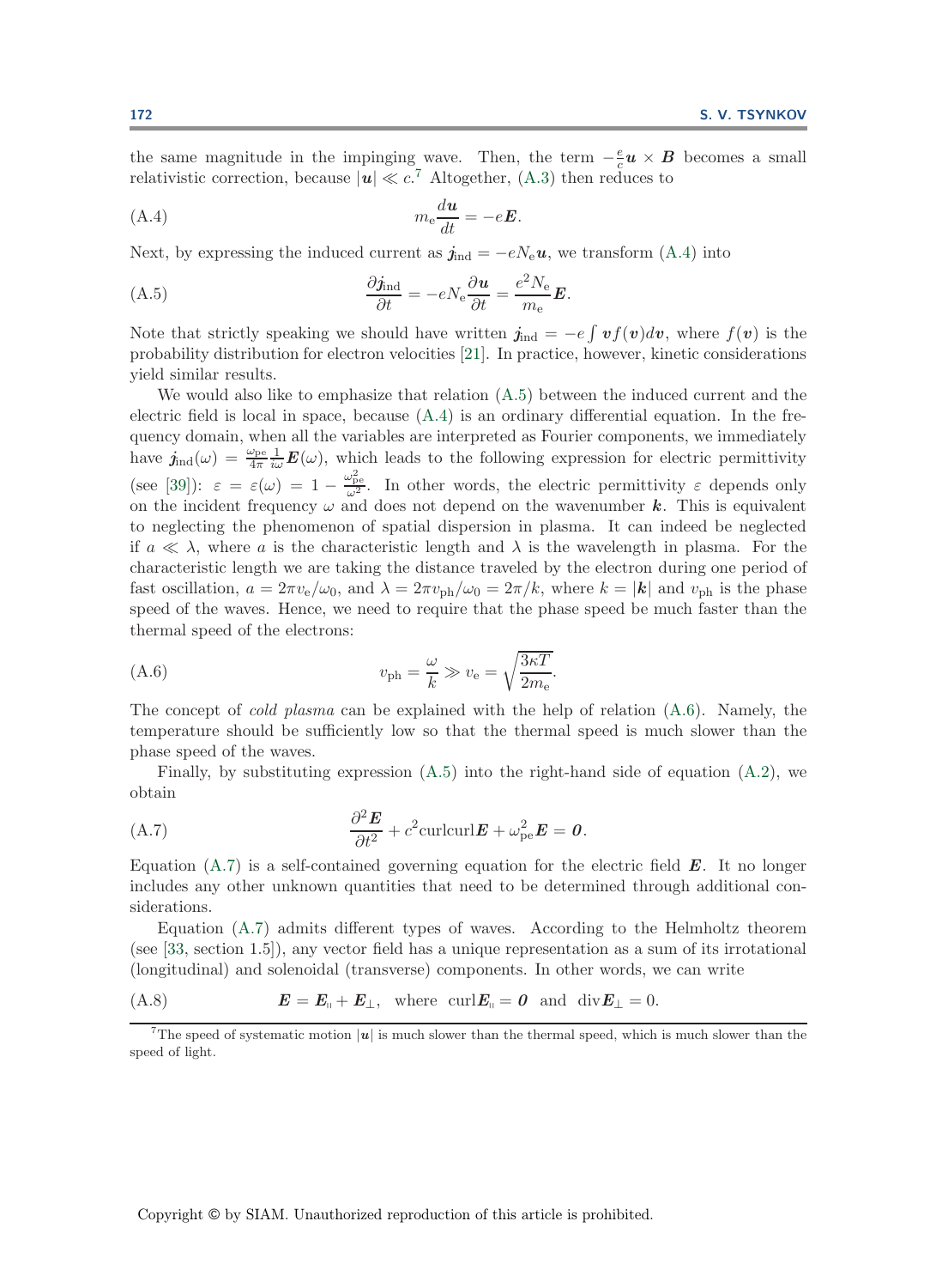the same magnitude in the impinging wave. Then, the term $-\frac{e}{c}\boldsymbol{u}\times\boldsymbol{B}$ becomes a small relativistic correction, because $|\boldsymbol{u}| \ll c$.[7] Altogether, (A.3) then reduces to

$$m_e \frac{d\boldsymbol{u}}{dt} = -e\boldsymbol{E}. \tag{A.4}$$

Next, by expressing the induced current as $\boldsymbol{j}_{\text{ind}} = -eN_e\boldsymbol{u}$, we transform (A.4) into

$$\frac{\partial \boldsymbol{j}_{\text{ind}}}{\partial t} = -eN_e\frac{\partial \boldsymbol{u}}{\partial t} = \frac{e^2N_e}{m_e}\boldsymbol{E}. \tag{A.5}$$

Note that strictly speaking we should have written $\boldsymbol{j}_{\text{ind}} = -e\int \boldsymbol{v}f(\boldsymbol{v})d\boldsymbol{v}$, where $f(\boldsymbol{v})$ is the probability distribution for electron velocities [21]. In practice, however, kinetic considerations yield similar results.

We would also like to emphasize that relation (A.5) between the induced current and the electric field is local in space, because (A.4) is an ordinary differential equation. In the frequency domain, when all the variables are interpreted as Fourier components, we immediately have $\boldsymbol{j}_{\text{ind}}(\omega) = \frac{\omega_{\text{pe}}}{4\pi}\frac{1}{i\omega}\boldsymbol{E}(\omega)$, which leads to the following expression for electric permittivity (see [39]): $\varepsilon = \varepsilon(\omega) = 1 - \frac{\omega_{\text{pe}}^2}{\omega^2}$. In other words, the electric permittivity $\varepsilon$ depends only on the incident frequency $\omega$ and does not depend on the wavenumber $\boldsymbol{k}$. This is equivalent to neglecting the phenomenon of spatial dispersion in plasma. It can indeed be neglected if $a \ll \lambda$, where $a$ is the characteristic length and $\lambda$ is the wavelength in plasma. For the characteristic length we are taking the distance traveled by the electron during one period of fast oscillation, $a = 2\pi v_e/\omega_0$, and $\lambda = 2\pi v_{\text{ph}}/\omega_0 = 2\pi/k$, where $k = |\boldsymbol{k}|$ and $v_{\text{ph}}$ is the phase speed of the waves. Hence, we need to require that the phase speed be much faster than the thermal speed of the electrons:

$$v_{\text{ph}} = \frac{\omega}{k} \gg v_e = \sqrt{\frac{3\kappa T}{2m_e}}. \tag{A.6}$$

The concept of *cold plasma* can be explained with the help of relation (A.6). Namely, the temperature should be sufficiently low so that the thermal speed is much slower than the phase speed of the waves.

Finally, by substituting expression (A.5) into the right-hand side of equation (A.2), we obtain

$$\frac{\partial^2 \boldsymbol{E}}{\partial t^2} + c^2\text{curlcurl}\boldsymbol{E} + \omega_{\text{pe}}^2\boldsymbol{E} = \boldsymbol{0}. \tag{A.7}$$

Equation (A.7) is a self-contained governing equation for the electric field $\boldsymbol{E}$. It no longer includes any other unknown quantities that need to be determined through additional considerations.

Equation (A.7) admits different types of waves. According to the Helmholtz theorem (see [33, section 1.5]), any vector field has a unique representation as a sum of its irrotational (longitudinal) and solenoidal (transverse) components. In other words, we can write

$$\boldsymbol{E} = \boldsymbol{E}_{\shortparallel} + \boldsymbol{E}_{\perp}, \quad \text{where} \quad \text{curl}\boldsymbol{E}_{\shortparallel} = \boldsymbol{0} \quad \text{and} \quad \text{div}\boldsymbol{E}_{\perp} = 0. \tag{A.8}$$

[7] The speed of systematic motion $|\boldsymbol{u}|$ is much slower than the thermal speed, which is much slower than the speed of light.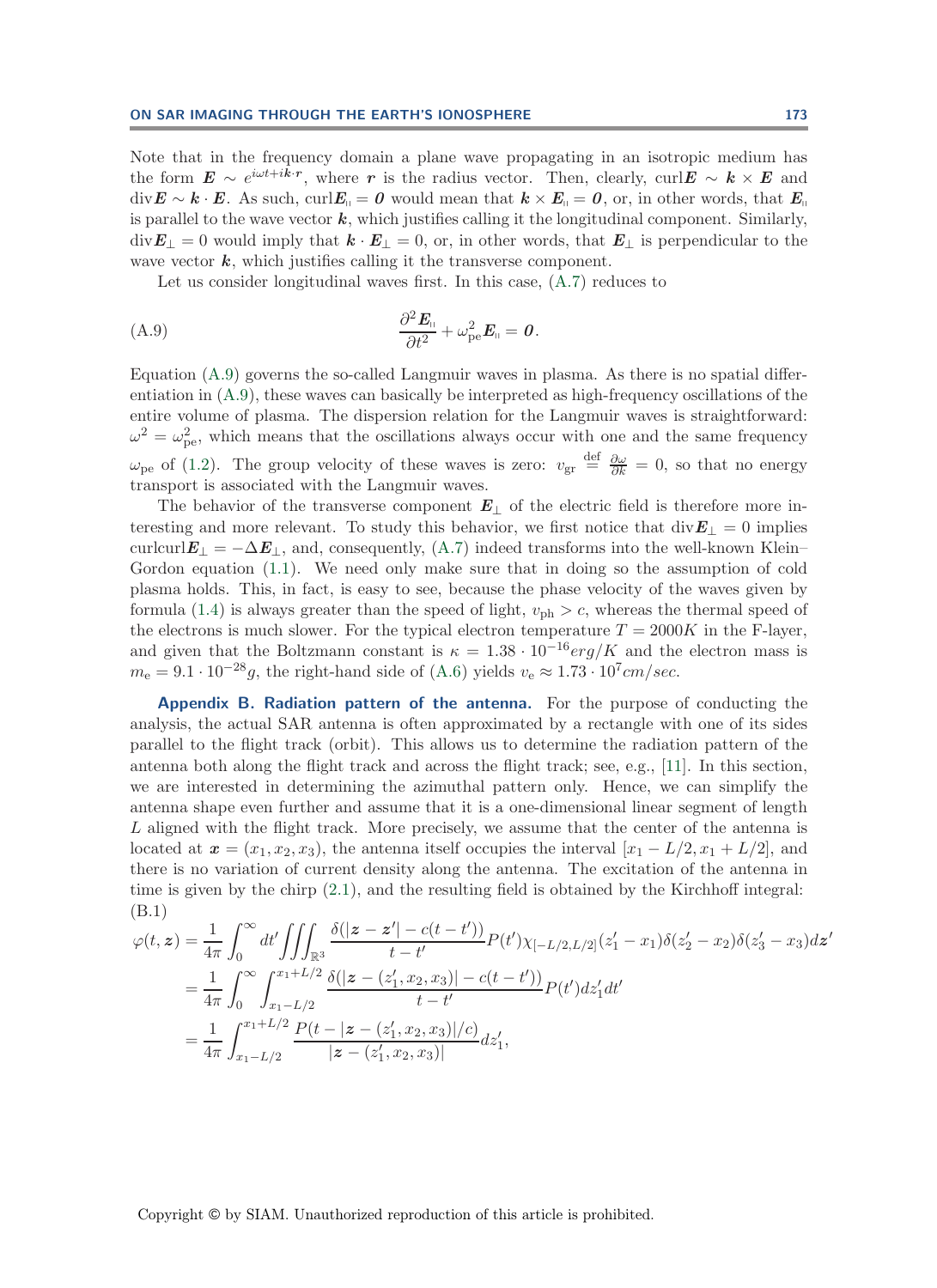Note that in the frequency domain a plane wave propagating in an isotropic medium has the form $\boldsymbol{E} \sim e^{i\omega t + i\boldsymbol{k}\cdot\boldsymbol{r}}$, where $\boldsymbol{r}$ is the radius vector. Then, clearly, $\text{curl}\boldsymbol{E} \sim \boldsymbol{k} \times \boldsymbol{E}$ and $\text{div}\boldsymbol{E} \sim \boldsymbol{k} \cdot \boldsymbol{E}$. As such, $\text{curl}\boldsymbol{E}_{\shortparallel} = \boldsymbol{0}$ would mean that $\boldsymbol{k} \times \boldsymbol{E}_{\shortparallel} = \boldsymbol{0}$, or, in other words, that $\boldsymbol{E}_{\shortparallel}$ is parallel to the wave vector $\boldsymbol{k}$, which justifies calling it the longitudinal component. Similarly, $\text{div}\boldsymbol{E}_{\perp} = 0$ would imply that $\boldsymbol{k} \cdot \boldsymbol{E}_{\perp} = 0$, or, in other words, that $\boldsymbol{E}_{\perp}$ is perpendicular to the wave vector $\boldsymbol{k}$, which justifies calling it the transverse component.

Let us consider longitudinal waves first. In this case, (A.7) reduces to

$$\frac{\partial^2 \boldsymbol{E}_{\shortparallel}}{\partial t^2} + \omega_{\text{pe}}^2 \boldsymbol{E}_{\shortparallel} = \boldsymbol{0}. \tag{A.9}$$

Equation (A.9) governs the so-called Langmuir waves in plasma. As there is no spatial differentiation in (A.9), these waves can basically be interpreted as high-frequency oscillations of the entire volume of plasma. The dispersion relation for the Langmuir waves is straightforward: $\omega^2 = \omega_{\text{pe}}^2$, which means that the oscillations always occur with one and the same frequency $\omega_{\text{pe}}$ of (1.2). The group velocity of these waves is zero: $v_{\text{gr}} \stackrel{\text{def}}{=} \frac{\partial \omega}{\partial k} = 0$, so that no energy transport is associated with the Langmuir waves.

The behavior of the transverse component $\boldsymbol{E}_{\perp}$ of the electric field is therefore more interesting and more relevant. To study this behavior, we first notice that $\text{div}\boldsymbol{E}_{\perp} = 0$ implies $\text{curlcurl}\boldsymbol{E}_{\perp} = -\Delta \boldsymbol{E}_{\perp}$, and, consequently, (A.7) indeed transforms into the well-known Klein–Gordon equation (1.1). We need only make sure that in doing so the assumption of cold plasma holds. This, in fact, is easy to see, because the phase velocity of the waves given by formula (1.4) is always greater than the speed of light, $v_{\text{ph}} > c$, whereas the thermal speed of the electrons is much slower. For the typical electron temperature $T = 2000K$ in the F-layer, and given that the Boltzmann constant is $\kappa = 1.38 \cdot 10^{-16} erg/K$ and the electron mass is $m_{\text{e}} = 9.1 \cdot 10^{-28} g$, the right-hand side of (A.6) yields $v_{\text{e}} \approx 1.73 \cdot 10^7 cm/sec$.

## Appendix B. Radiation pattern of the antenna.

For the purpose of conducting the analysis, the actual SAR antenna is often approximated by a rectangle with one of its sides parallel to the flight track (orbit). This allows us to determine the radiation pattern of the antenna both along the flight track and across the flight track; see, e.g., [11]. In this section, we are interested in determining the azimuthal pattern only. Hence, we can simplify the antenna shape even further and assume that it is a one-dimensional linear segment of length $L$ aligned with the flight track. More precisely, we assume that the center of the antenna is located at $\boldsymbol{x} = (x_1, x_2, x_3)$, the antenna itself occupies the interval $[x_1 - L/2, x_1 + L/2]$, and there is no variation of current density along the antenna. The excitation of the antenna in time is given by the chirp (2.1), and the resulting field is obtained by the Kirchhoff integral:

$$\begin{aligned}
\varphi(t, \boldsymbol{z}) &= \frac{1}{4\pi} \int_0^\infty dt' \iiint_{\mathbb{R}^3} \frac{\delta(|\boldsymbol{z} - \boldsymbol{z}'| - c(t - t'))}{t - t'} P(t') \chi_{[-L/2, L/2]}(z_1' - x_1) \delta(z_2' - x_2) \delta(z_3' - x_3) d\boldsymbol{z}' \\
&= \frac{1}{4\pi} \int_0^\infty \int_{x_1 - L/2}^{x_1 + L/2} \frac{\delta(|\boldsymbol{z} - (z_1', x_2, x_3)| - c(t - t'))}{t - t'} P(t') dz_1' dt' \\
&= \frac{1}{4\pi} \int_{x_1 - L/2}^{x_1 + L/2} \frac{P(t - |\boldsymbol{z} - (z_1', x_2, x_3)|/c)}{|\boldsymbol{z} - (z_1', x_2, x_3)|} dz_1',
\end{aligned} \tag{B.1}$$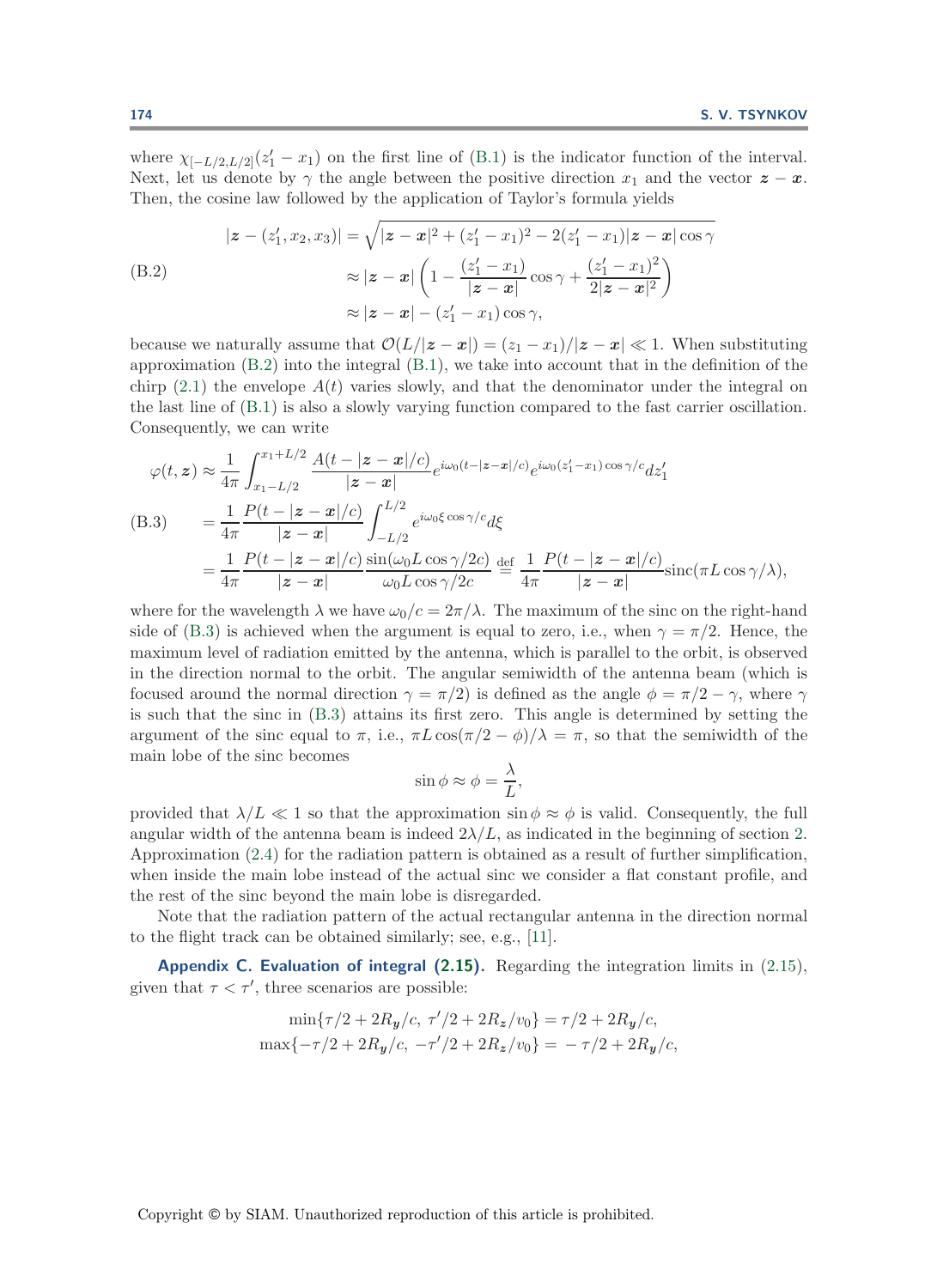where $\chi_{[-L/2,L/2]}(z_1' - x_1)$ on the first line of (B.1) is the indicator function of the interval. Next, let us denote by $\gamma$ the angle between the positive direction $x_1$ and the vector $\boldsymbol{z} - \boldsymbol{x}$. Then, the cosine law followed by the application of Taylor's formula yields

$$
\begin{aligned}
|\boldsymbol{z} - (z_1', x_2, x_3)| &= \sqrt{|\boldsymbol{z} - \boldsymbol{x}|^2 + (z_1' - x_1)^2 - 2(z_1' - x_1)|\boldsymbol{z} - \boldsymbol{x}|\cos\gamma} \\
&\approx |\boldsymbol{z} - \boldsymbol{x}| \left(1 - \frac{(z_1' - x_1)}{|\boldsymbol{z} - \boldsymbol{x}|}\cos\gamma + \frac{(z_1' - x_1)^2}{2|\boldsymbol{z} - \boldsymbol{x}|^2}\right) \\
&\approx |\boldsymbol{z} - \boldsymbol{x}| - (z_1' - x_1)\cos\gamma,
\end{aligned}
\tag{B.2}
$$

because we naturally assume that $\mathcal{O}(L/|\boldsymbol{z} - \boldsymbol{x}|) = (z_1 - x_1)/|\boldsymbol{z} - \boldsymbol{x}| \ll 1$. When substituting approximation (B.2) into the integral (B.1), we take into account that in the definition of the chirp (2.1) the envelope $A(t)$ varies slowly, and that the denominator under the integral on the last line of (B.1) is also a slowly varying function compared to the fast carrier oscillation. Consequently, we can write

$$
\begin{aligned}
\varphi(t, \boldsymbol{z}) &\approx \frac{1}{4\pi} \int_{x_1 - L/2}^{x_1 + L/2} \frac{A(t - |\boldsymbol{z} - \boldsymbol{x}|/c)}{|\boldsymbol{z} - \boldsymbol{x}|} e^{i\omega_0(t - |\boldsymbol{z} - \boldsymbol{x}|/c)} e^{i\omega_0(z_1' - x_1)\cos\gamma/c} dz_1' \\
&= \frac{1}{4\pi} \frac{P(t - |\boldsymbol{z} - \boldsymbol{x}|/c)}{|\boldsymbol{z} - \boldsymbol{x}|} \int_{-L/2}^{L/2} e^{i\omega_0 \xi \cos\gamma/c} d\xi \\
&= \frac{1}{4\pi} \frac{P(t - |\boldsymbol{z} - \boldsymbol{x}|/c)}{|\boldsymbol{z} - \boldsymbol{x}|} \frac{\sin(\omega_0 L \cos\gamma/2c)}{\omega_0 L \cos\gamma/2c} \stackrel{\text{def}}{=} \frac{1}{4\pi} \frac{P(t - |\boldsymbol{z} - \boldsymbol{x}|/c)}{|\boldsymbol{z} - \boldsymbol{x}|} \text{sinc}(\pi L \cos\gamma/\lambda),
\end{aligned}
\tag{B.3}
$$

where for the wavelength $\lambda$ we have $\omega_0/c = 2\pi/\lambda$. The maximum of the sinc on the right-hand side of (B.3) is achieved when the argument is equal to zero, i.e., when $\gamma = \pi/2$. Hence, the maximum level of radiation emitted by the antenna, which is parallel to the orbit, is observed in the direction normal to the orbit. The angular semiwidth of the antenna beam (which is focused around the normal direction $\gamma = \pi/2$) is defined as the angle $\phi = \pi/2 - \gamma$, where $\gamma$ is such that the sinc in (B.3) attains its first zero. This angle is determined by setting the argument of the sinc equal to $\pi$, i.e., $\pi L \cos(\pi/2 - \phi)/\lambda = \pi$, so that the semiwidth of the main lobe of the sinc becomes

$$
\sin\phi \approx \phi = \frac{\lambda}{L},
$$

provided that $\lambda/L \ll 1$ so that the approximation $\sin\phi \approx \phi$ is valid. Consequently, the full angular width of the antenna beam is indeed $2\lambda/L$, as indicated in the beginning of section 2. Approximation (2.4) for the radiation pattern is obtained as a result of further simplification, when inside the main lobe instead of the actual sinc we consider a flat constant profile, and the rest of the sinc beyond the main lobe is disregarded.

Note that the radiation pattern of the actual rectangular antenna in the direction normal to the flight track can be obtained similarly; see, e.g., [11].

**Appendix C. Evaluation of integral (2.15).** Regarding the integration limits in (2.15), given that $\tau < \tau'$, three scenarios are possible:

$$
\begin{aligned}
\min\{\tau/2 + 2R_{\boldsymbol{y}}/c,\ \tau'/2 + 2R_{\boldsymbol{z}}/v_0\} &= \tau/2 + 2R_{\boldsymbol{y}}/c, \\
\max\{-\tau/2 + 2R_{\boldsymbol{y}}/c,\ -\tau'/2 + 2R_{\boldsymbol{z}}/v_0\} &= -\tau/2 + 2R_{\boldsymbol{y}}/c,
\end{aligned}
$$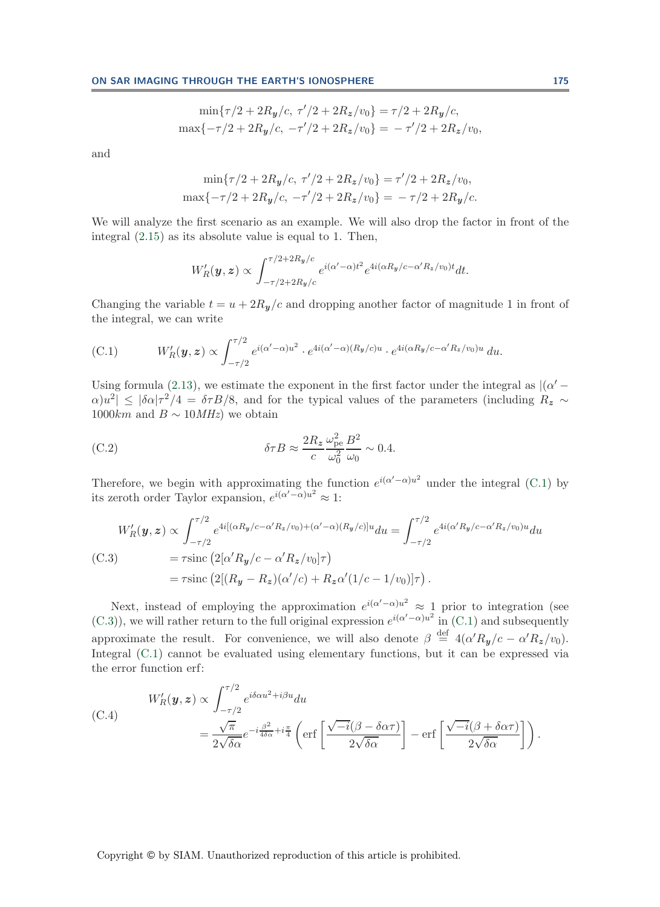$$\min\{\tau/2 + 2R_{\boldsymbol{y}}/c,\ \tau'/2 + 2R_{\boldsymbol{z}}/v_0\} = \tau/2 + 2R_{\boldsymbol{y}}/c,$$
$$\max\{-\tau/2 + 2R_{\boldsymbol{y}}/c,\ -\tau'/2 + 2R_{\boldsymbol{z}}/v_0\} = -\tau'/2 + 2R_{\boldsymbol{z}}/v_0,$$

and

$$\min\{\tau/2 + 2R_{\boldsymbol{y}}/c,\ \tau'/2 + 2R_{\boldsymbol{z}}/v_0\} = \tau'/2 + 2R_{\boldsymbol{z}}/v_0,$$
$$\max\{-\tau/2 + 2R_{\boldsymbol{y}}/c,\ -\tau'/2 + 2R_{\boldsymbol{z}}/v_0\} = -\tau/2 + 2R_{\boldsymbol{y}}/c.$$

We will analyze the first scenario as an example. We will also drop the factor in front of the integral (2.15) as its absolute value is equal to 1. Then,

$$W_R'(\boldsymbol{y},\boldsymbol{z}) \propto \int_{-\tau/2+2R_{\boldsymbol{y}}/c}^{\tau/2+2R_{\boldsymbol{y}}/c} e^{i(\alpha'-\alpha)t^2} e^{4i(\alpha R_{\boldsymbol{y}}/c - \alpha' R_{\boldsymbol{z}}/v_0)t} dt.$$

Changing the variable $t = u + 2R_{\boldsymbol{y}}/c$ and dropping another factor of magnitude 1 in front of the integral, we can write

$$W_R'(\boldsymbol{y},\boldsymbol{z}) \propto \int_{-\tau/2}^{\tau/2} e^{i(\alpha'-\alpha)u^2} \cdot e^{4i(\alpha'-\alpha)(R_{\boldsymbol{y}}/c)u} \cdot e^{4i(\alpha R_{\boldsymbol{y}}/c - \alpha' R_{\boldsymbol{z}}/v_0)u}\, du. \tag{C.1}$$

Using formula (2.13), we estimate the exponent in the first factor under the integral as $|(\alpha' - \alpha)u^2| \le |\delta\alpha|\tau^2/4 = \delta\tau B/8$, and for the typical values of the parameters (including $R_{\boldsymbol{z}} \sim 1000km$ and $B \sim 10MHz$) we obtain

$$\delta\tau B \approx \frac{2R_{\boldsymbol{z}}}{c}\frac{\omega_{\rm pe}^2}{\omega_0^2}\frac{B^2}{\omega_0} \sim 0.4. \tag{C.2}$$

Therefore, we begin with approximating the function $e^{i(\alpha'-\alpha)u^2}$ under the integral (C.1) by its zeroth order Taylor expansion, $e^{i(\alpha'-\alpha)u^2} \approx 1$:

$$\begin{aligned}
W_R'(\boldsymbol{y},\boldsymbol{z}) &\propto \int_{-\tau/2}^{\tau/2} e^{4i[(\alpha R_{\boldsymbol{y}}/c - \alpha' R_{\boldsymbol{z}}/v_0) + (\alpha'-\alpha)(R_{\boldsymbol{y}}/c)]u} du = \int_{-\tau/2}^{\tau/2} e^{4i(\alpha' R_{\boldsymbol{y}}/c - \alpha' R_{\boldsymbol{z}}/v_0)u} du \\
&= \tau \operatorname{sinc}\left(2[\alpha' R_{\boldsymbol{y}}/c - \alpha' R_{\boldsymbol{z}}/v_0]\tau\right) \\
&= \tau \operatorname{sinc}\left(2[(R_{\boldsymbol{y}} - R_{\boldsymbol{z}})(\alpha'/c) + R_{\boldsymbol{z}}\alpha'(1/c - 1/v_0)]\tau\right).
\end{aligned} \tag{C.3}$$

Next, instead of employing the approximation $e^{i(\alpha'-\alpha)u^2} \approx 1$ prior to integration (see (C.3)), we will rather return to the full original expression $e^{i(\alpha'-\alpha)u^2}$ in (C.1) and subsequently approximate the result. For convenience, we will also denote $\beta \overset{\text{def}}{=} 4(\alpha' R_{\boldsymbol{y}}/c - \alpha' R_{\boldsymbol{z}}/v_0)$. Integral (C.1) cannot be evaluated using elementary functions, but it can be expressed via the error function erf:

$$\begin{aligned}
W_R'(\boldsymbol{y},\boldsymbol{z}) &\propto \int_{-\tau/2}^{\tau/2} e^{i\delta\alpha u^2 + i\beta u} du \\
&= \frac{\sqrt{\pi}}{2\sqrt{\delta\alpha}} e^{-i\frac{\beta^2}{4\delta\alpha} + i\frac{\pi}{4}} \left( \operatorname{erf}\left[\frac{\sqrt{-i}(\beta - \delta\alpha\tau)}{2\sqrt{\delta\alpha}}\right] - \operatorname{erf}\left[\frac{\sqrt{-i}(\beta + \delta\alpha\tau)}{2\sqrt{\delta\alpha}}\right] \right).
\end{aligned} \tag{C.4}$$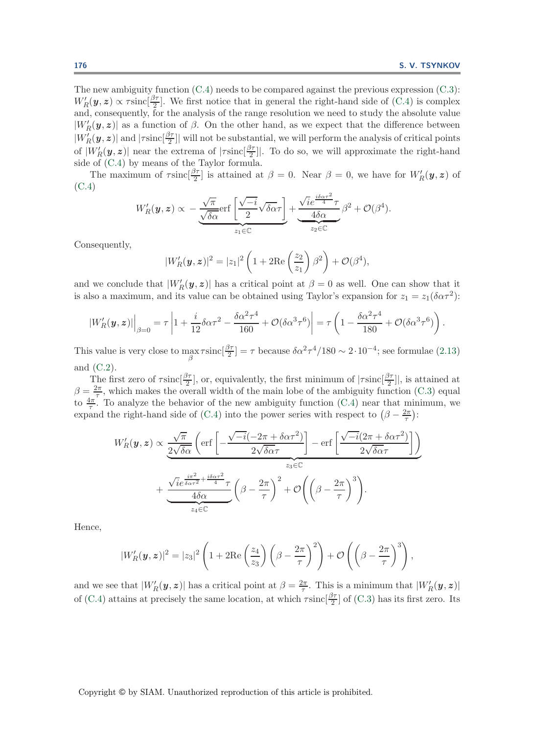The new ambiguity function (C.4) needs to be compared against the previous expression (C.3): $W_R'(\boldsymbol{y},\boldsymbol{z}) \propto \tau \text{sinc}[\frac{\beta\tau}{2}]$. We first notice that in general the right-hand side of (C.4) is complex and, consequently, for the analysis of the range resolution we need to study the absolute value $|W_R'(\boldsymbol{y},\boldsymbol{z})|$ as a function of $\beta$. On the other hand, as we expect that the difference between $|W_R'(\boldsymbol{y},\boldsymbol{z})|$ and $|\tau\text{sinc}[\frac{\beta\tau}{2}]|$ will not be substantial, we will perform the analysis of critical points of $|W_R'(\boldsymbol{y},\boldsymbol{z})|$ near the extrema of $|\tau\text{sinc}[\frac{\beta\tau}{2}]|$. To do so, we will approximate the right-hand side of (C.4) by means of the Taylor formula.

The maximum of $\tau\text{sinc}[\frac{\beta\tau}{2}]$ is attained at $\beta = 0$. Near $\beta = 0$, we have for $W_R'(\boldsymbol{y},\boldsymbol{z})$ of (C.4)

$$W_R'(\boldsymbol{y},\boldsymbol{z}) \propto \underbrace{-\frac{\sqrt{\pi}}{\sqrt{\delta\alpha}}\text{erf}\left[\frac{\sqrt{-i}}{2}\sqrt{\delta\alpha}\tau\right]}_{z_1\in\mathbb{C}} + \underbrace{\frac{\sqrt{i}e^{\frac{i\delta\alpha\tau^2}{4}}\tau}{4\delta\alpha}}_{z_2\in\mathbb{C}}\beta^2 + \mathcal{O}(\beta^4).$$

Consequently,

$$|W_R'(\boldsymbol{y},\boldsymbol{z})|^2 = |z_1|^2\left(1 + 2\text{Re}\left(\frac{z_2}{z_1}\right)\beta^2\right) + \mathcal{O}(\beta^4),$$

and we conclude that $|W_R'(\boldsymbol{y},\boldsymbol{z})|$ has a critical point at $\beta = 0$ as well. One can show that it is also a maximum, and its value can be obtained using Taylor's expansion for $z_1 = z_1(\delta\alpha\tau^2)$:

$$|W_R'(\boldsymbol{y},\boldsymbol{z})|\Big|_{\beta=0} = \tau\left|1 + \frac{i}{12}\delta\alpha\tau^2 - \frac{\delta\alpha^2\tau^4}{160} + \mathcal{O}(\delta\alpha^3\tau^6)\right| = \tau\left(1 - \frac{\delta\alpha^2\tau^4}{180} + \mathcal{O}(\delta\alpha^3\tau^6)\right).$$

This value is very close to $\max\limits_{\beta}\tau\text{sinc}[\frac{\beta\tau}{2}] = \tau$ because $\delta\alpha^2\tau^4/180 \sim 2\cdot 10^{-4}$; see formulae (2.13) and (C.2).

The first zero of $\tau\text{sinc}[\frac{\beta\tau}{2}]$, or, equivalently, the first minimum of $|\tau\text{sinc}[\frac{\beta\tau}{2}]|$, is attained at $\beta = \frac{2\pi}{\tau}$, which makes the overall width of the main lobe of the ambiguity function (C.3) equal to $\frac{4\pi}{\tau}$. To analyze the behavior of the new ambiguity function (C.4) near that minimum, we expand the right-hand side of (C.4) into the power series with respect to $(\beta - \frac{2\pi}{\tau})$:

$$\begin{aligned} W_R'(\boldsymbol{y},\boldsymbol{z}) \propto\ & \underbrace{\frac{\sqrt{\pi}}{2\sqrt{\delta\alpha}}\left(\text{erf}\left[-\frac{\sqrt{-i}(-2\pi + \delta\alpha\tau^2)}{2\sqrt{\delta\alpha}\tau}\right] - \text{erf}\left[\frac{\sqrt{-i}(2\pi + \delta\alpha\tau^2)}{2\sqrt{\delta\alpha}\tau}\right]\right)}_{z_3\in\mathbb{C}} \\ & + \underbrace{\frac{\sqrt{i}e^{\frac{i\pi^2}{\delta\alpha\tau^2} + \frac{i\delta\alpha\tau^2}{4}}\tau}{4\delta\alpha}}_{z_4\in\mathbb{C}}\left(\beta - \frac{2\pi}{\tau}\right)^2 + \mathcal{O}\left(\left(\beta - \frac{2\pi}{\tau}\right)^3\right). \end{aligned}$$

Hence,

$$|W_R'(\boldsymbol{y},\boldsymbol{z})|^2 = |z_3|^2\left(1 + 2\text{Re}\left(\frac{z_4}{z_3}\right)\left(\beta - \frac{2\pi}{\tau}\right)^2\right) + \mathcal{O}\left(\left(\beta - \frac{2\pi}{\tau}\right)^3\right),$$

and we see that $|W_R'(\boldsymbol{y},\boldsymbol{z})|$ has a critical point at $\beta = \frac{2\pi}{\tau}$. This is a minimum that $|W_R'(\boldsymbol{y},\boldsymbol{z})|$ of (C.4) attains at precisely the same location, at which $\tau\text{sinc}[\frac{\beta\tau}{2}]$ of (C.3) has its first zero. Its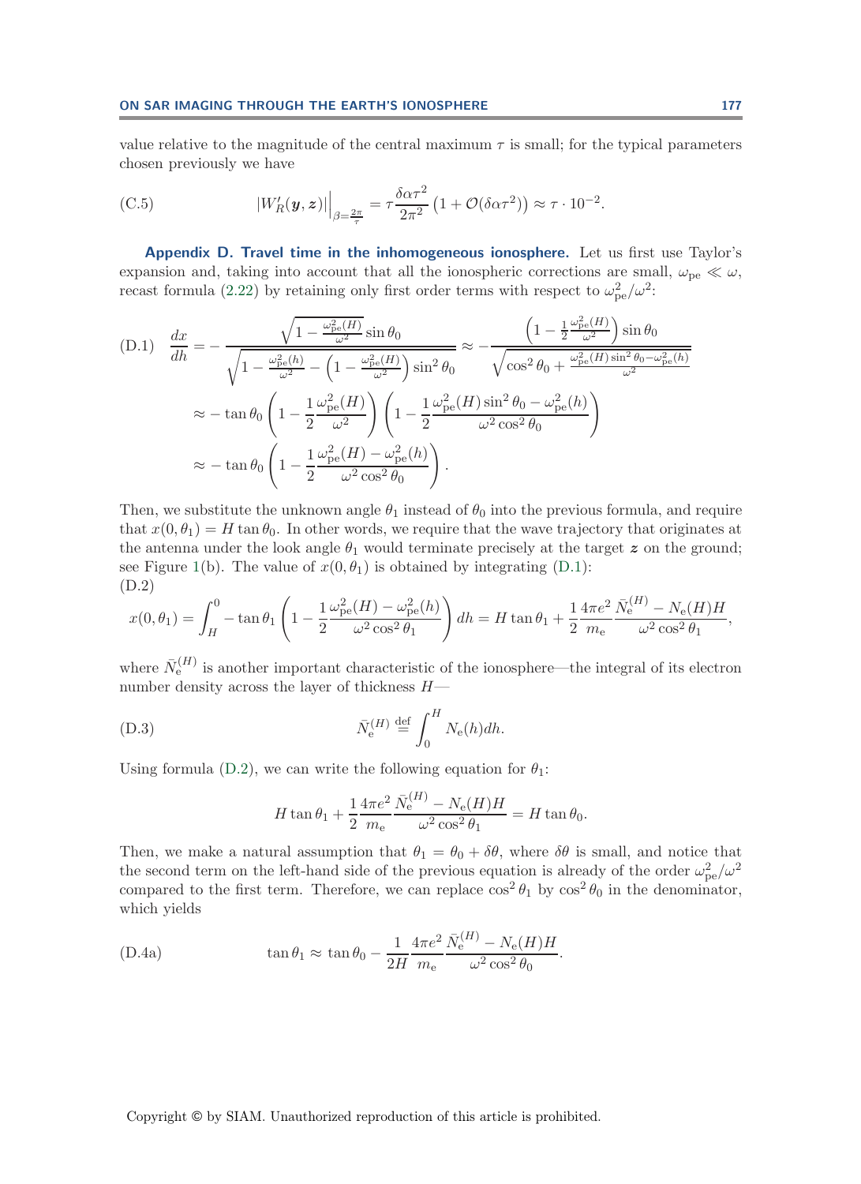value relative to the magnitude of the central maximum $\tau$ is small; for the typical parameters chosen previously we have

$$|W_R'(\boldsymbol{y},\boldsymbol{z})|\Big|_{\beta=\frac{2\pi}{\tau}} = \tau\frac{\delta\alpha\tau^2}{2\pi^2}\left(1+\mathcal{O}(\delta\alpha\tau^2)\right) \approx \tau\cdot 10^{-2}. \tag{C.5}$$

**Appendix D. Travel time in the inhomogeneous ionosphere.** Let us first use Taylor's expansion and, taking into account that all the ionospheric corrections are small, $\omega_{\text{pe}} \ll \omega$, recast formula (2.22) by retaining only first order terms with respect to $\omega_{\text{pe}}^2/\omega^2$:

$$\begin{aligned}
\frac{dx}{dh} &= -\frac{\sqrt{1-\frac{\omega_{\text{pe}}^2(H)}{\omega^2}}\sin\theta_0}{\sqrt{1-\frac{\omega_{\text{pe}}^2(h)}{\omega^2}-\left(1-\frac{\omega_{\text{pe}}^2(H)}{\omega^2}\right)\sin^2\theta_0}} \approx -\frac{\left(1-\frac{1}{2}\frac{\omega_{\text{pe}}^2(H)}{\omega^2}\right)\sin\theta_0}{\sqrt{\cos^2\theta_0+\frac{\omega_{\text{pe}}^2(H)\sin^2\theta_0-\omega_{\text{pe}}^2(h)}{\omega^2}}}\\
&\approx -\tan\theta_0\left(1-\frac{1}{2}\frac{\omega_{\text{pe}}^2(H)}{\omega^2}\right)\left(1-\frac{1}{2}\frac{\omega_{\text{pe}}^2(H)\sin^2\theta_0-\omega_{\text{pe}}^2(h)}{\omega^2\cos^2\theta_0}\right)\\
&\approx -\tan\theta_0\left(1-\frac{1}{2}\frac{\omega_{\text{pe}}^2(H)-\omega_{\text{pe}}^2(h)}{\omega^2\cos^2\theta_0}\right).
\end{aligned} \tag{D.1}$$

Then, we substitute the unknown angle $\theta_1$ instead of $\theta_0$ into the previous formula, and require that $x(0,\theta_1) = H\tan\theta_0$. In other words, we require that the wave trajectory that originates at the antenna under the look angle $\theta_1$ would terminate precisely at the target $\boldsymbol{z}$ on the ground; see Figure 1(b). The value of $x(0,\theta_1)$ is obtained by integrating (D.1):
(D.2)

$$x(0,\theta_1) = \int_H^0 -\tan\theta_1\left(1-\frac{1}{2}\frac{\omega_{\text{pe}}^2(H)-\omega_{\text{pe}}^2(h)}{\omega^2\cos^2\theta_1}\right)dh = H\tan\theta_1 + \frac{1}{2}\frac{4\pi e^2}{m_{\text{e}}}\frac{\bar{N}_{\text{e}}^{(H)}-N_{\text{e}}(H)H}{\omega^2\cos^2\theta_1},$$

where $\bar{N}_{\text{e}}^{(H)}$ is another important characteristic of the ionosphere—the integral of its electron number density across the layer of thickness $H$—

$$\bar{N}_{\text{e}}^{(H)} \stackrel{\text{def}}{=} \int_0^H N_{\text{e}}(h)dh. \tag{D.3}$$

Using formula (D.2), we can write the following equation for $\theta_1$:

$$H\tan\theta_1 + \frac{1}{2}\frac{4\pi e^2}{m_{\text{e}}}\frac{\bar{N}_{\text{e}}^{(H)}-N_{\text{e}}(H)H}{\omega^2\cos^2\theta_1} = H\tan\theta_0.$$

Then, we make a natural assumption that $\theta_1 = \theta_0 + \delta\theta$, where $\delta\theta$ is small, and notice that the second term on the left-hand side of the previous equation is already of the order $\omega_{\text{pe}}^2/\omega^2$ compared to the first term. Therefore, we can replace $\cos^2\theta_1$ by $\cos^2\theta_0$ in the denominator, which yields

$$\tan\theta_1 \approx \tan\theta_0 - \frac{1}{2H}\frac{4\pi e^2}{m_{\text{e}}}\frac{\bar{N}_{\text{e}}^{(H)}-N_{\text{e}}(H)H}{\omega^2\cos^2\theta_0}. \tag{D.4a}$$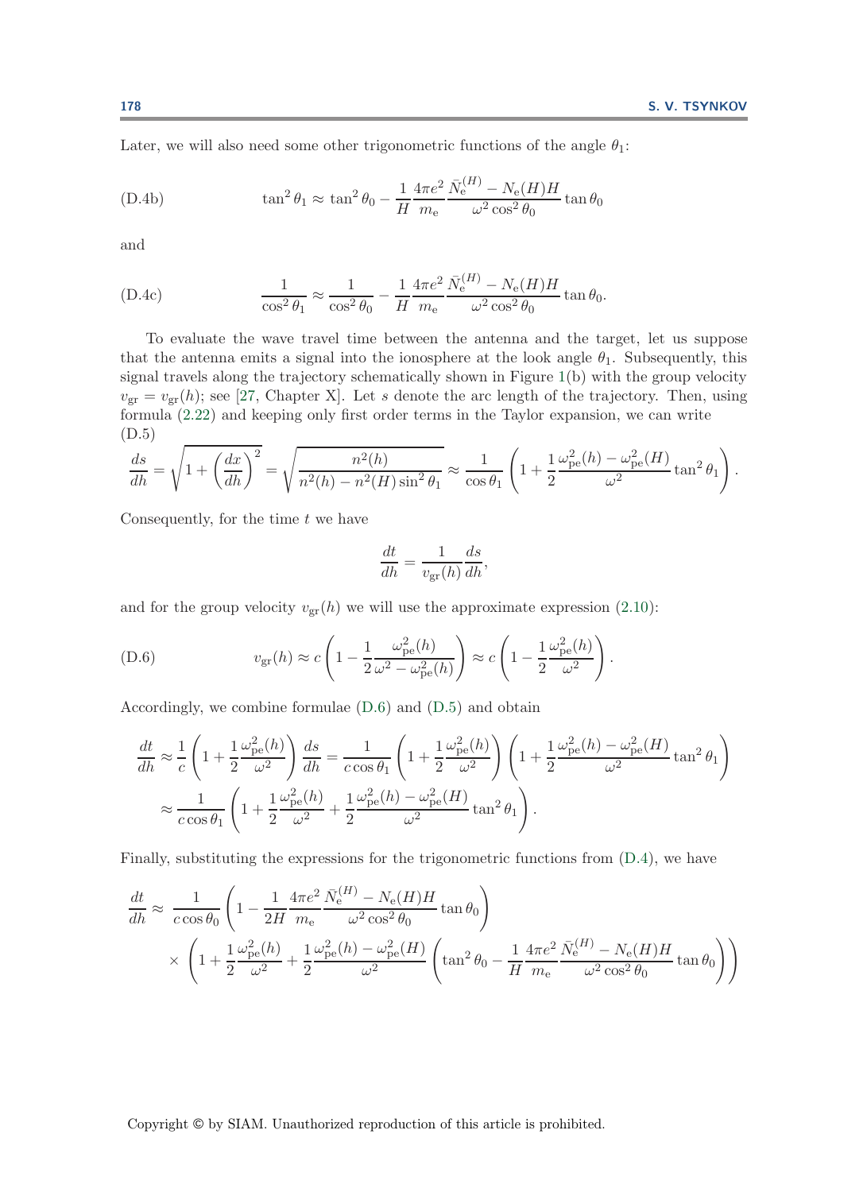Later, we will also need some other trigonometric functions of the angle $\theta_1$:

$$\tan^2\theta_1 \approx \tan^2\theta_0 - \frac{1}{H}\frac{4\pi e^2}{m_\mathrm{e}}\frac{\bar{N}_\mathrm{e}^{(H)} - N_\mathrm{e}(H)H}{\omega^2\cos^2\theta_0}\tan\theta_0 \tag{D.4b}$$

and

$$\frac{1}{\cos^2\theta_1} \approx \frac{1}{\cos^2\theta_0} - \frac{1}{H}\frac{4\pi e^2}{m_\mathrm{e}}\frac{\bar{N}_\mathrm{e}^{(H)} - N_\mathrm{e}(H)H}{\omega^2\cos^2\theta_0}\tan\theta_0. \tag{D.4c}$$

To evaluate the wave travel time between the antenna and the target, let us suppose that the antenna emits a signal into the ionosphere at the look angle $\theta_1$. Subsequently, this signal travels along the trajectory schematically shown in Figure 1(b) with the group velocity $v_\mathrm{gr} = v_\mathrm{gr}(h)$; see [27, Chapter X]. Let $s$ denote the arc length of the trajectory. Then, using formula (2.22) and keeping only first order terms in the Taylor expansion, we can write (D.5)

$$\frac{ds}{dh} = \sqrt{1 + \left(\frac{dx}{dh}\right)^2} = \sqrt{\frac{n^2(h)}{n^2(h) - n^2(H)\sin^2\theta_1}} \approx \frac{1}{\cos\theta_1}\left(1 + \frac{1}{2}\frac{\omega_\mathrm{pe}^2(h) - \omega_\mathrm{pe}^2(H)}{\omega^2}\tan^2\theta_1\right).$$

Consequently, for the time $t$ we have

$$\frac{dt}{dh} = \frac{1}{v_\mathrm{gr}(h)}\frac{ds}{dh},$$

and for the group velocity $v_\mathrm{gr}(h)$ we will use the approximate expression (2.10):

$$v_\mathrm{gr}(h) \approx c\left(1 - \frac{1}{2}\frac{\omega_\mathrm{pe}^2(h)}{\omega^2 - \omega_\mathrm{pe}^2(h)}\right) \approx c\left(1 - \frac{1}{2}\frac{\omega_\mathrm{pe}^2(h)}{\omega^2}\right). \tag{D.6}$$

Accordingly, we combine formulae (D.6) and (D.5) and obtain

$$\begin{aligned}
\frac{dt}{dh} &\approx \frac{1}{c}\left(1 + \frac{1}{2}\frac{\omega_\mathrm{pe}^2(h)}{\omega^2}\right)\frac{ds}{dh} = \frac{1}{c\cos\theta_1}\left(1 + \frac{1}{2}\frac{\omega_\mathrm{pe}^2(h)}{\omega^2}\right)\left(1 + \frac{1}{2}\frac{\omega_\mathrm{pe}^2(h) - \omega_\mathrm{pe}^2(H)}{\omega^2}\tan^2\theta_1\right) \\
&\approx \frac{1}{c\cos\theta_1}\left(1 + \frac{1}{2}\frac{\omega_\mathrm{pe}^2(h)}{\omega^2} + \frac{1}{2}\frac{\omega_\mathrm{pe}^2(h) - \omega_\mathrm{pe}^2(H)}{\omega^2}\tan^2\theta_1\right).
\end{aligned}$$

Finally, substituting the expressions for the trigonometric functions from (D.4), we have

$$\begin{aligned}
\frac{dt}{dh} \approx\ & \frac{1}{c\cos\theta_0}\left(1 - \frac{1}{2H}\frac{4\pi e^2}{m_\mathrm{e}}\frac{\bar{N}_\mathrm{e}^{(H)} - N_\mathrm{e}(H)H}{\omega^2\cos^2\theta_0}\tan\theta_0\right) \\
& \times\left(1 + \frac{1}{2}\frac{\omega_\mathrm{pe}^2(h)}{\omega^2} + \frac{1}{2}\frac{\omega_\mathrm{pe}^2(h) - \omega_\mathrm{pe}^2(H)}{\omega^2}\left(\tan^2\theta_0 - \frac{1}{H}\frac{4\pi e^2}{m_\mathrm{e}}\frac{\bar{N}_\mathrm{e}^{(H)} - N_\mathrm{e}(H)H}{\omega^2\cos^2\theta_0}\tan\theta_0\right)\right)
\end{aligned}$$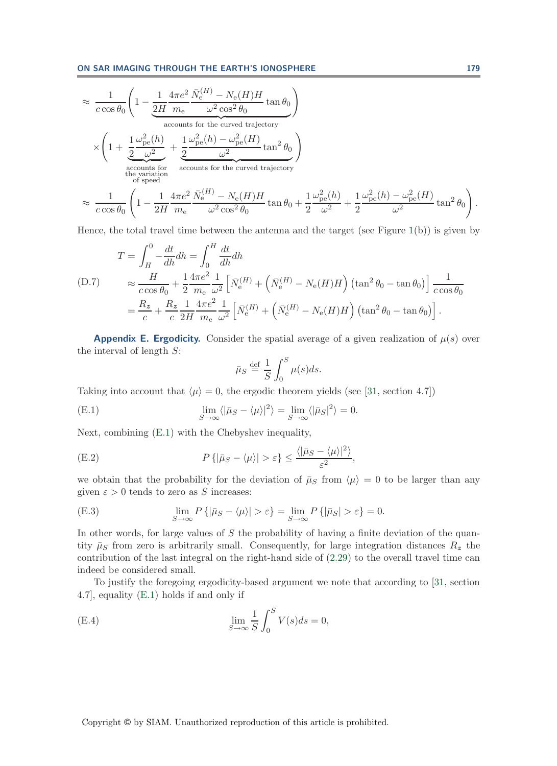$$
\approx \frac{1}{c\cos\theta_0}\Bigg(1 - \underbrace{\frac{1}{2H}\frac{4\pi e^2}{m_\mathrm{e}}\frac{\bar N_\mathrm{e}^{(H)} - N_\mathrm{e}(H)H}{\omega^2\cos^2\theta_0}\tan\theta_0}_{\text{accounts for the curved trajectory}}\Bigg)
$$

$$
\times\Bigg(1 + \underbrace{\frac{1}{2}\frac{\omega_\mathrm{pe}^2(h)}{\omega^2}}_{\substack{\text{accounts for}\\ \text{the variation}\\ \text{of speed}}} + \underbrace{\frac{1}{2}\frac{\omega_\mathrm{pe}^2(h) - \omega_\mathrm{pe}^2(H)}{\omega^2}\tan^2\theta_0}_{\text{accounts for the curved trajectory}}\Bigg)
$$

$$
\approx \frac{1}{c\cos\theta_0}\left(1 - \frac{1}{2H}\frac{4\pi e^2}{m_\mathrm{e}}\frac{\bar N_\mathrm{e}^{(H)} - N_\mathrm{e}(H)H}{\omega^2\cos^2\theta_0}\tan\theta_0 + \frac{1}{2}\frac{\omega_\mathrm{pe}^2(h)}{\omega^2} + \frac{1}{2}\frac{\omega_\mathrm{pe}^2(h) - \omega_\mathrm{pe}^2(H)}{\omega^2}\tan^2\theta_0\right).
$$

Hence, the total travel time between the antenna and the target (see Figure 1(b)) is given by

$$
\begin{aligned}
T &= \int_H^0 -\frac{dt}{dh}dh = \int_0^H \frac{dt}{dh}dh \\
&\approx \frac{H}{c\cos\theta_0} + \frac{1}{2}\frac{4\pi e^2}{m_\mathrm{e}}\frac{1}{\omega^2}\left[\bar N_\mathrm{e}^{(H)} + \left(\bar N_\mathrm{e}^{(H)} - N_\mathrm{e}(H)H\right)\left(\tan^2\theta_0 - \tan\theta_0\right)\right]\frac{1}{c\cos\theta_0} \\
&= \frac{R_z}{c} + \frac{R_z}{c}\frac{1}{2H}\frac{4\pi e^2}{m_\mathrm{e}}\frac{1}{\omega^2}\left[\bar N_\mathrm{e}^{(H)} + \left(\bar N_\mathrm{e}^{(H)} - N_\mathrm{e}(H)H\right)\left(\tan^2\theta_0 - \tan\theta_0\right)\right].
\end{aligned} \tag{D.7}
$$

**Appendix E. Ergodicity.** Consider the spatial average of a given realization of $\mu(s)$ over the interval of length $S$:

$$
\bar\mu_S \overset{\text{def}}{=} \frac{1}{S}\int_0^S \mu(s)ds.
$$

Taking into account that $\langle\mu\rangle = 0$, the ergodic theorem yields (see [31, section 4.7])

$$
\lim_{S\to\infty}\langle|\bar\mu_S - \langle\mu\rangle|^2\rangle = \lim_{S\to\infty}\langle|\bar\mu_S|^2\rangle = 0. \tag{E.1}
$$

Next, combining (E.1) with the Chebyshev inequality,

$$
P\left\{|\bar\mu_S - \langle\mu\rangle| > \varepsilon\right\} \le \frac{\langle|\bar\mu_S - \langle\mu\rangle|^2\rangle}{\varepsilon^2}, \tag{E.2}
$$

we obtain that the probability for the deviation of $\bar\mu_S$ from $\langle\mu\rangle = 0$ to be larger than any given $\varepsilon > 0$ tends to zero as $S$ increases:

$$
\lim_{S\to\infty} P\left\{|\bar\mu_S - \langle\mu\rangle| > \varepsilon\right\} = \lim_{S\to\infty} P\left\{|\bar\mu_S| > \varepsilon\right\} = 0. \tag{E.3}
$$

In other words, for large values of $S$ the probability of having a finite deviation of the quantity $\bar\mu_S$ from zero is arbitrarily small. Consequently, for large integration distances $R_z$ the contribution of the last integral on the right-hand side of (2.29) to the overall travel time can indeed be considered small.

To justify the foregoing ergodicity-based argument we note that according to [31, section 4.7], equality (E.1) holds if and only if

$$
\lim_{S\to\infty}\frac{1}{S}\int_0^S V(s)ds = 0, \tag{E.4}
$$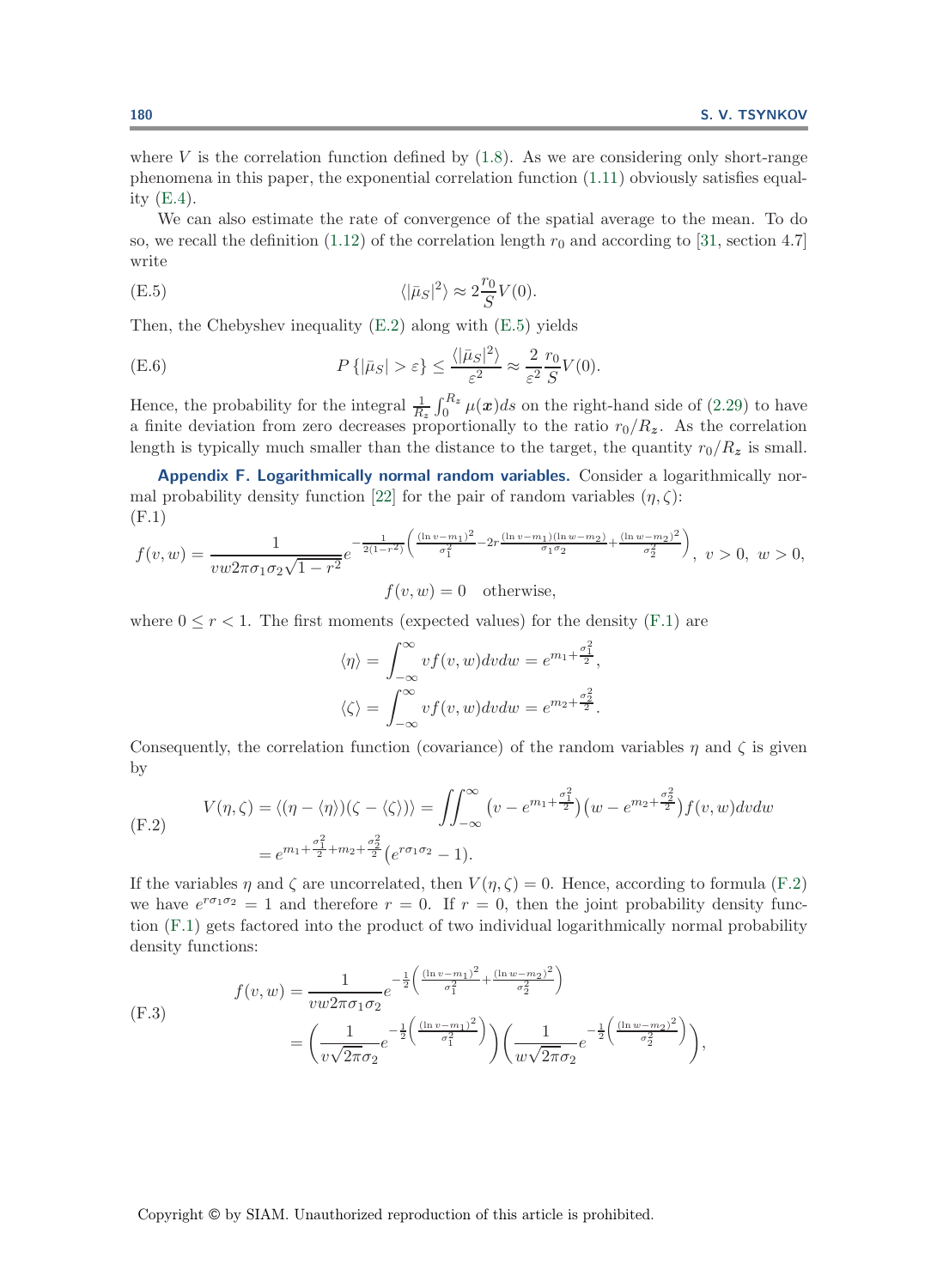where $V$ is the correlation function defined by (1.8). As we are considering only short-range phenomena in this paper, the exponential correlation function (1.11) obviously satisfies equality (E.4).

We can also estimate the rate of convergence of the spatial average to the mean. To do so, we recall the definition (1.12) of the correlation length $r_0$ and according to [31, section 4.7] write

$$\langle|\bar{\mu}_S|^2\rangle \approx 2\frac{r_0}{S}V(0). \tag{E.5}$$

Then, the Chebyshev inequality (E.2) along with (E.5) yields

$$P\{|\bar{\mu}_S| > \varepsilon\} \le \frac{\langle|\bar{\mu}_S|^2\rangle}{\varepsilon^2} \approx \frac{2}{\varepsilon^2}\frac{r_0}{S}V(0). \tag{E.6}$$

Hence, the probability for the integral $\frac{1}{R_z}\int_0^{R_z}\mu(\boldsymbol{x})ds$ on the right-hand side of (2.29) to have a finite deviation from zero decreases proportionally to the ratio $r_0/R_{\boldsymbol{z}}$. As the correlation length is typically much smaller than the distance to the target, the quantity $r_0/R_{\boldsymbol{z}}$ is small.

## Appendix F. Logarithmically normal random variables.

Consider a logarithmically normal probability density function [22] for the pair of random variables $(\eta, \zeta)$:

$$f(v,w) = \frac{1}{vw2\pi\sigma_1\sigma_2\sqrt{1-r^2}}e^{-\frac{1}{2(1-r^2)}\left(\frac{(\ln v - m_1)^2}{\sigma_1^2} - 2r\frac{(\ln v - m_1)(\ln w - m_2)}{\sigma_1\sigma_2} + \frac{(\ln w - m_2)^2}{\sigma_2^2}\right)}, \ v>0, \ w>0, \tag{F.1}$$
$$f(v,w) = 0 \quad \text{otherwise},$$

where $0 \le r < 1$. The first moments (expected values) for the density (F.1) are

$$\langle\eta\rangle = \int_{-\infty}^{\infty} vf(v,w)dvdw = e^{m_1+\frac{\sigma_1^2}{2}},$$
$$\langle\zeta\rangle = \int_{-\infty}^{\infty} vf(v,w)dvdw = e^{m_2+\frac{\sigma_2^2}{2}}.$$

Consequently, the correlation function (covariance) of the random variables $\eta$ and $\zeta$ is given by

$$\begin{aligned} V(\eta,\zeta) = \langle(\eta - \langle\eta\rangle)(\zeta - \langle\zeta\rangle)\rangle &= \iint_{-\infty}^{\infty}\left(v - e^{m_1+\frac{\sigma_1^2}{2}}\right)\left(w - e^{m_2+\frac{\sigma_2^2}{2}}\right)f(v,w)dvdw \\ &= e^{m_1+\frac{\sigma_1^2}{2}+m_2+\frac{\sigma_2^2}{2}}\left(e^{r\sigma_1\sigma_2} - 1\right). \end{aligned} \tag{F.2}$$

If the variables $\eta$ and $\zeta$ are uncorrelated, then $V(\eta,\zeta) = 0$. Hence, according to formula (F.2) we have $e^{r\sigma_1\sigma_2} = 1$ and therefore $r = 0$. If $r = 0$, then the joint probability density function (F.1) gets factored into the product of two individual logarithmically normal probability density functions:

$$\begin{aligned} f(v,w) &= \frac{1}{vw2\pi\sigma_1\sigma_2}e^{-\frac{1}{2}\left(\frac{(\ln v - m_1)^2}{\sigma_1^2} + \frac{(\ln w - m_2)^2}{\sigma_2^2}\right)} \\ &= \left(\frac{1}{v\sqrt{2\pi}\sigma_2}e^{-\frac{1}{2}\left(\frac{(\ln v - m_1)^2}{\sigma_1^2}\right)}\right)\left(\frac{1}{w\sqrt{2\pi}\sigma_2}e^{-\frac{1}{2}\left(\frac{(\ln w - m_2)^2}{\sigma_2^2}\right)}\right), \end{aligned} \tag{F.3}$$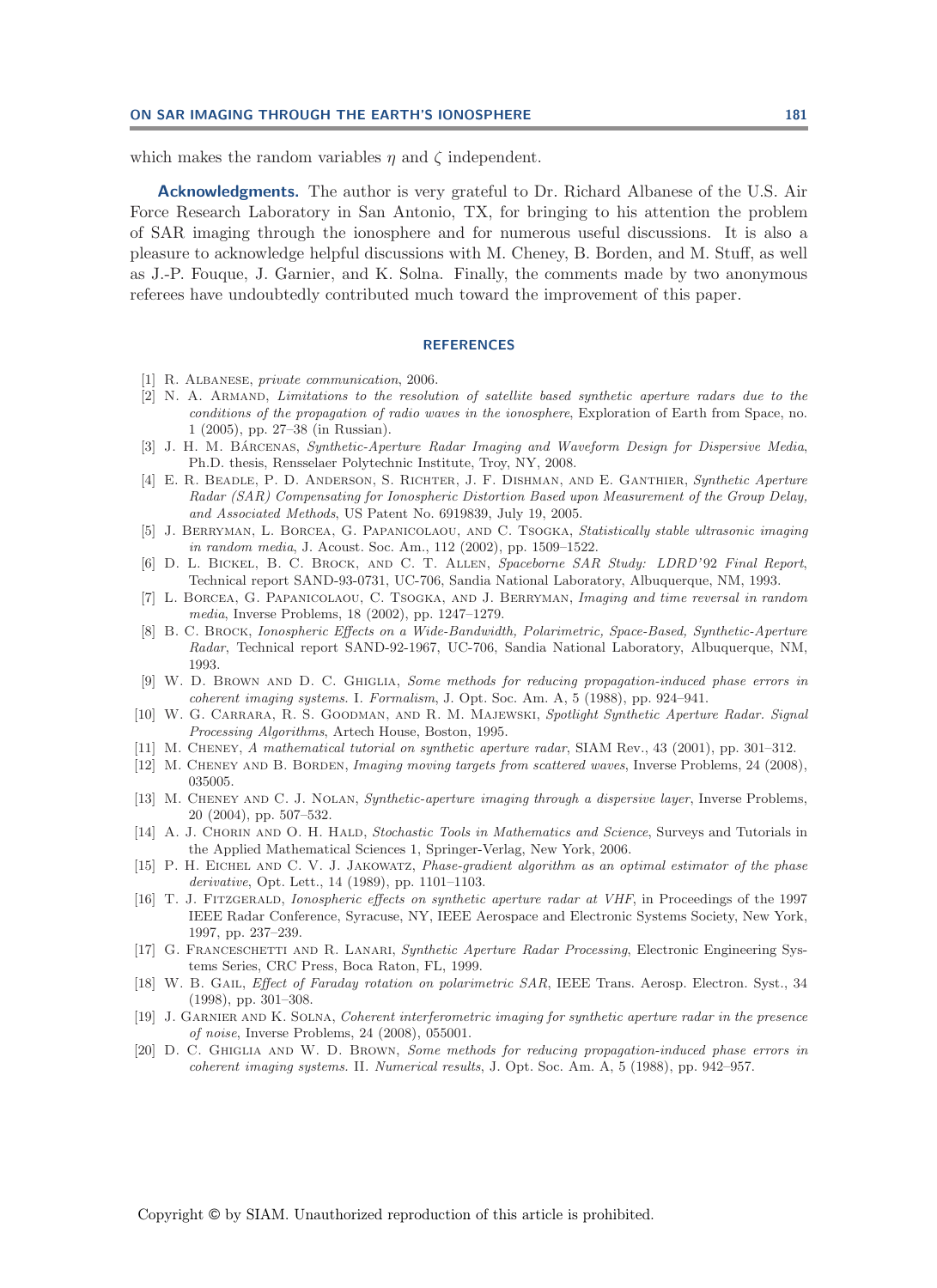which makes the random variables $\eta$ and $\zeta$ independent.

**Acknowledgments.** The author is very grateful to Dr. Richard Albanese of the U.S. Air Force Research Laboratory in San Antonio, TX, for bringing to his attention the problem of SAR imaging through the ionosphere and for numerous useful discussions. It is also a pleasure to acknowledge helpful discussions with M. Cheney, B. Borden, and M. Stuff, as well as J.-P. Fouque, J. Garnier, and K. Solna. Finally, the comments made by two anonymous referees have undoubtedly contributed much toward the improvement of this paper.

## REFERENCES

[1] R. Albanese, *private communication*, 2006.

[2] N. A. Armand, *Limitations to the resolution of satellite based synthetic aperture radars due to the conditions of the propagation of radio waves in the ionosphere*, Exploration of Earth from Space, no. 1 (2005), pp. 27–38 (in Russian).

[3] J. H. M. Bárcenas, *Synthetic-Aperture Radar Imaging and Waveform Design for Dispersive Media*, Ph.D. thesis, Rensselaer Polytechnic Institute, Troy, NY, 2008.

[4] E. R. Beadle, P. D. Anderson, S. Richter, J. F. Dishman, and E. Ganthier, *Synthetic Aperture Radar (SAR) Compensating for Ionospheric Distortion Based upon Measurement of the Group Delay, and Associated Methods*, US Patent No. 6919839, July 19, 2005.

[5] J. Berryman, L. Borcea, G. Papanicolaou, and C. Tsogka, *Statistically stable ultrasonic imaging in random media*, J. Acoust. Soc. Am., 112 (2002), pp. 1509–1522.

[6] D. L. Bickel, B. C. Brock, and C. T. Allen, *Spaceborne SAR Study: LDRD'92 Final Report*, Technical report SAND-93-0731, UC-706, Sandia National Laboratory, Albuquerque, NM, 1993.

[7] L. Borcea, G. Papanicolaou, C. Tsogka, and J. Berryman, *Imaging and time reversal in random media*, Inverse Problems, 18 (2002), pp. 1247–1279.

[8] B. C. Brock, *Ionospheric Effects on a Wide-Bandwidth, Polarimetric, Space-Based, Synthetic-Aperture Radar*, Technical report SAND-92-1967, UC-706, Sandia National Laboratory, Albuquerque, NM, 1993.

[9] W. D. Brown and D. C. Ghiglia, *Some methods for reducing propagation-induced phase errors in coherent imaging systems*. I. *Formalism*, J. Opt. Soc. Am. A, 5 (1988), pp. 924–941.

[10] W. G. Carrara, R. S. Goodman, and R. M. Majewski, *Spotlight Synthetic Aperture Radar. Signal Processing Algorithms*, Artech House, Boston, 1995.

[11] M. Cheney, *A mathematical tutorial on synthetic aperture radar*, SIAM Rev., 43 (2001), pp. 301–312.

[12] M. Cheney and B. Borden, *Imaging moving targets from scattered waves*, Inverse Problems, 24 (2008), 035005.

[13] M. Cheney and C. J. Nolan, *Synthetic-aperture imaging through a dispersive layer*, Inverse Problems, 20 (2004), pp. 507–532.

[14] A. J. Chorin and O. H. Hald, *Stochastic Tools in Mathematics and Science*, Surveys and Tutorials in the Applied Mathematical Sciences 1, Springer-Verlag, New York, 2006.

[15] P. H. Eichel and C. V. J. Jakowatz, *Phase-gradient algorithm as an optimal estimator of the phase derivative*, Opt. Lett., 14 (1989), pp. 1101–1103.

[16] T. J. Fitzgerald, *Ionospheric effects on synthetic aperture radar at VHF*, in Proceedings of the 1997 IEEE Radar Conference, Syracuse, NY, IEEE Aerospace and Electronic Systems Society, New York, 1997, pp. 237–239.

[17] G. Franceschetti and R. Lanari, *Synthetic Aperture Radar Processing*, Electronic Engineering Systems Series, CRC Press, Boca Raton, FL, 1999.

[18] W. B. Gail, *Effect of Faraday rotation on polarimetric SAR*, IEEE Trans. Aerosp. Electron. Syst., 34 (1998), pp. 301–308.

[19] J. Garnier and K. Solna, *Coherent interferometric imaging for synthetic aperture radar in the presence of noise*, Inverse Problems, 24 (2008), 055001.

[20] D. C. Ghiglia and W. D. Brown, *Some methods for reducing propagation-induced phase errors in coherent imaging systems*. II. *Numerical results*, J. Opt. Soc. Am. A, 5 (1988), pp. 942–957.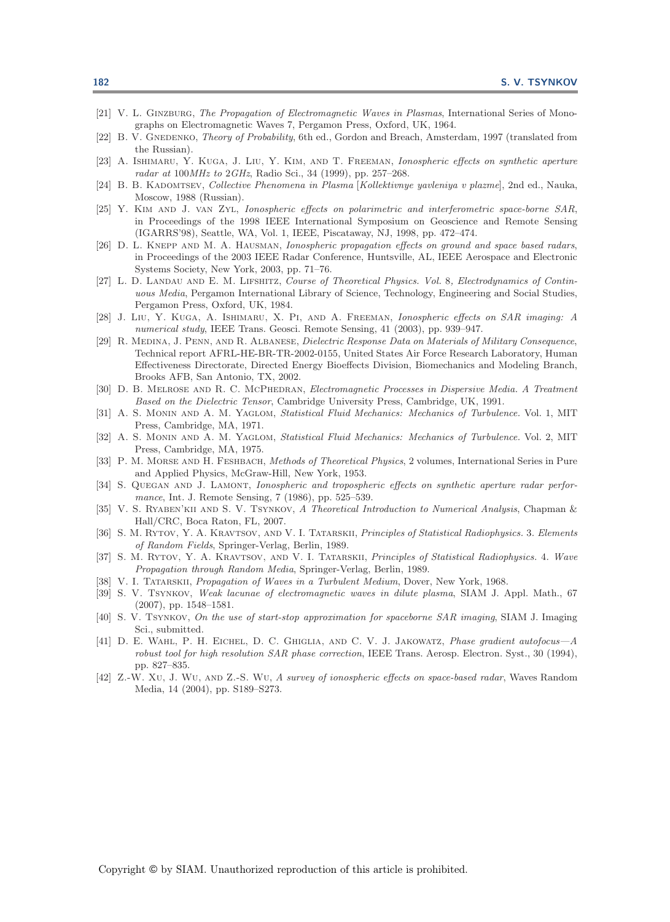[21] V. L. Ginzburg, *The Propagation of Electromagnetic Waves in Plasmas*, International Series of Monographs on Electromagnetic Waves 7, Pergamon Press, Oxford, UK, 1964.

[22] B. V. Gnedenko, *Theory of Probability*, 6th ed., Gordon and Breach, Amsterdam, 1997 (translated from the Russian).

[23] A. Ishimaru, Y. Kuga, J. Liu, Y. Kim, and T. Freeman, *Ionospheric effects on synthetic aperture radar at 100MHz to 2GHz*, Radio Sci., 34 (1999), pp. 257–268.

[24] B. B. Kadomtsev, *Collective Phenomena in Plasma* [*Kollektivnye yavleniya v plazme*], 2nd ed., Nauka, Moscow, 1988 (Russian).

[25] Y. Kim and J. van Zyl, *Ionospheric effects on polarimetric and interferometric space-borne SAR*, in Proceedings of the 1998 IEEE International Symposium on Geoscience and Remote Sensing (IGARRS'98), Seattle, WA, Vol. 1, IEEE, Piscataway, NJ, 1998, pp. 472–474.

[26] D. L. Knepp and M. A. Hausman, *Ionospheric propagation effects on ground and space based radars*, in Proceedings of the 2003 IEEE Radar Conference, Huntsville, AL, IEEE Aerospace and Electronic Systems Society, New York, 2003, pp. 71–76.

[27] L. D. Landau and E. M. Lifshitz, *Course of Theoretical Physics. Vol.* 8, *Electrodynamics of Continuous Media*, Pergamon International Library of Science, Technology, Engineering and Social Studies, Pergamon Press, Oxford, UK, 1984.

[28] J. Liu, Y. Kuga, A. Ishimaru, X. Pi, and A. Freeman, *Ionospheric effects on SAR imaging: A numerical study*, IEEE Trans. Geosci. Remote Sensing, 41 (2003), pp. 939–947.

[29] R. Medina, J. Penn, and R. Albanese, *Dielectric Response Data on Materials of Military Consequence*, Technical report AFRL-HE-BR-TR-2002-0155, United States Air Force Research Laboratory, Human Effectiveness Directorate, Directed Energy Bioeffects Division, Biomechanics and Modeling Branch, Brooks AFB, San Antonio, TX, 2002.

[30] D. B. Melrose and R. C. McPhedran, *Electromagnetic Processes in Dispersive Media. A Treatment Based on the Dielectric Tensor*, Cambridge University Press, Cambridge, UK, 1991.

[31] A. S. Monin and A. M. Yaglom, *Statistical Fluid Mechanics: Mechanics of Turbulence.* Vol. 1, MIT Press, Cambridge, MA, 1971.

[32] A. S. Monin and A. M. Yaglom, *Statistical Fluid Mechanics: Mechanics of Turbulence.* Vol. 2, MIT Press, Cambridge, MA, 1975.

[33] P. M. Morse and H. Feshbach, *Methods of Theoretical Physics*, 2 volumes, International Series in Pure and Applied Physics, McGraw-Hill, New York, 1953.

[34] S. Quegan and J. Lamont, *Ionospheric and tropospheric effects on synthetic aperture radar performance*, Int. J. Remote Sensing, 7 (1986), pp. 525–539.

[35] V. S. Ryaben'kii and S. V. Tsynkov, *A Theoretical Introduction to Numerical Analysis*, Chapman & Hall/CRC, Boca Raton, FL, 2007.

[36] S. M. Rytov, Y. A. Kravtsov, and V. I. Tatarskii, *Principles of Statistical Radiophysics.* 3. *Elements of Random Fields*, Springer-Verlag, Berlin, 1989.

[37] S. M. Rytov, Y. A. Kravtsov, and V. I. Tatarskii, *Principles of Statistical Radiophysics.* 4. *Wave Propagation through Random Media*, Springer-Verlag, Berlin, 1989.

[38] V. I. Tatarskii, *Propagation of Waves in a Turbulent Medium*, Dover, New York, 1968.

[39] S. V. Tsynkov, *Weak lacunae of electromagnetic waves in dilute plasma*, SIAM J. Appl. Math., 67 (2007), pp. 1548–1581.

[40] S. V. Tsynkov, *On the use of start-stop approximation for spaceborne SAR imaging*, SIAM J. Imaging Sci., submitted.

[41] D. E. Wahl, P. H. Eichel, D. C. Ghiglia, and C. V. J. Jakowatz, *Phase gradient autofocus—A robust tool for high resolution SAR phase correction*, IEEE Trans. Aerosp. Electron. Syst., 30 (1994), pp. 827–835.

[42] Z.-W. Xu, J. Wu, and Z.-S. Wu, *A survey of ionospheric effects on space-based radar*, Waves Random Media, 14 (2004), pp. S189–S273.

Copyright © by SIAM. Unauthorized reproduction of this article is prohibited.